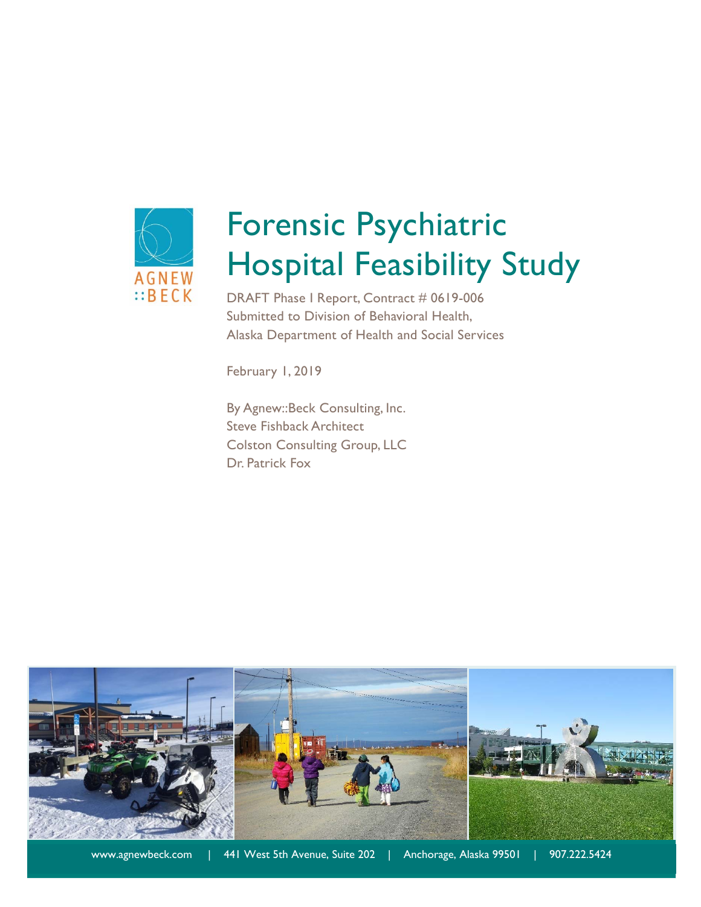AGNEW ::BECK

# Forensic Psychiatric Hospital Feasibility Study

DRAFT Phase I Report, Contract # 0619-006
Submitted to Division of Behavioral Health,
Alaska Department of Health and Social Services

February 1, 2019

By Agnew::Beck Consulting, Inc.
Steve Fishback Architect
Colston Consulting Group, LLC
Dr. Patrick Fox

www.agnewbeck.com | 441 West 5th Avenue, Suite 202 | Anchorage, Alaska 99501 | 907.222.5424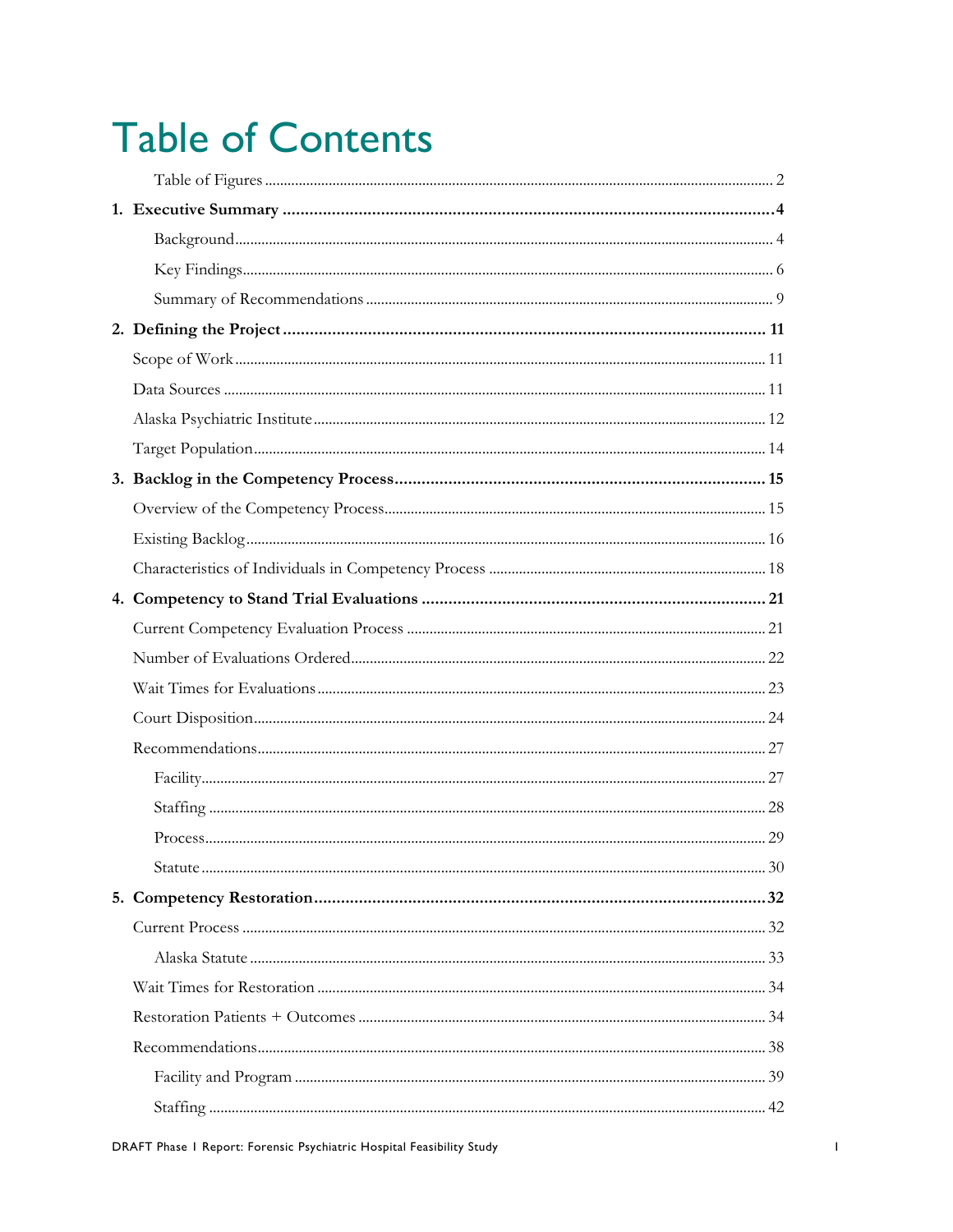# Table of Contents

Table of Figures ..... 2

**1. Executive Summary ..... 4**

Background ..... 4

Key Findings ..... 6

Summary of Recommendations ..... 9

**2. Defining the Project ..... 11**

Scope of Work ..... 11

Data Sources ..... 11

Alaska Psychiatric Institute ..... 12

Target Population ..... 14

**3. Backlog in the Competency Process ..... 15**

Overview of the Competency Process ..... 15

Existing Backlog ..... 16

Characteristics of Individuals in Competency Process ..... 18

**4. Competency to Stand Trial Evaluations ..... 21**

Current Competency Evaluation Process ..... 21

Number of Evaluations Ordered ..... 22

Wait Times for Evaluations ..... 23

Court Disposition ..... 24

Recommendations ..... 27

Facility ..... 27

Staffing ..... 28

Process ..... 29

Statute ..... 30

**5. Competency Restoration ..... 32**

Current Process ..... 32

Alaska Statute ..... 33

Wait Times for Restoration ..... 34

Restoration Patients + Outcomes ..... 34

Recommendations ..... 38

Facility and Program ..... 39

Staffing ..... 42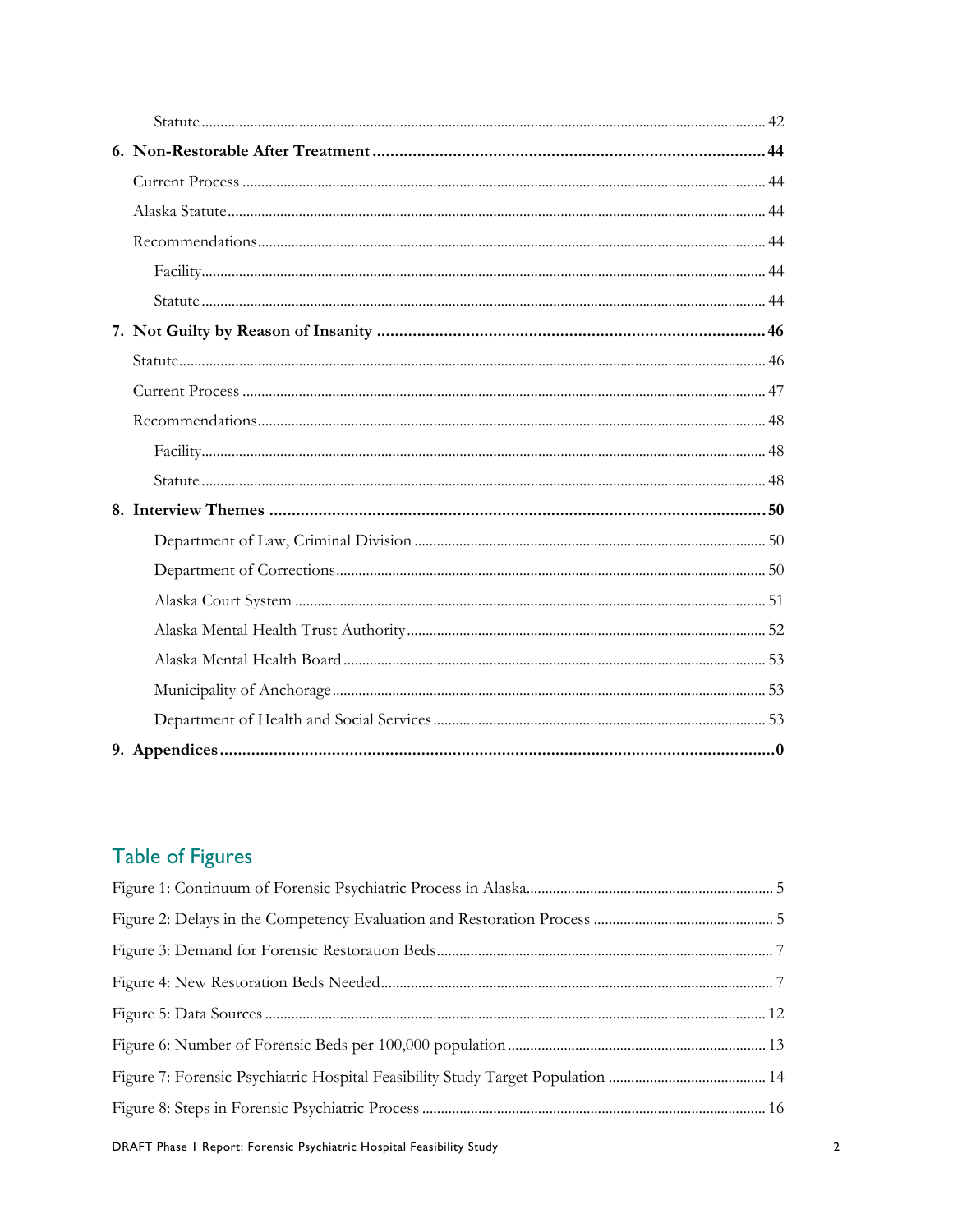Statute ........................................................................................................................................ 42

**6. Non-Restorable After Treatment ........................................................................................ 44**

Current Process ........................................................................................................................... 44

Alaska Statute ............................................................................................................................... 44

Recommendations ........................................................................................................................ 44

Facility ........................................................................................................................................ 44

Statute ........................................................................................................................................ 44

**7. Not Guilty by Reason of Insanity ....................................................................................... 46**

Statute ........................................................................................................................................... 46

Current Process ........................................................................................................................... 47

Recommendations ........................................................................................................................ 48

Facility ........................................................................................................................................ 48

Statute ........................................................................................................................................ 48

**8. Interview Themes ................................................................................................................ 50**

Department of Law, Criminal Division ............................................................................. 50

Department of Corrections ................................................................................................... 50

Alaska Court System ............................................................................................................. 51

Alaska Mental Health Trust Authority ................................................................................ 52

Alaska Mental Health Board ................................................................................................. 53

Municipality of Anchorage .................................................................................................... 53

Department of Health and Social Services .......................................................................... 53

**9. Appendices ............................................................................................................................ 0**

## Table of Figures

Figure 1: Continuum of Forensic Psychiatric Process in Alaska ................................................................. 5

Figure 2: Delays in the Competency Evaluation and Restoration Process ............................................... 5

Figure 3: Demand for Forensic Restoration Beds ......................................................................................... 7

Figure 4: New Restoration Beds Needed ........................................................................................................ 7

Figure 5: Data Sources .................................................................................................................................... 12

Figure 6: Number of Forensic Beds per 100,000 population .................................................................... 13

Figure 7: Forensic Psychiatric Hospital Feasibility Study Target Population .......................................... 14

Figure 8: Steps in Forensic Psychiatric Process ........................................................................................... 16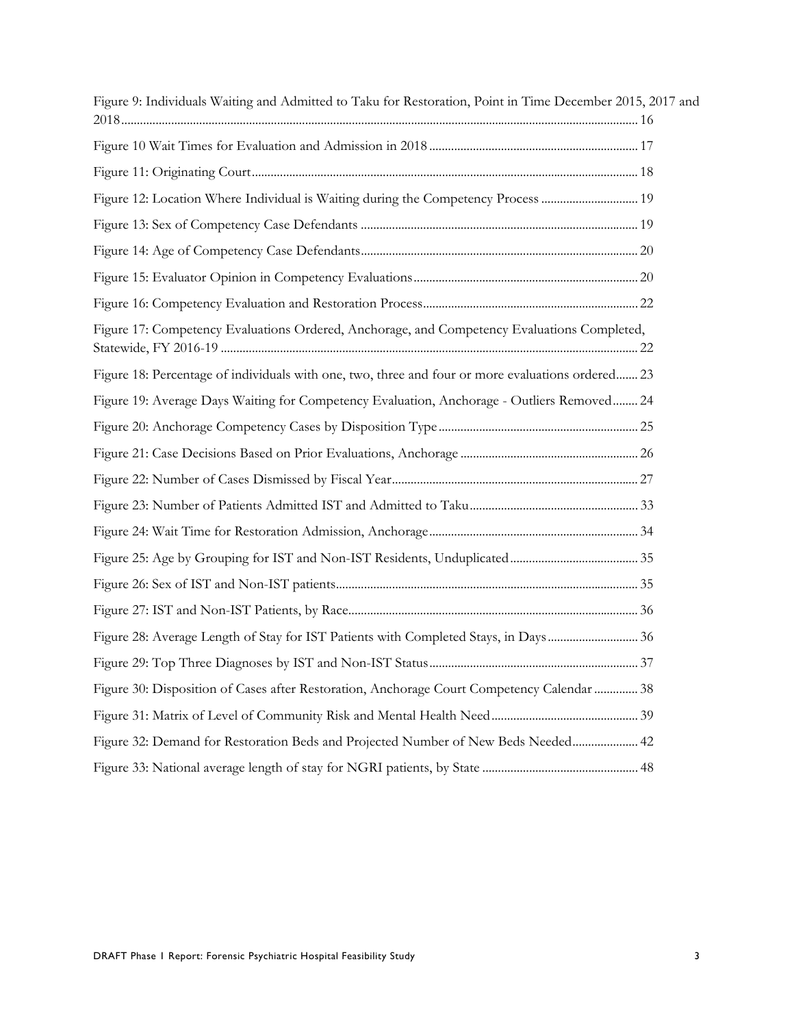Figure 9: Individuals Waiting and Admitted to Taku for Restoration, Point in Time December 2015, 2017 and 2018 ..... 16

Figure 10 Wait Times for Evaluation and Admission in 2018 ..... 17

Figure 11: Originating Court ..... 18

Figure 12: Location Where Individual is Waiting during the Competency Process ..... 19

Figure 13: Sex of Competency Case Defendants ..... 19

Figure 14: Age of Competency Case Defendants ..... 20

Figure 15: Evaluator Opinion in Competency Evaluations ..... 20

Figure 16: Competency Evaluation and Restoration Process ..... 22

Figure 17: Competency Evaluations Ordered, Anchorage, and Competency Evaluations Completed, Statewide, FY 2016-19 ..... 22

Figure 18: Percentage of individuals with one, two, three and four or more evaluations ordered ..... 23

Figure 19: Average Days Waiting for Competency Evaluation, Anchorage - Outliers Removed ..... 24

Figure 20: Anchorage Competency Cases by Disposition Type ..... 25

Figure 21: Case Decisions Based on Prior Evaluations, Anchorage ..... 26

Figure 22: Number of Cases Dismissed by Fiscal Year ..... 27

Figure 23: Number of Patients Admitted IST and Admitted to Taku ..... 33

Figure 24: Wait Time for Restoration Admission, Anchorage ..... 34

Figure 25: Age by Grouping for IST and Non-IST Residents, Unduplicated ..... 35

Figure 26: Sex of IST and Non-IST patients ..... 35

Figure 27: IST and Non-IST Patients, by Race ..... 36

Figure 28: Average Length of Stay for IST Patients with Completed Stays, in Days ..... 36

Figure 29: Top Three Diagnoses by IST and Non-IST Status ..... 37

Figure 30: Disposition of Cases after Restoration, Anchorage Court Competency Calendar ..... 38

Figure 31: Matrix of Level of Community Risk and Mental Health Need ..... 39

Figure 32: Demand for Restoration Beds and Projected Number of New Beds Needed ..... 42

Figure 33: National average length of stay for NGRI patients, by State ..... 48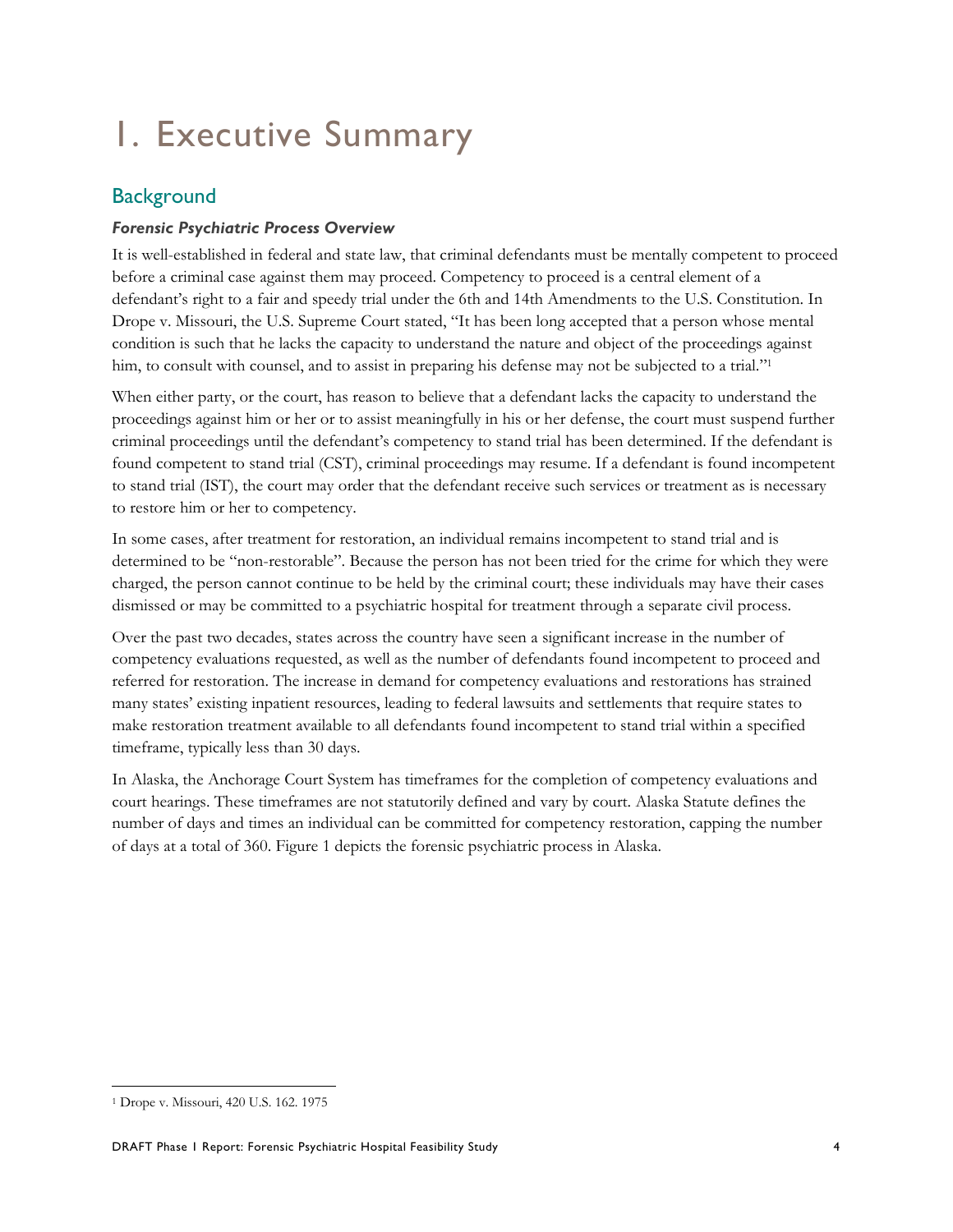# 1. Executive Summary

## Background

### *Forensic Psychiatric Process Overview*

It is well-established in federal and state law, that criminal defendants must be mentally competent to proceed before a criminal case against them may proceed. Competency to proceed is a central element of a defendant's right to a fair and speedy trial under the 6th and 14th Amendments to the U.S. Constitution. In Drope v. Missouri, the U.S. Supreme Court stated, "It has been long accepted that a person whose mental condition is such that he lacks the capacity to understand the nature and object of the proceedings against him, to consult with counsel, and to assist in preparing his defense may not be subjected to a trial."[1]

When either party, or the court, has reason to believe that a defendant lacks the capacity to understand the proceedings against him or her or to assist meaningfully in his or her defense, the court must suspend further criminal proceedings until the defendant's competency to stand trial has been determined. If the defendant is found competent to stand trial (CST), criminal proceedings may resume. If a defendant is found incompetent to stand trial (IST), the court may order that the defendant receive such services or treatment as is necessary to restore him or her to competency.

In some cases, after treatment for restoration, an individual remains incompetent to stand trial and is determined to be "non-restorable". Because the person has not been tried for the crime for which they were charged, the person cannot continue to be held by the criminal court; these individuals may have their cases dismissed or may be committed to a psychiatric hospital for treatment through a separate civil process.

Over the past two decades, states across the country have seen a significant increase in the number of competency evaluations requested, as well as the number of defendants found incompetent to proceed and referred for restoration. The increase in demand for competency evaluations and restorations has strained many states' existing inpatient resources, leading to federal lawsuits and settlements that require states to make restoration treatment available to all defendants found incompetent to stand trial within a specified timeframe, typically less than 30 days.

In Alaska, the Anchorage Court System has timeframes for the completion of competency evaluations and court hearings. These timeframes are not statutorily defined and vary by court. Alaska Statute defines the number of days and times an individual can be committed for competency restoration, capping the number of days at a total of 360. Figure 1 depicts the forensic psychiatric process in Alaska.

[1] Drope v. Missouri, 420 U.S. 162. 1975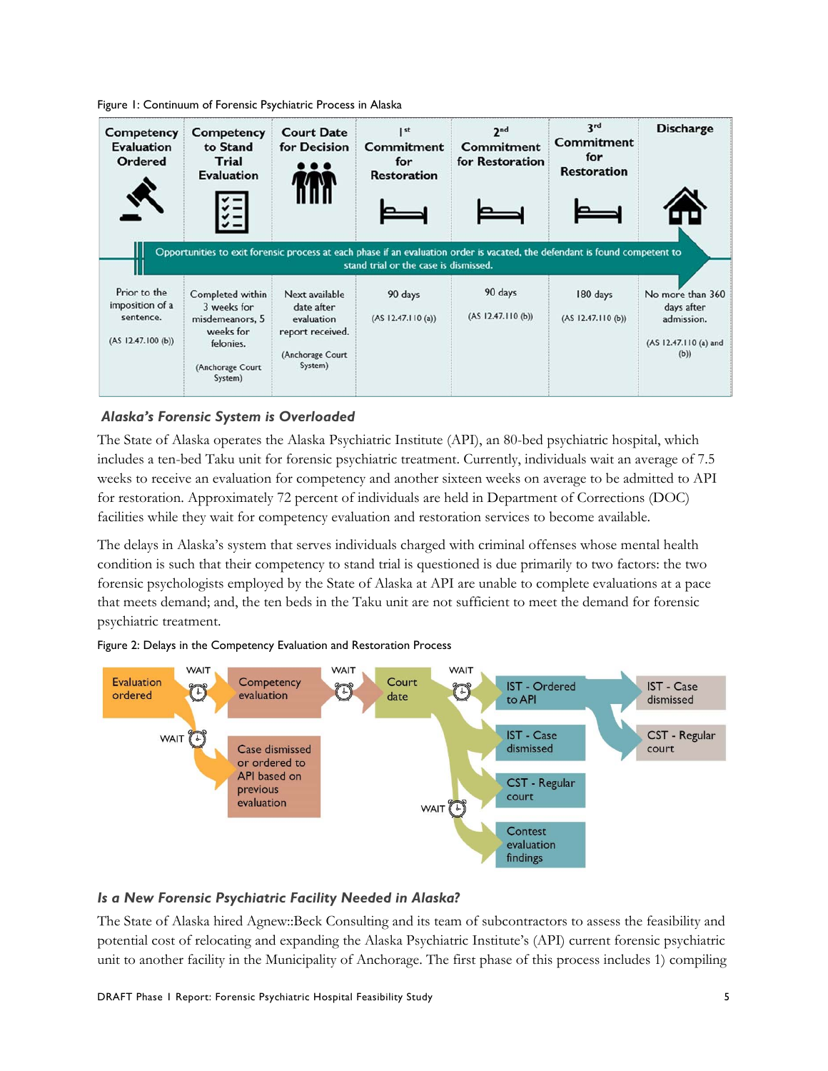Figure 1: Continuum of Forensic Psychiatric Process in Alaska

| Competency Evaluation Ordered | Competency to Stand Trial Evaluation | Court Date for Decision | 1st Commitment for Restoration | 2nd Commitment for Restoration | 3rd Commitment for Restoration | Discharge |
|---|---|---|---|---|---|---|
| Prior to the imposition of a sentence. (AS 12.47.100 (b)) | Completed within 3 weeks for misdemeanors, 5 weeks for felonies. (Anchorage Court System) | Next available date after evaluation report received. (Anchorage Court System) | 90 days (AS 12.47.110 (a)) | 90 days (AS 12.47.110 (b)) | 180 days (AS 12.47.110 (b)) | No more than 360 days after admission. (AS 12.47.110 (a) and (b)) |

Opportunities to exit forensic process at each phase if an evaluation order is vacated, the defendant is found competent to stand trial or the case is dismissed.

### *Alaska's Forensic System is Overloaded*

The State of Alaska operates the Alaska Psychiatric Institute (API), an 80-bed psychiatric hospital, which includes a ten-bed Taku unit for forensic psychiatric treatment. Currently, individuals wait an average of 7.5 weeks to receive an evaluation for competency and another sixteen weeks on average to be admitted to API for restoration. Approximately 72 percent of individuals are held in Department of Corrections (DOC) facilities while they wait for competency evaluation and restoration services to become available.

The delays in Alaska's system that serves individuals charged with criminal offenses whose mental health condition is such that their competency to stand trial is questioned is due primarily to two factors: the two forensic psychologists employed by the State of Alaska at API are unable to complete evaluations at a pace that meets demand; and, the ten beds in the Taku unit are not sufficient to meet the demand for forensic psychiatric treatment.

Figure 2: Delays in the Competency Evaluation and Restoration Process

Evaluation ordered
WAIT
Competency evaluation
WAIT
Case dismissed or ordered to API based on previous evaluation
WAIT
Court date
WAIT
IST - Ordered to API
IST - Case dismissed
CST - Regular court
WAIT
Contest evaluation findings
IST - Case dismissed
CST - Regular court

### *Is a New Forensic Psychiatric Facility Needed in Alaska?*

The State of Alaska hired Agnew::Beck Consulting and its team of subcontractors to assess the feasibility and potential cost of relocating and expanding the Alaska Psychiatric Institute's (API) current forensic psychiatric unit to another facility in the Municipality of Anchorage. The first phase of this process includes 1) compiling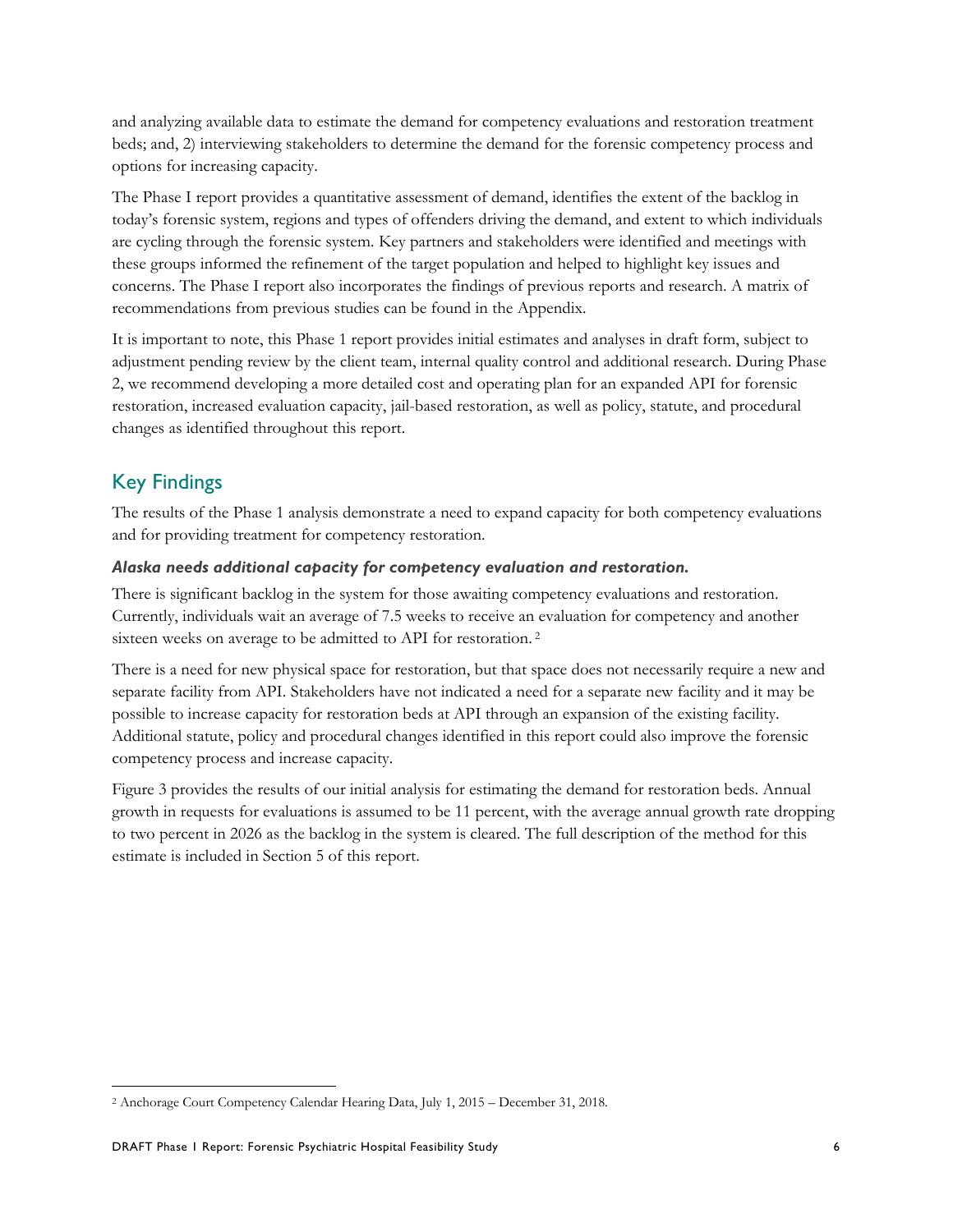and analyzing available data to estimate the demand for competency evaluations and restoration treatment beds; and, 2) interviewing stakeholders to determine the demand for the forensic competency process and options for increasing capacity.

The Phase I report provides a quantitative assessment of demand, identifies the extent of the backlog in today's forensic system, regions and types of offenders driving the demand, and extent to which individuals are cycling through the forensic system. Key partners and stakeholders were identified and meetings with these groups informed the refinement of the target population and helped to highlight key issues and concerns. The Phase I report also incorporates the findings of previous reports and research. A matrix of recommendations from previous studies can be found in the Appendix.

It is important to note, this Phase 1 report provides initial estimates and analyses in draft form, subject to adjustment pending review by the client team, internal quality control and additional research. During Phase 2, we recommend developing a more detailed cost and operating plan for an expanded API for forensic restoration, increased evaluation capacity, jail-based restoration, as well as policy, statute, and procedural changes as identified throughout this report.

## Key Findings

The results of the Phase 1 analysis demonstrate a need to expand capacity for both competency evaluations and for providing treatment for competency restoration.

### *Alaska needs additional capacity for competency evaluation and restoration.*

There is significant backlog in the system for those awaiting competency evaluations and restoration. Currently, individuals wait an average of 7.5 weeks to receive an evaluation for competency and another sixteen weeks on average to be admitted to API for restoration.[2]

There is a need for new physical space for restoration, but that space does not necessarily require a new and separate facility from API. Stakeholders have not indicated a need for a separate new facility and it may be possible to increase capacity for restoration beds at API through an expansion of the existing facility. Additional statute, policy and procedural changes identified in this report could also improve the forensic competency process and increase capacity.

Figure 3 provides the results of our initial analysis for estimating the demand for restoration beds. Annual growth in requests for evaluations is assumed to be 11 percent, with the average annual growth rate dropping to two percent in 2026 as the backlog in the system is cleared. The full description of the method for this estimate is included in Section 5 of this report.

[2] Anchorage Court Competency Calendar Hearing Data, July 1, 2015 – December 31, 2018.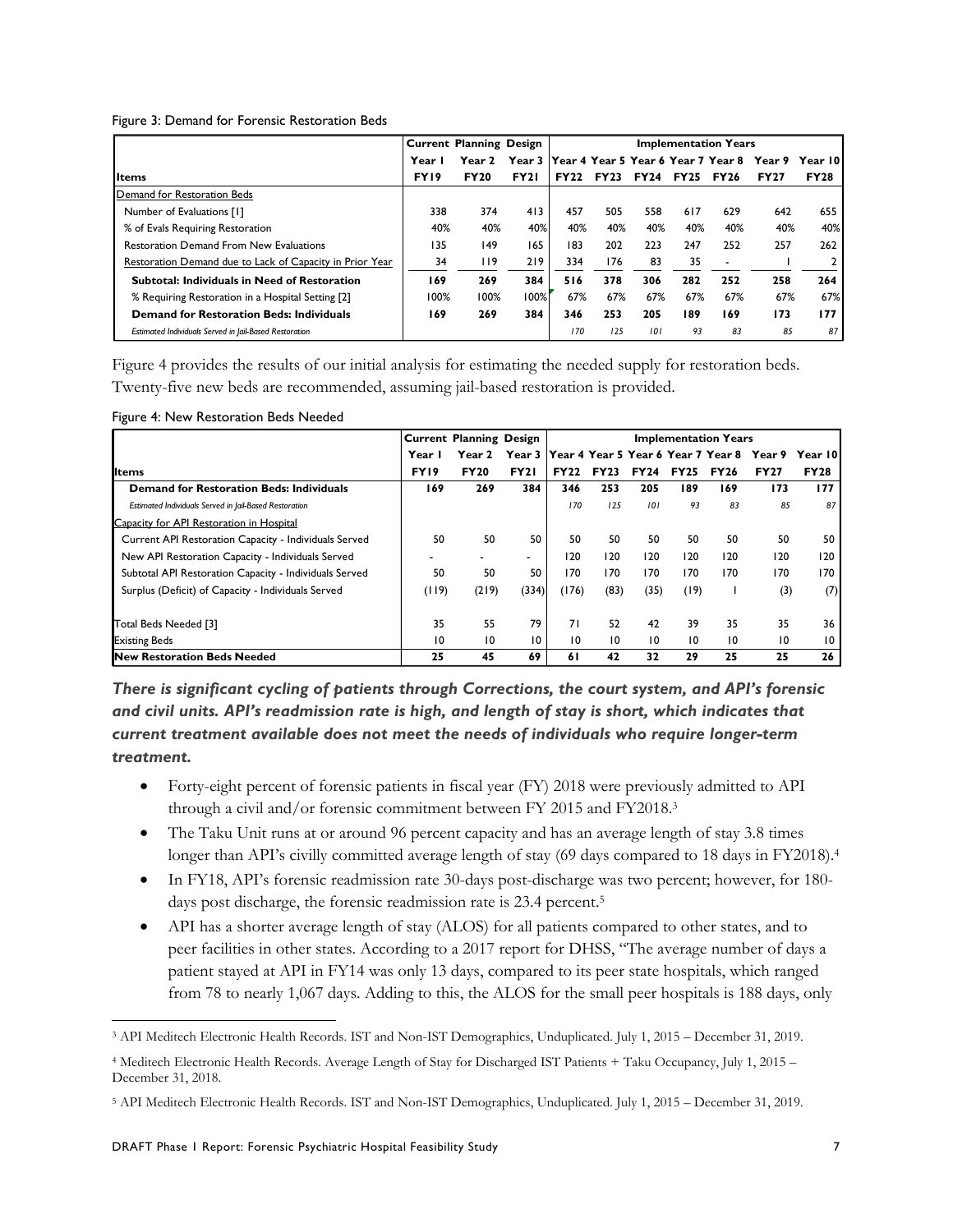Figure 3: Demand for Forensic Restoration Beds

| Items | Current Planning Design | | | Implementation Years | | | | | | |
|---|---|---|---|---|---|---|---|---|---|---|
| | Year 1 | Year 2 | Year 3 | Year 4 | Year 5 | Year 6 | Year 7 | Year 8 | Year 9 | Year 10 |
| | FY19 | FY20 | FY21 | FY22 | FY23 | FY24 | FY25 | FY26 | FY27 | FY28 |
| Demand for Restoration Beds | | | | | | | | | | |
| Number of Evaluations [1] | 338 | 374 | 413 | 457 | 505 | 558 | 617 | 629 | 642 | 655 |
| % of Evals Requiring Restoration | 40% | 40% | 40% | 40% | 40% | 40% | 40% | 40% | 40% | 40% |
| Restoration Demand From New Evaluations | 135 | 149 | 165 | 183 | 202 | 223 | 247 | 252 | 257 | 262 |
| Restoration Demand due to Lack of Capacity in Prior Year | 34 | 119 | 219 | 334 | 176 | 83 | 35 | - | 1 | 2 |
| **Subtotal: Individuals in Need of Restoration** | **169** | **269** | **384** | **516** | **378** | **306** | **282** | **252** | **258** | **264** |
| % Requiring Restoration in a Hospital Setting [2] | 100% | 100% | 100% | 67% | 67% | 67% | 67% | 67% | 67% | 67% |
| **Demand for Restoration Beds: Individuals** | **169** | **269** | **384** | **346** | **253** | **205** | **189** | **169** | **173** | **177** |
| *Estimated Individuals Served in Jail-Based Restoration* | | | | *170* | *125* | *101* | *93* | *83* | *85* | *87* |

Figure 4 provides the results of our initial analysis for estimating the needed supply for restoration beds. Twenty-five new beds are recommended, assuming jail-based restoration is provided.

Figure 4: New Restoration Beds Needed

| Items | Current Planning Design | | | Implementation Years | | | | | | |
|---|---|---|---|---|---|---|---|---|---|---|
| | Year 1 | Year 2 | Year 3 | Year 4 | Year 5 | Year 6 | Year 7 | Year 8 | Year 9 | Year 10 |
| | FY19 | FY20 | FY21 | FY22 | FY23 | FY24 | FY25 | FY26 | FY27 | FY28 |
| **Demand for Restoration Beds: Individuals** | **169** | **269** | **384** | **346** | **253** | **205** | **189** | **169** | **173** | **177** |
| *Estimated Individuals Served in Jail-Based Restoration* | | | | *170* | *125* | *101* | *93* | *83* | *85* | *87* |
| Capacity for API Restoration in Hospital | | | | | | | | | | |
| Current API Restoration Capacity - Individuals Served | 50 | 50 | 50 | 50 | 50 | 50 | 50 | 50 | 50 | 50 |
| New API Restoration Capacity - Individuals Served | - | - | - | 120 | 120 | 120 | 120 | 120 | 120 | 120 |
| Subtotal API Restoration Capacity - Individuals Served | 50 | 50 | 50 | 170 | 170 | 170 | 170 | 170 | 170 | 170 |
| Surplus (Deficit) of Capacity - Individuals Served | (119) | (219) | (334) | (176) | (83) | (35) | (19) | 1 | (3) | (7) |
| Total Beds Needed [3] | 35 | 55 | 79 | 71 | 52 | 42 | 39 | 35 | 35 | 36 |
| Existing Beds | 10 | 10 | 10 | 10 | 10 | 10 | 10 | 10 | 10 | 10 |
| **New Restoration Beds Needed** | **25** | **45** | **69** | **61** | **42** | **32** | **29** | **25** | **25** | **26** |

***There is significant cycling of patients through Corrections, the court system, and API's forensic and civil units. API's readmission rate is high, and length of stay is short, which indicates that current treatment available does not meet the needs of individuals who require longer-term treatment.***

- Forty-eight percent of forensic patients in fiscal year (FY) 2018 were previously admitted to API through a civil and/or forensic commitment between FY 2015 and FY2018.[3]
- The Taku Unit runs at or around 96 percent capacity and has an average length of stay 3.8 times longer than API's civilly committed average length of stay (69 days compared to 18 days in FY2018).[4]
- In FY18, API's forensic readmission rate 30-days post-discharge was two percent; however, for 180-days post discharge, the forensic readmission rate is 23.4 percent.[5]
- API has a shorter average length of stay (ALOS) for all patients compared to other states, and to peer facilities in other states. According to a 2017 report for DHSS, "The average number of days a patient stayed at API in FY14 was only 13 days, compared to its peer state hospitals, which ranged from 78 to nearly 1,067 days. Adding to this, the ALOS for the small peer hospitals is 188 days, only

[3] API Meditech Electronic Health Records. IST and Non-IST Demographics, Unduplicated. July 1, 2015 – December 31, 2019.

[4] Meditech Electronic Health Records. Average Length of Stay for Discharged IST Patients + Taku Occupancy, July 1, 2015 – December 31, 2018.

[5] API Meditech Electronic Health Records. IST and Non-IST Demographics, Unduplicated. July 1, 2015 – December 31, 2019.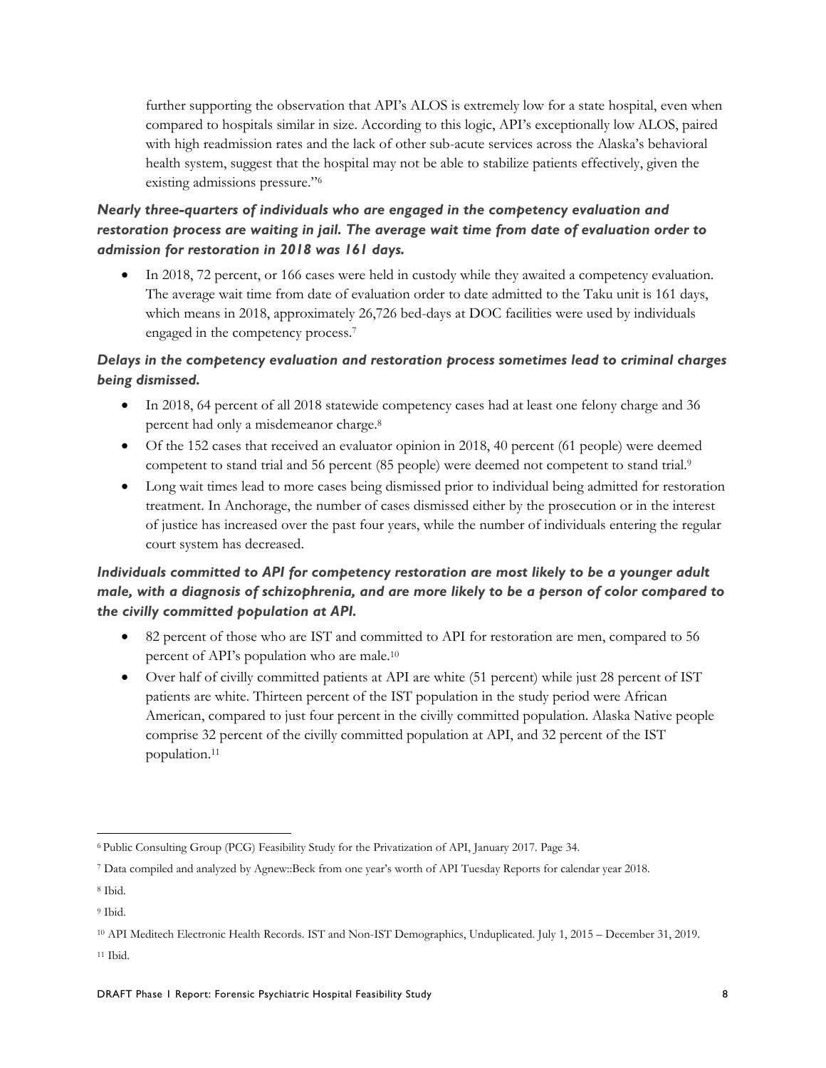further supporting the observation that API's ALOS is extremely low for a state hospital, even when compared to hospitals similar in size. According to this logic, API's exceptionally low ALOS, paired with high readmission rates and the lack of other sub-acute services across the Alaska's behavioral health system, suggest that the hospital may not be able to stabilize patients effectively, given the existing admissions pressure."[6]

***Nearly three-quarters of individuals who are engaged in the competency evaluation and restoration process are waiting in jail. The average wait time from date of evaluation order to admission for restoration in 2018 was 161 days.***

- In 2018, 72 percent, or 166 cases were held in custody while they awaited a competency evaluation. The average wait time from date of evaluation order to date admitted to the Taku unit is 161 days, which means in 2018, approximately 26,726 bed-days at DOC facilities were used by individuals engaged in the competency process.[7]

***Delays in the competency evaluation and restoration process sometimes lead to criminal charges being dismissed.***

- In 2018, 64 percent of all 2018 statewide competency cases had at least one felony charge and 36 percent had only a misdemeanor charge.[8]
- Of the 152 cases that received an evaluator opinion in 2018, 40 percent (61 people) were deemed competent to stand trial and 56 percent (85 people) were deemed not competent to stand trial.[9]
- Long wait times lead to more cases being dismissed prior to individual being admitted for restoration treatment. In Anchorage, the number of cases dismissed either by the prosecution or in the interest of justice has increased over the past four years, while the number of individuals entering the regular court system has decreased.

***Individuals committed to API for competency restoration are most likely to be a younger adult male, with a diagnosis of schizophrenia, and are more likely to be a person of color compared to the civilly committed population at API.***

- 82 percent of those who are IST and committed to API for restoration are men, compared to 56 percent of API's population who are male.[10]
- Over half of civilly committed patients at API are white (51 percent) while just 28 percent of IST patients are white. Thirteen percent of the IST population in the study period were African American, compared to just four percent in the civilly committed population. Alaska Native people comprise 32 percent of the civilly committed population at API, and 32 percent of the IST population.[11]

---

[6] Public Consulting Group (PCG) Feasibility Study for the Privatization of API, January 2017. Page 34.

[7] Data compiled and analyzed by Agnew::Beck from one year's worth of API Tuesday Reports for calendar year 2018.

[8] Ibid.

[9] Ibid.

[10] API Meditech Electronic Health Records. IST and Non-IST Demographics, Unduplicated. July 1, 2015 – December 31, 2019.

[11] Ibid.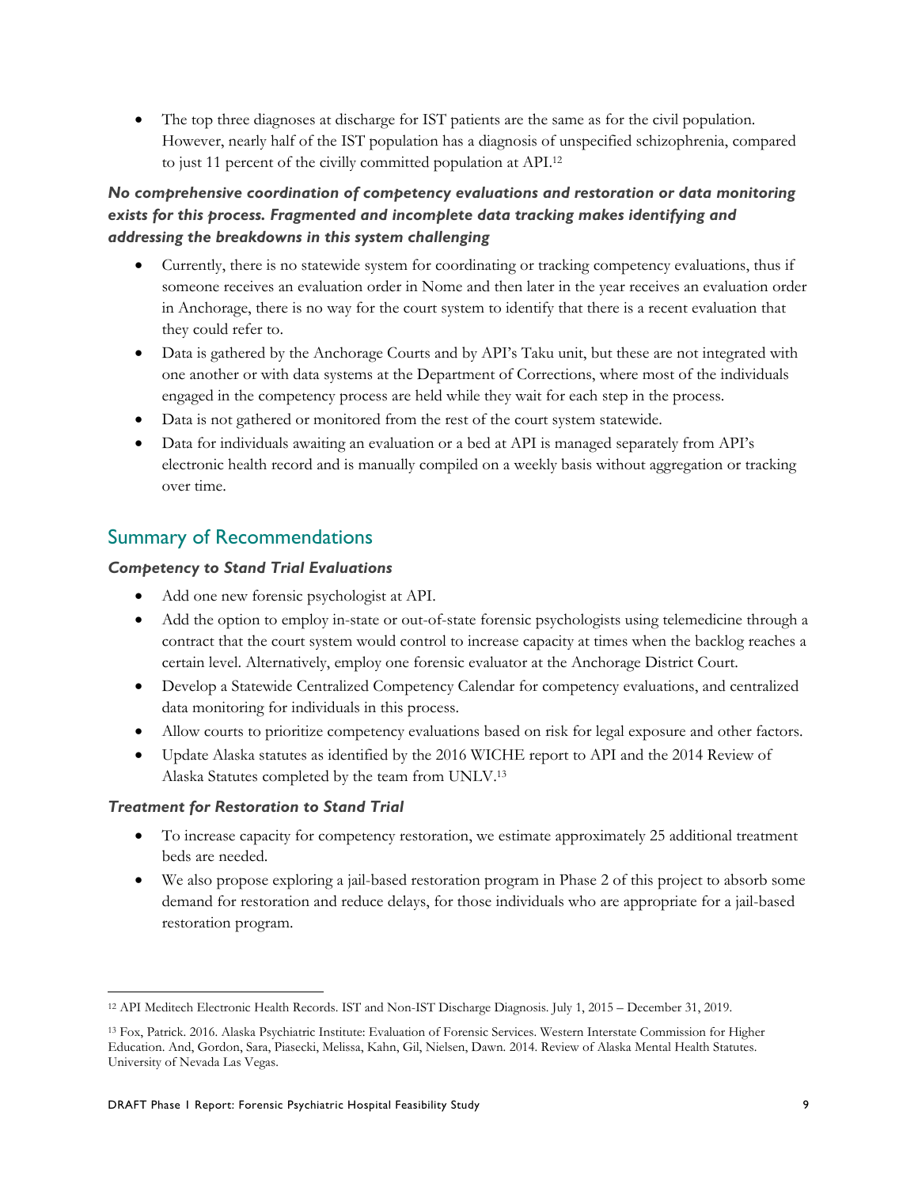- The top three diagnoses at discharge for IST patients are the same as for the civil population. However, nearly half of the IST population has a diagnosis of unspecified schizophrenia, compared to just 11 percent of the civilly committed population at API.[12]

***No comprehensive coordination of competency evaluations and restoration or data monitoring exists for this process. Fragmented and incomplete data tracking makes identifying and addressing the breakdowns in this system challenging***

- Currently, there is no statewide system for coordinating or tracking competency evaluations, thus if someone receives an evaluation order in Nome and then later in the year receives an evaluation order in Anchorage, there is no way for the court system to identify that there is a recent evaluation that they could refer to.
- Data is gathered by the Anchorage Courts and by API's Taku unit, but these are not integrated with one another or with data systems at the Department of Corrections, where most of the individuals engaged in the competency process are held while they wait for each step in the process.
- Data is not gathered or monitored from the rest of the court system statewide.
- Data for individuals awaiting an evaluation or a bed at API is managed separately from API's electronic health record and is manually compiled on a weekly basis without aggregation or tracking over time.

## Summary of Recommendations

***Competency to Stand Trial Evaluations***

- Add one new forensic psychologist at API.
- Add the option to employ in-state or out-of-state forensic psychologists using telemedicine through a contract that the court system would control to increase capacity at times when the backlog reaches a certain level. Alternatively, employ one forensic evaluator at the Anchorage District Court.
- Develop a Statewide Centralized Competency Calendar for competency evaluations, and centralized data monitoring for individuals in this process.
- Allow courts to prioritize competency evaluations based on risk for legal exposure and other factors.
- Update Alaska statutes as identified by the 2016 WICHE report to API and the 2014 Review of Alaska Statutes completed by the team from UNLV.[13]

***Treatment for Restoration to Stand Trial***

- To increase capacity for competency restoration, we estimate approximately 25 additional treatment beds are needed.
- We also propose exploring a jail-based restoration program in Phase 2 of this project to absorb some demand for restoration and reduce delays, for those individuals who are appropriate for a jail-based restoration program.

---

[12] API Meditech Electronic Health Records. IST and Non-IST Discharge Diagnosis. July 1, 2015 – December 31, 2019.

[13] Fox, Patrick. 2016. Alaska Psychiatric Institute: Evaluation of Forensic Services. Western Interstate Commission for Higher Education. And, Gordon, Sara, Piasecki, Melissa, Kahn, Gil, Nielsen, Dawn. 2014. Review of Alaska Mental Health Statutes. University of Nevada Las Vegas.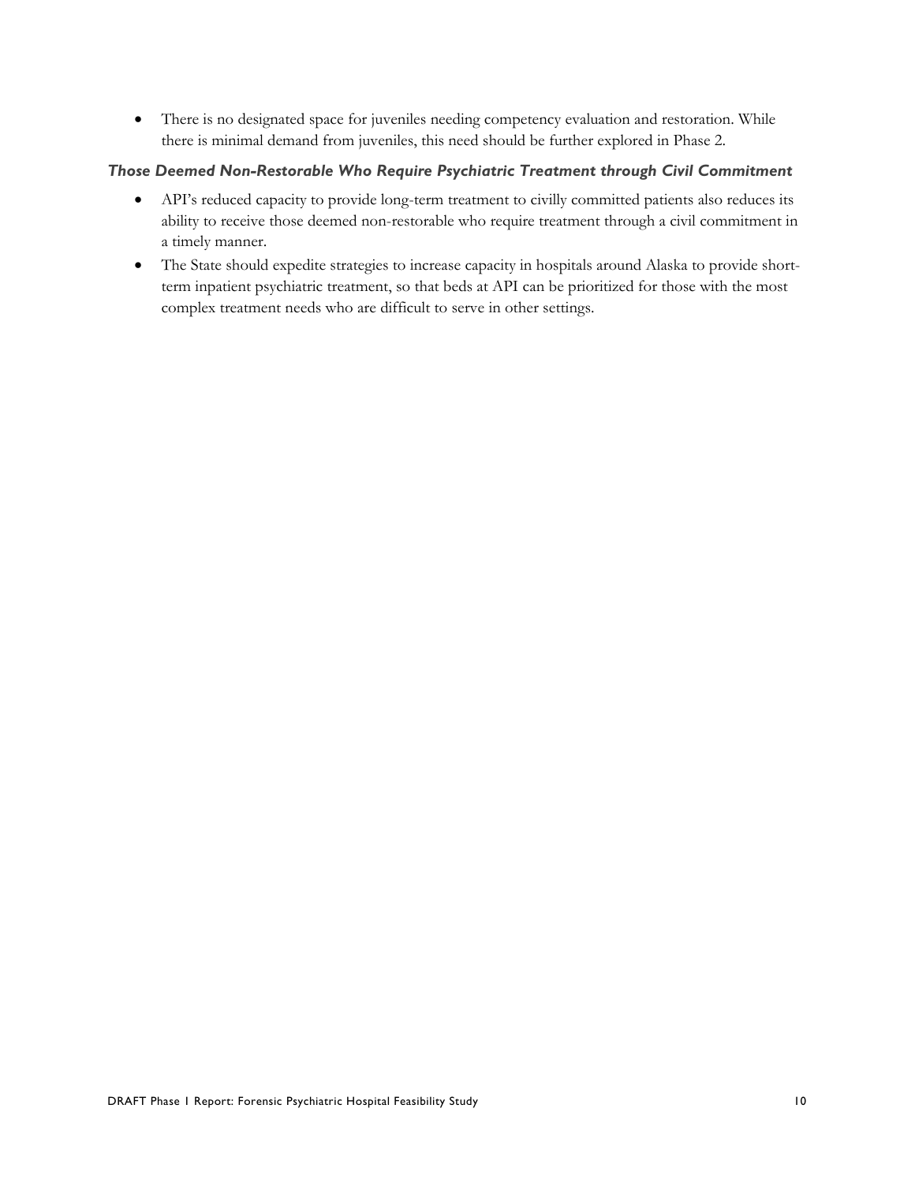- There is no designated space for juveniles needing competency evaluation and restoration. While there is minimal demand from juveniles, this need should be further explored in Phase 2.

### *Those Deemed Non-Restorable Who Require Psychiatric Treatment through Civil Commitment*

- API's reduced capacity to provide long-term treatment to civilly committed patients also reduces its ability to receive those deemed non-restorable who require treatment through a civil commitment in a timely manner.
- The State should expedite strategies to increase capacity in hospitals around Alaska to provide short-term inpatient psychiatric treatment, so that beds at API can be prioritized for those with the most complex treatment needs who are difficult to serve in other settings.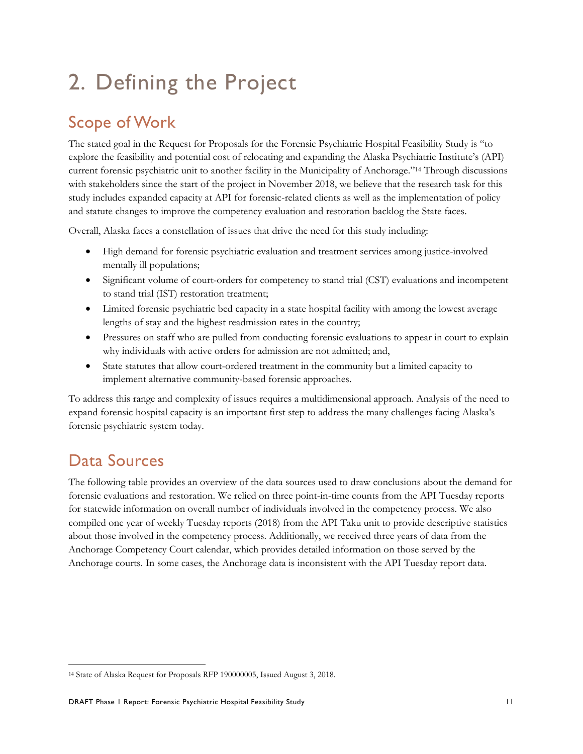# 2. Defining the Project

## Scope of Work

The stated goal in the Request for Proposals for the Forensic Psychiatric Hospital Feasibility Study is "to explore the feasibility and potential cost of relocating and expanding the Alaska Psychiatric Institute's (API) current forensic psychiatric unit to another facility in the Municipality of Anchorage."[14] Through discussions with stakeholders since the start of the project in November 2018, we believe that the research task for this study includes expanded capacity at API for forensic-related clients as well as the implementation of policy and statute changes to improve the competency evaluation and restoration backlog the State faces.

Overall, Alaska faces a constellation of issues that drive the need for this study including:

- High demand for forensic psychiatric evaluation and treatment services among justice-involved mentally ill populations;
- Significant volume of court-orders for competency to stand trial (CST) evaluations and incompetent to stand trial (IST) restoration treatment;
- Limited forensic psychiatric bed capacity in a state hospital facility with among the lowest average lengths of stay and the highest readmission rates in the country;
- Pressures on staff who are pulled from conducting forensic evaluations to appear in court to explain why individuals with active orders for admission are not admitted; and,
- State statutes that allow court-ordered treatment in the community but a limited capacity to implement alternative community-based forensic approaches.

To address this range and complexity of issues requires a multidimensional approach. Analysis of the need to expand forensic hospital capacity is an important first step to address the many challenges facing Alaska's forensic psychiatric system today.

## Data Sources

The following table provides an overview of the data sources used to draw conclusions about the demand for forensic evaluations and restoration. We relied on three point-in-time counts from the API Tuesday reports for statewide information on overall number of individuals involved in the competency process. We also compiled one year of weekly Tuesday reports (2018) from the API Taku unit to provide descriptive statistics about those involved in the competency process. Additionally, we received three years of data from the Anchorage Competency Court calendar, which provides detailed information on those served by the Anchorage courts. In some cases, the Anchorage data is inconsistent with the API Tuesday report data.

[14] State of Alaska Request for Proposals RFP 190000005, Issued August 3, 2018.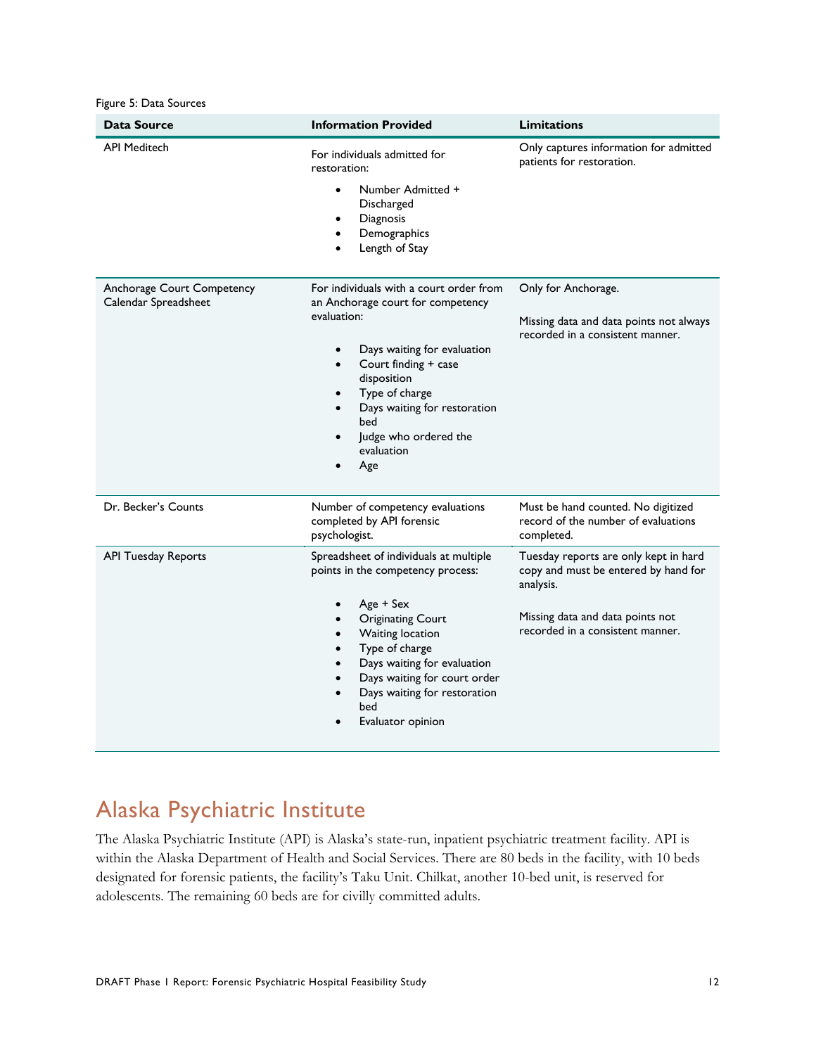Figure 5: Data Sources

| Data Source | Information Provided | Limitations |
|---|---|---|
| API Meditech | For individuals admitted for restoration:<br>• Number Admitted + Discharged<br>• Diagnosis<br>• Demographics<br>• Length of Stay | Only captures information for admitted patients for restoration. |
| Anchorage Court Competency Calendar Spreadsheet | For individuals with a court order from an Anchorage court for competency evaluation:<br>• Days waiting for evaluation<br>• Court finding + case disposition<br>• Type of charge<br>• Days waiting for restoration bed<br>• Judge who ordered the evaluation<br>• Age | Only for Anchorage.<br><br>Missing data and data points not always recorded in a consistent manner. |
| Dr. Becker's Counts | Number of competency evaluations completed by API forensic psychologist. | Must be hand counted. No digitized record of the number of evaluations completed. |
| API Tuesday Reports | Spreadsheet of individuals at multiple points in the competency process:<br>• Age + Sex<br>• Originating Court<br>• Waiting location<br>• Type of charge<br>• Days waiting for evaluation<br>• Days waiting for court order<br>• Days waiting for restoration bed<br>• Evaluator opinion | Tuesday reports are only kept in hard copy and must be entered by hand for analysis.<br><br>Missing data and data points not recorded in a consistent manner. |

## Alaska Psychiatric Institute

The Alaska Psychiatric Institute (API) is Alaska's state-run, inpatient psychiatric treatment facility. API is within the Alaska Department of Health and Social Services. There are 80 beds in the facility, with 10 beds designated for forensic patients, the facility's Taku Unit. Chilkat, another 10-bed unit, is reserved for adolescents. The remaining 60 beds are for civilly committed adults.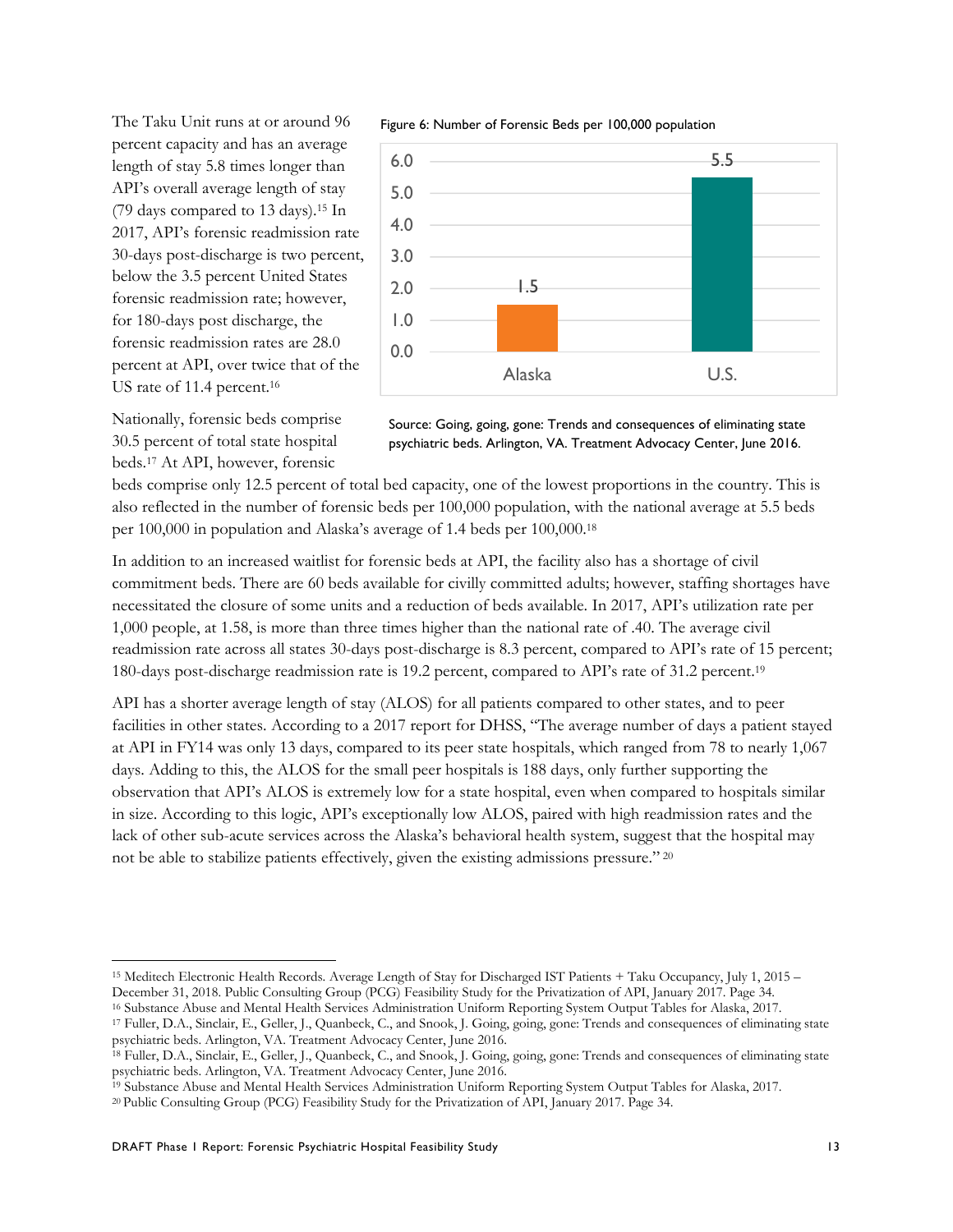The Taku Unit runs at or around 96 percent capacity and has an average length of stay 5.8 times longer than API's overall average length of stay (79 days compared to 13 days).[15] In 2017, API's forensic readmission rate 30-days post-discharge is two percent, below the 3.5 percent United States forensic readmission rate; however, for 180-days post discharge, the forensic readmission rates are 28.0 percent at API, over twice that of the US rate of 11.4 percent.[16]

Figure 6: Number of Forensic Beds per 100,000 population

6.0
5.0
4.0
3.0
2.0
1.0
0.0

1.5
5.5

Alaska
U.S.

Source: Going, going, gone: Trends and consequences of eliminating state psychiatric beds. Arlington, VA. Treatment Advocacy Center, June 2016.

Nationally, forensic beds comprise 30.5 percent of total state hospital beds.[17] At API, however, forensic beds comprise only 12.5 percent of total bed capacity, one of the lowest proportions in the country. This is also reflected in the number of forensic beds per 100,000 population, with the national average at 5.5 beds per 100,000 in population and Alaska's average of 1.4 beds per 100,000.[18]

In addition to an increased waitlist for forensic beds at API, the facility also has a shortage of civil commitment beds. There are 60 beds available for civilly committed adults; however, staffing shortages have necessitated the closure of some units and a reduction of beds available. In 2017, API's utilization rate per 1,000 people, at 1.58, is more than three times higher than the national rate of .40. The average civil readmission rate across all states 30-days post-discharge is 8.3 percent, compared to API's rate of 15 percent; 180-days post-discharge readmission rate is 19.2 percent, compared to API's rate of 31.2 percent.[19]

API has a shorter average length of stay (ALOS) for all patients compared to other states, and to peer facilities in other states. According to a 2017 report for DHSS, "The average number of days a patient stayed at API in FY14 was only 13 days, compared to its peer state hospitals, which ranged from 78 to nearly 1,067 days. Adding to this, the ALOS for the small peer hospitals is 188 days, only further supporting the observation that API's ALOS is extremely low for a state hospital, even when compared to hospitals similar in size. According to this logic, API's exceptionally low ALOS, paired with high readmission rates and the lack of other sub-acute services across the Alaska's behavioral health system, suggest that the hospital may not be able to stabilize patients effectively, given the existing admissions pressure." [20]

---

[15] Meditech Electronic Health Records. Average Length of Stay for Discharged IST Patients + Taku Occupancy, July 1, 2015 – December 31, 2018. Public Consulting Group (PCG) Feasibility Study for the Privatization of API, January 2017. Page 34.
[16] Substance Abuse and Mental Health Services Administration Uniform Reporting System Output Tables for Alaska, 2017.
[17] Fuller, D.A., Sinclair, E., Geller, J., Quanbeck, C., and Snook, J. Going, going, gone: Trends and consequences of eliminating state psychiatric beds. Arlington, VA. Treatment Advocacy Center, June 2016.
[18] Fuller, D.A., Sinclair, E., Geller, J., Quanbeck, C., and Snook, J. Going, going, gone: Trends and consequences of eliminating state psychiatric beds. Arlington, VA. Treatment Advocacy Center, June 2016.
[19] Substance Abuse and Mental Health Services Administration Uniform Reporting System Output Tables for Alaska, 2017.
[20] Public Consulting Group (PCG) Feasibility Study for the Privatization of API, January 2017. Page 34.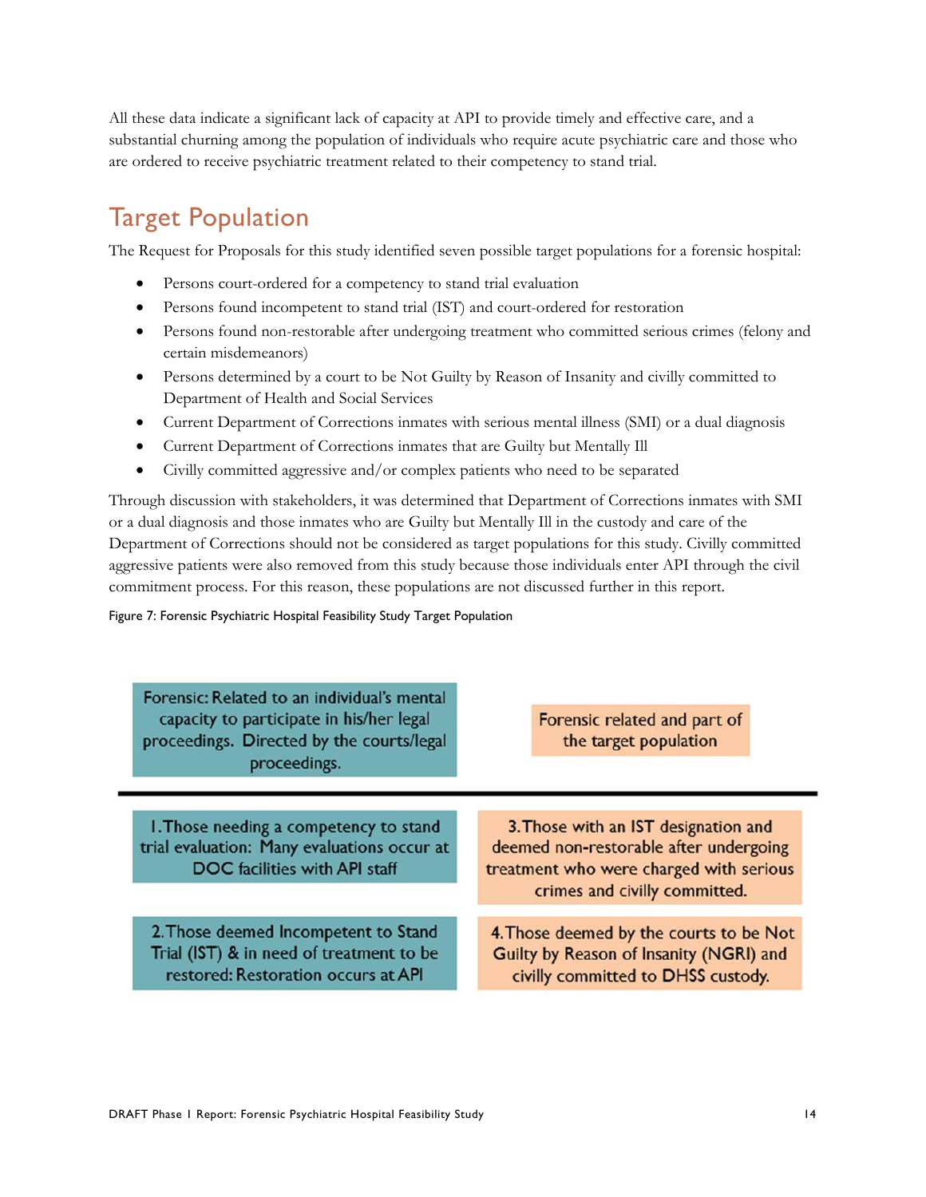All these data indicate a significant lack of capacity at API to provide timely and effective care, and a substantial churning among the population of individuals who require acute psychiatric care and those who are ordered to receive psychiatric treatment related to their competency to stand trial.

## Target Population

The Request for Proposals for this study identified seven possible target populations for a forensic hospital:

- Persons court-ordered for a competency to stand trial evaluation
- Persons found incompetent to stand trial (IST) and court-ordered for restoration
- Persons found non-restorable after undergoing treatment who committed serious crimes (felony and certain misdemeanors)
- Persons determined by a court to be Not Guilty by Reason of Insanity and civilly committed to Department of Health and Social Services
- Current Department of Corrections inmates with serious mental illness (SMI) or a dual diagnosis
- Current Department of Corrections inmates that are Guilty but Mentally Ill
- Civilly committed aggressive and/or complex patients who need to be separated

Through discussion with stakeholders, it was determined that Department of Corrections inmates with SMI or a dual diagnosis and those inmates who are Guilty but Mentally Ill in the custody and care of the Department of Corrections should not be considered as target populations for this study. Civilly committed aggressive patients were also removed from this study because those individuals enter API through the civil commitment process. For this reason, these populations are not discussed further in this report.

Figure 7: Forensic Psychiatric Hospital Feasibility Study Target Population

Forensic: Related to an individual's mental capacity to participate in his/her legal proceedings. Directed by the courts/legal proceedings.

Forensic related and part of the target population

1. Those needing a competency to stand trial evaluation: Many evaluations occur at DOC facilities with API staff

2. Those deemed Incompetent to Stand Trial (IST) & in need of treatment to be restored: Restoration occurs at API

3. Those with an IST designation and deemed non-restorable after undergoing treatment who were charged with serious crimes and civilly committed.

4. Those deemed by the courts to be Not Guilty by Reason of Insanity (NGRI) and civilly committed to DHSS custody.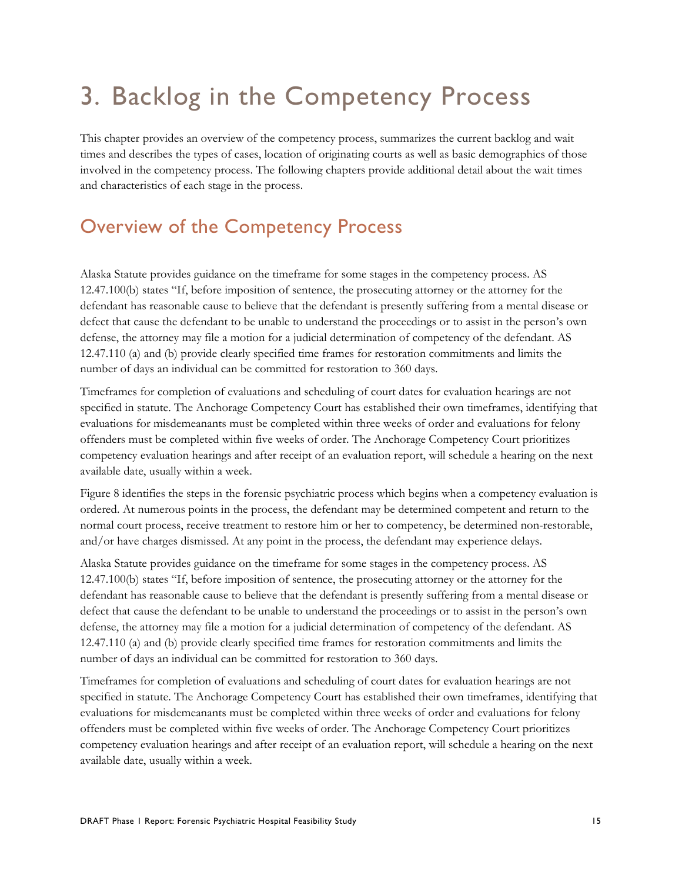# 3. Backlog in the Competency Process

This chapter provides an overview of the competency process, summarizes the current backlog and wait times and describes the types of cases, location of originating courts as well as basic demographics of those involved in the competency process. The following chapters provide additional detail about the wait times and characteristics of each stage in the process.

## Overview of the Competency Process

Alaska Statute provides guidance on the timeframe for some stages in the competency process. AS 12.47.100(b) states "If, before imposition of sentence, the prosecuting attorney or the attorney for the defendant has reasonable cause to believe that the defendant is presently suffering from a mental disease or defect that cause the defendant to be unable to understand the proceedings or to assist in the person's own defense, the attorney may file a motion for a judicial determination of competency of the defendant. AS 12.47.110 (a) and (b) provide clearly specified time frames for restoration commitments and limits the number of days an individual can be committed for restoration to 360 days.

Timeframes for completion of evaluations and scheduling of court dates for evaluation hearings are not specified in statute. The Anchorage Competency Court has established their own timeframes, identifying that evaluations for misdemeanants must be completed within three weeks of order and evaluations for felony offenders must be completed within five weeks of order. The Anchorage Competency Court prioritizes competency evaluation hearings and after receipt of an evaluation report, will schedule a hearing on the next available date, usually within a week.

Figure 8 identifies the steps in the forensic psychiatric process which begins when a competency evaluation is ordered. At numerous points in the process, the defendant may be determined competent and return to the normal court process, receive treatment to restore him or her to competency, be determined non-restorable, and/or have charges dismissed. At any point in the process, the defendant may experience delays.

Alaska Statute provides guidance on the timeframe for some stages in the competency process. AS 12.47.100(b) states "If, before imposition of sentence, the prosecuting attorney or the attorney for the defendant has reasonable cause to believe that the defendant is presently suffering from a mental disease or defect that cause the defendant to be unable to understand the proceedings or to assist in the person's own defense, the attorney may file a motion for a judicial determination of competency of the defendant. AS 12.47.110 (a) and (b) provide clearly specified time frames for restoration commitments and limits the number of days an individual can be committed for restoration to 360 days.

Timeframes for completion of evaluations and scheduling of court dates for evaluation hearings are not specified in statute. The Anchorage Competency Court has established their own timeframes, identifying that evaluations for misdemeanants must be completed within three weeks of order and evaluations for felony offenders must be completed within five weeks of order. The Anchorage Competency Court prioritizes competency evaluation hearings and after receipt of an evaluation report, will schedule a hearing on the next available date, usually within a week.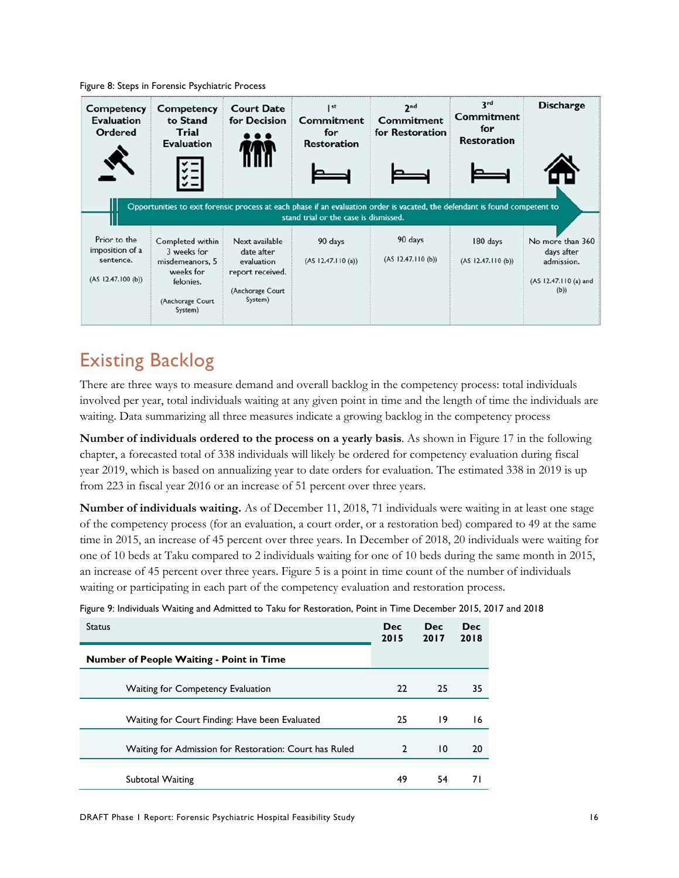Figure 8: Steps in Forensic Psychiatric Process

| Competency Evaluation Ordered | Competency to Stand Trial Evaluation | Court Date for Decision | 1st Commitment for Restoration | 2nd Commitment for Restoration | 3rd Commitment for Restoration | Discharge |
|---|---|---|---|---|---|---|
| Opportunities to exit forensic process at each phase if an evaluation order is vacated, the defendant is found competent to stand trial or the case is dismissed. | | | | | | |
| Prior to the imposition of a sentence. (AS 12.47.100 (b)) | Completed within 3 weeks for misdemeanors, 5 weeks for felonies. (Anchorage Court System) | Next available date after evaluation report received. (Anchorage Court System) | 90 days (AS 12.47.110 (a)) | 90 days (AS 12.47.110 (b)) | 180 days (AS 12.47.110 (b)) | No more than 360 days after admission. (AS 12.47.110 (a) and (b)) |

## Existing Backlog

There are three ways to measure demand and overall backlog in the competency process: total individuals involved per year, total individuals waiting at any given point in time and the length of time the individuals are waiting. Data summarizing all three measures indicate a growing backlog in the competency process

**Number of individuals ordered to the process on a yearly basis**. As shown in Figure 17 in the following chapter, a forecasted total of 338 individuals will likely be ordered for competency evaluation during fiscal year 2019, which is based on annualizing year to date orders for evaluation. The estimated 338 in 2019 is up from 223 in fiscal year 2016 or an increase of 51 percent over three years.

**Number of individuals waiting.** As of December 11, 2018, 71 individuals were waiting in at least one stage of the competency process (for an evaluation, a court order, or a restoration bed) compared to 49 at the same time in 2015, an increase of 45 percent over three years. In December of 2018, 20 individuals were waiting for one of 10 beds at Taku compared to 2 individuals waiting for one of 10 beds during the same month in 2015, an increase of 45 percent over three years. Figure 5 is a point in time count of the number of individuals waiting or participating in each part of the competency evaluation and restoration process.

Figure 9: Individuals Waiting and Admitted to Taku for Restoration, Point in Time December 2015, 2017 and 2018

| Status | Dec 2015 | Dec 2017 | Dec 2018 |
|---|---|---|---|
| **Number of People Waiting - Point in Time** | | | |
| Waiting for Competency Evaluation | 22 | 25 | 35 |
| Waiting for Court Finding: Have been Evaluated | 25 | 19 | 16 |
| Waiting for Admission for Restoration: Court has Ruled | 2 | 10 | 20 |
| Subtotal Waiting | 49 | 54 | 71 |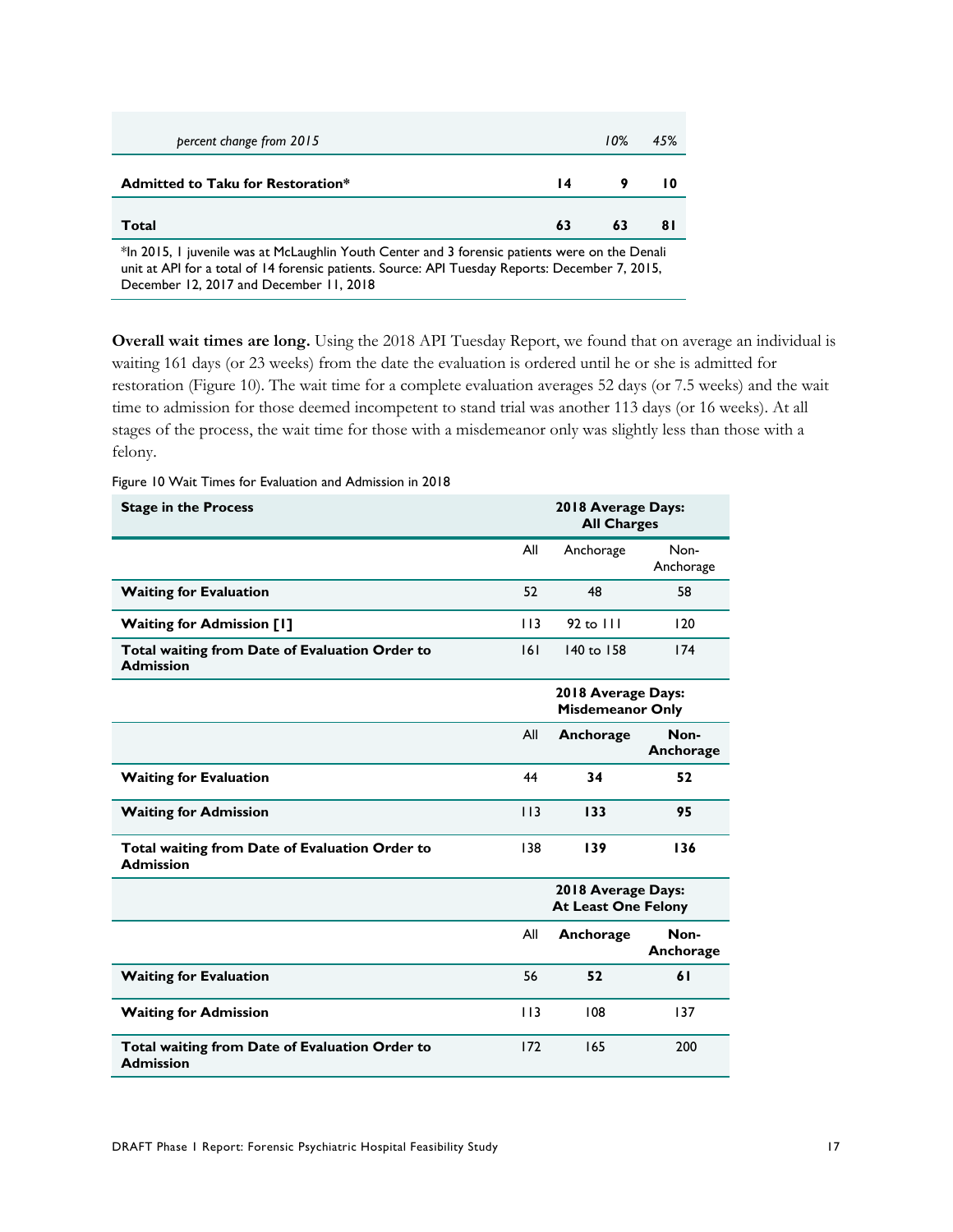| | | | |
|---|---|---|---|
| *percent change from 2015* | | *10%* | *45%* |
| **Admitted to Taku for Restoration*** | **14** | **9** | **10** |
| **Total** | **63** | **63** | **81** |

*In 2015, 1 juvenile was at McLaughlin Youth Center and 3 forensic patients were on the Denali unit at API for a total of 14 forensic patients. Source: API Tuesday Reports: December 7, 2015, December 12, 2017 and December 11, 2018

**Overall wait times are long.** Using the 2018 API Tuesday Report, we found that on average an individual is waiting 161 days (or 23 weeks) from the date the evaluation is ordered until he or she is admitted for restoration (Figure 10). The wait time for a complete evaluation averages 52 days (or 7.5 weeks) and the wait time to admission for those deemed incompetent to stand trial was another 113 days (or 16 weeks). At all stages of the process, the wait time for those with a misdemeanor only was slightly less than those with a felony.

Figure 10 Wait Times for Evaluation and Admission in 2018

| **Stage in the Process** | **2018 Average Days: All Charges** | | |
|---|---|---|---|
| | All | Anchorage | Non-Anchorage |
| **Waiting for Evaluation** | 52 | 48 | 58 |
| **Waiting for Admission [1]** | 113 | 92 to 111 | 120 |
| **Total waiting from Date of Evaluation Order to Admission** | 161 | 140 to 158 | 174 |
| | **2018 Average Days: Misdemeanor Only** | | |
| | All | **Anchorage** | **Non-Anchorage** |
| **Waiting for Evaluation** | 44 | **34** | **52** |
| **Waiting for Admission** | 113 | **133** | **95** |
| **Total waiting from Date of Evaluation Order to Admission** | 138 | **139** | **136** |
| | **2018 Average Days: At Least One Felony** | | |
| | All | **Anchorage** | **Non-Anchorage** |
| **Waiting for Evaluation** | 56 | **52** | **61** |
| **Waiting for Admission** | 113 | 108 | 137 |
| **Total waiting from Date of Evaluation Order to Admission** | 172 | 165 | 200 |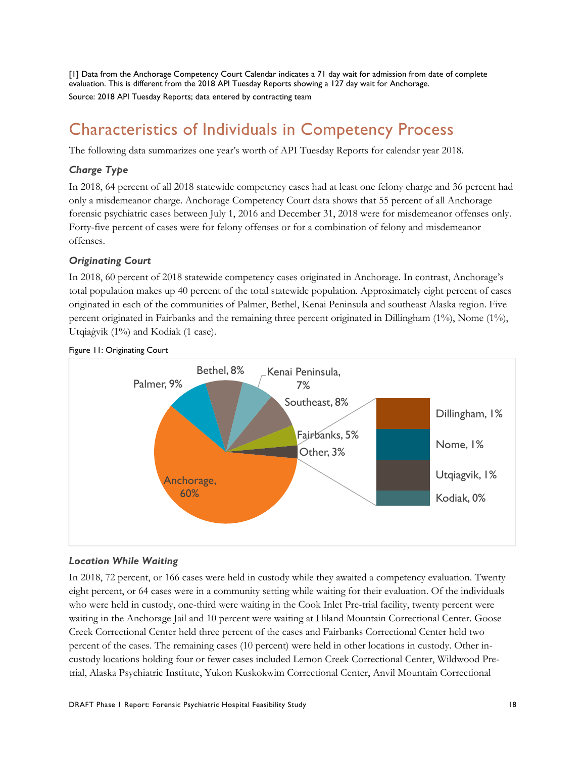[1] Data from the Anchorage Competency Court Calendar indicates a 71 day wait for admission from date of complete evaluation. This is different from the 2018 API Tuesday Reports showing a 127 day wait for Anchorage.

Source: 2018 API Tuesday Reports; data entered by contracting team

## Characteristics of Individuals in Competency Process

The following data summarizes one year's worth of API Tuesday Reports for calendar year 2018.

### *Charge Type*

In 2018, 64 percent of all 2018 statewide competency cases had at least one felony charge and 36 percent had only a misdemeanor charge. Anchorage Competency Court data shows that 55 percent of all Anchorage forensic psychiatric cases between July 1, 2016 and December 31, 2018 were for misdemeanor offenses only. Forty-five percent of cases were for felony offenses or for a combination of felony and misdemeanor offenses.

### *Originating Court*

In 2018, 60 percent of 2018 statewide competency cases originated in Anchorage. In contrast, Anchorage's total population makes up 40 percent of the total statewide population. Approximately eight percent of cases originated in each of the communities of Palmer, Bethel, Kenai Peninsula and southeast Alaska region. Five percent originated in Fairbanks and the remaining three percent originated in Dillingham (1%), Nome (1%), Utqiaġvik (1%) and Kodiak (1 case).

Figure 11: Originating Court

Palmer, 9%
Bethel, 8%
Kenai Peninsula, 7%
Southeast, 8%
Fairbanks, 5%
Other, 3%
Anchorage, 60%
Dillingham, 1%
Nome, 1%
Utqiagvik, 1%
Kodiak, 0%

### *Location While Waiting*

In 2018, 72 percent, or 166 cases were held in custody while they awaited a competency evaluation. Twenty eight percent, or 64 cases were in a community setting while waiting for their evaluation. Of the individuals who were held in custody, one-third were waiting in the Cook Inlet Pre-trial facility, twenty percent were waiting in the Anchorage Jail and 10 percent were waiting at Hiland Mountain Correctional Center. Goose Creek Correctional Center held three percent of the cases and Fairbanks Correctional Center held two percent of the cases. The remaining cases (10 percent) were held in other locations in custody. Other in-custody locations holding four or fewer cases included Lemon Creek Correctional Center, Wildwood Pre-trial, Alaska Psychiatric Institute, Yukon Kuskokwim Correctional Center, Anvil Mountain Correctional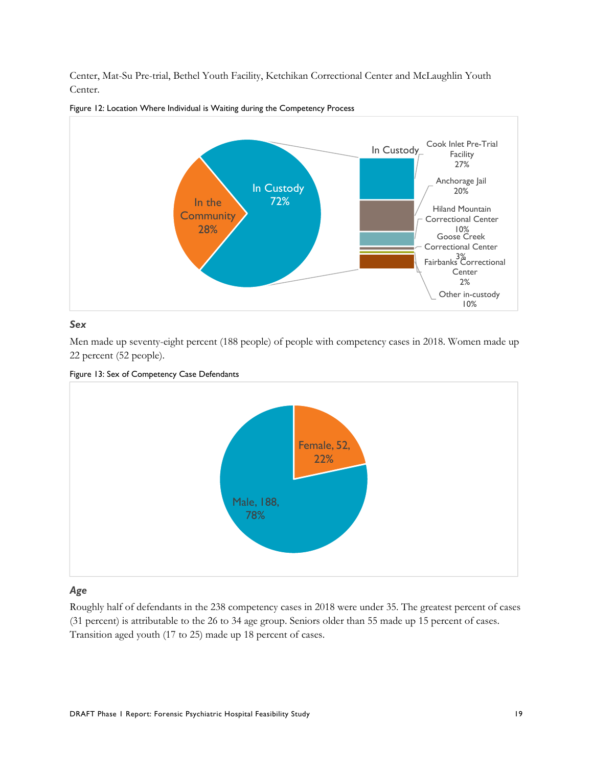Center, Mat-Su Pre-trial, Bethel Youth Facility, Ketchikan Correctional Center and McLaughlin Youth Center.

Figure 12: Location Where Individual is Waiting during the Competency Process

In the Community 28%

In Custody 72%

In Custody

Cook Inlet Pre-Trial Facility 27%

Anchorage Jail 20%

Hiland Mountain Correctional Center 10%

Goose Creek Correctional Center 3%

Fairbanks Correctional Center 2%

Other in-custody 10%

### *Sex*

Men made up seventy-eight percent (188 people) of people with competency cases in 2018. Women made up 22 percent (52 people).

Figure 13: Sex of Competency Case Defendants

Female, 52, 22%

Male, 188, 78%

### *Age*

Roughly half of defendants in the 238 competency cases in 2018 were under 35. The greatest percent of cases (31 percent) is attributable to the 26 to 34 age group. Seniors older than 55 made up 15 percent of cases. Transition aged youth (17 to 25) made up 18 percent of cases.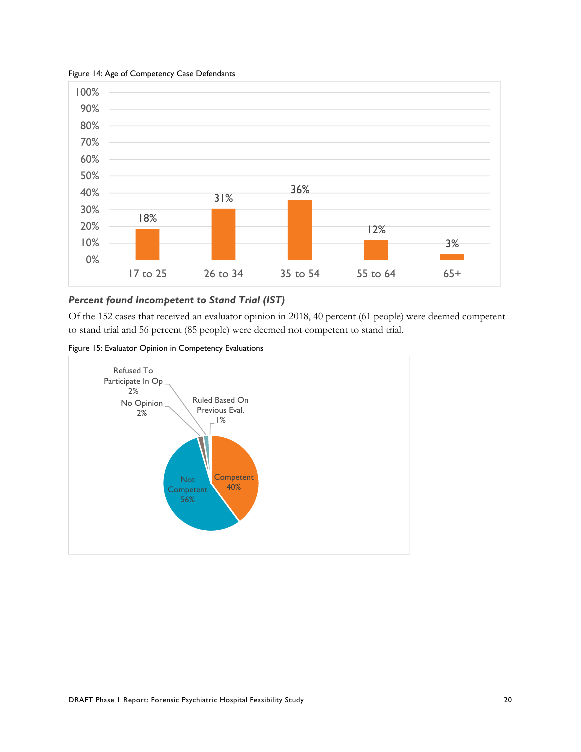Figure 14: Age of Competency Case Defendants

| Age | Percent |
| --- | --- |
| 17 to 25 | 18% |
| 26 to 34 | 31% |
| 35 to 54 | 36% |
| 55 to 64 | 12% |
| 65+ | 3% |

### *Percent found Incompetent to Stand Trial (IST)*

Of the 152 cases that received an evaluator opinion in 2018, 40 percent (61 people) were deemed competent to stand trial and 56 percent (85 people) were deemed not competent to stand trial.

Figure 15: Evaluator Opinion in Competency Evaluations

| Opinion | Percent |
| --- | --- |
| Competent | 40% |
| Not Competent | 56% |
| Refused To Participate In Op | 2% |
| No Opinion | 2% |
| Ruled Based On Previous Eval. | 1% |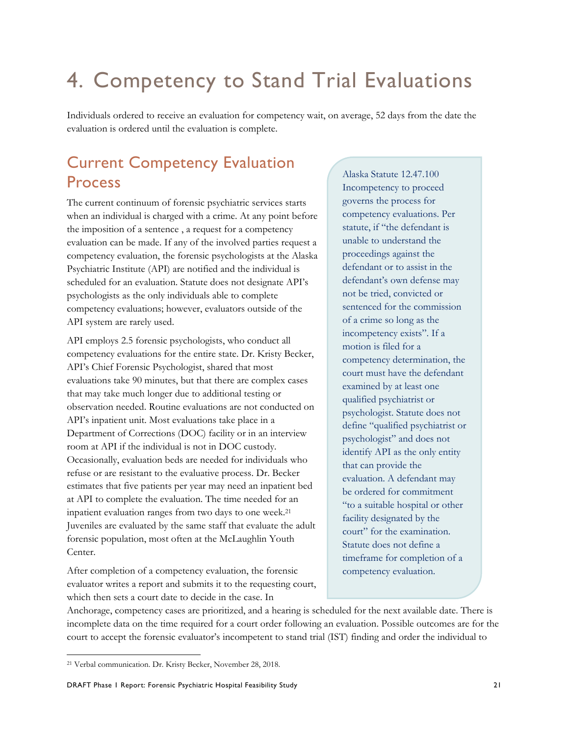# 4. Competency to Stand Trial Evaluations

Individuals ordered to receive an evaluation for competency wait, on average, 52 days from the date the evaluation is ordered until the evaluation is complete.

## Current Competency Evaluation Process

The current continuum of forensic psychiatric services starts when an individual is charged with a crime. At any point before the imposition of a sentence , a request for a competency evaluation can be made. If any of the involved parties request a competency evaluation, the forensic psychologists at the Alaska Psychiatric Institute (API) are notified and the individual is scheduled for an evaluation. Statute does not designate API's psychologists as the only individuals able to complete competency evaluations; however, evaluators outside of the API system are rarely used.

API employs 2.5 forensic psychologists, who conduct all competency evaluations for the entire state. Dr. Kristy Becker, API's Chief Forensic Psychologist, shared that most evaluations take 90 minutes, but that there are complex cases that may take much longer due to additional testing or observation needed. Routine evaluations are not conducted on API's inpatient unit. Most evaluations take place in a Department of Corrections (DOC) facility or in an interview room at API if the individual is not in DOC custody. Occasionally, evaluation beds are needed for individuals who refuse or are resistant to the evaluative process. Dr. Becker estimates that five patients per year may need an inpatient bed at API to complete the evaluation. The time needed for an inpatient evaluation ranges from two days to one week.[21] Juveniles are evaluated by the same staff that evaluate the adult forensic population, most often at the McLaughlin Youth Center.

> Alaska Statute 12.47.100 Incompetency to proceed governs the process for competency evaluations. Per statute, if "the defendant is unable to understand the proceedings against the defendant or to assist in the defendant's own defense may not be tried, convicted or sentenced for the commission of a crime so long as the incompetency exists". If a motion is filed for a competency determination, the court must have the defendant examined by at least one qualified psychiatrist or psychologist. Statute does not define "qualified psychiatrist or psychologist" and does not identify API as the only entity that can provide the evaluation. A defendant may be ordered for commitment "to a suitable hospital or other facility designated by the court" for the examination. Statute does not define a timeframe for completion of a competency evaluation.

After completion of a competency evaluation, the forensic evaluator writes a report and submits it to the requesting court, which then sets a court date to decide in the case. In Anchorage, competency cases are prioritized, and a hearing is scheduled for the next available date. There is incomplete data on the time required for a court order following an evaluation. Possible outcomes are for the court to accept the forensic evaluator's incompetent to stand trial (IST) finding and order the individual to

[21] Verbal communication. Dr. Kristy Becker, November 28, 2018.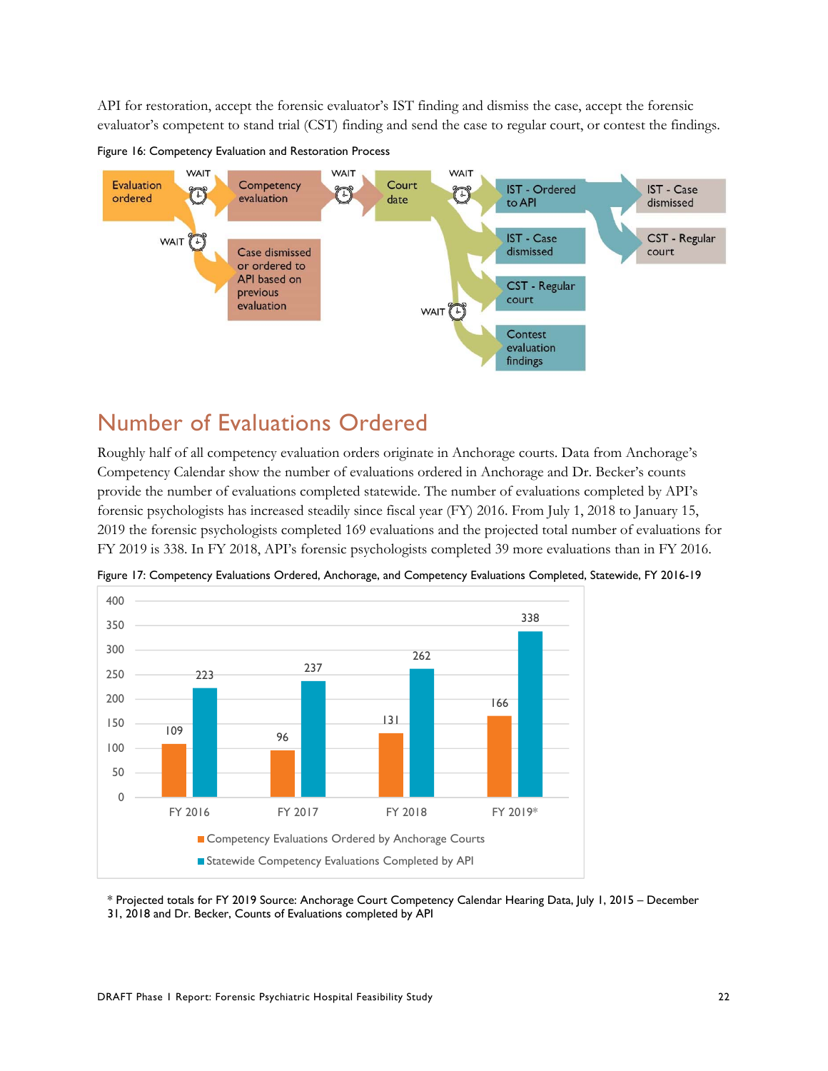API for restoration, accept the forensic evaluator's IST finding and dismiss the case, accept the forensic evaluator's competent to stand trial (CST) finding and send the case to regular court, or contest the findings.

Figure 16: Competency Evaluation and Restoration Process

Evaluation ordered
WAIT
Competency evaluation
WAIT
Court date
WAIT
IST - Ordered to API
IST - Case dismissed
CST - Regular court
WAIT
Case dismissed or ordered to API based on previous evaluation
IST - Case dismissed
CST - Regular court
WAIT
Contest evaluation findings

## Number of Evaluations Ordered

Roughly half of all competency evaluation orders originate in Anchorage courts. Data from Anchorage's Competency Calendar show the number of evaluations ordered in Anchorage and Dr. Becker's counts provide the number of evaluations completed statewide. The number of evaluations completed by API's forensic psychologists has increased steadily since fiscal year (FY) 2016. From July 1, 2018 to January 15, 2019 the forensic psychologists completed 169 evaluations and the projected total number of evaluations for FY 2019 is 338. In FY 2018, API's forensic psychologists completed 39 more evaluations than in FY 2016.

Figure 17: Competency Evaluations Ordered, Anchorage, and Competency Evaluations Completed, Statewide, FY 2016-19

400
350
300
250
200
150
100
50
0

FY 2016: 109, 223
FY 2017: 96, 237
FY 2018: 131, 262
FY 2019*: 166, 338

Competency Evaluations Ordered by Anchorage Courts
Statewide Competency Evaluations Completed by API

* Projected totals for FY 2019 Source: Anchorage Court Competency Calendar Hearing Data, July 1, 2015 – December 31, 2018 and Dr. Becker, Counts of Evaluations completed by API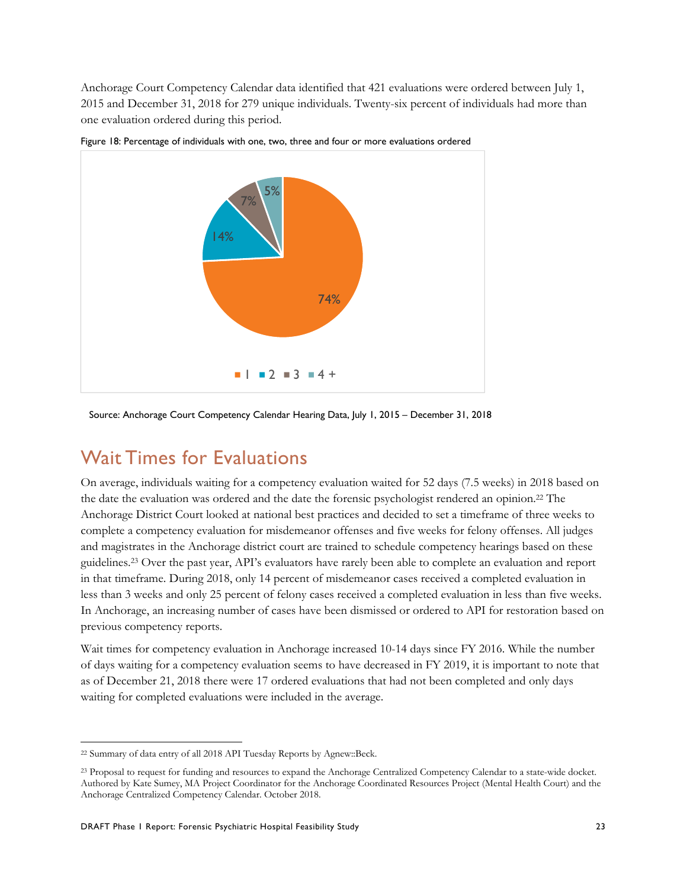Anchorage Court Competency Calendar data identified that 421 evaluations were ordered between July 1, 2015 and December 31, 2018 for 279 unique individuals. Twenty-six percent of individuals had more than one evaluation ordered during this period.

Figure 18: Percentage of individuals with one, two, three and four or more evaluations ordered

Source: Anchorage Court Competency Calendar Hearing Data, July 1, 2015 – December 31, 2018

## Wait Times for Evaluations

On average, individuals waiting for a competency evaluation waited for 52 days (7.5 weeks) in 2018 based on the date the evaluation was ordered and the date the forensic psychologist rendered an opinion.[22] The Anchorage District Court looked at national best practices and decided to set a timeframe of three weeks to complete a competency evaluation for misdemeanor offenses and five weeks for felony offenses. All judges and magistrates in the Anchorage district court are trained to schedule competency hearings based on these guidelines.[23] Over the past year, API's evaluators have rarely been able to complete an evaluation and report in that timeframe. During 2018, only 14 percent of misdemeanor cases received a completed evaluation in less than 3 weeks and only 25 percent of felony cases received a completed evaluation in less than five weeks. In Anchorage, an increasing number of cases have been dismissed or ordered to API for restoration based on previous competency reports.

Wait times for competency evaluation in Anchorage increased 10-14 days since FY 2016. While the number of days waiting for a competency evaluation seems to have decreased in FY 2019, it is important to note that as of December 21, 2018 there were 17 ordered evaluations that had not been completed and only days waiting for completed evaluations were included in the average.

[22] Summary of data entry of all 2018 API Tuesday Reports by Agnew::Beck.

[23] Proposal to request for funding and resources to expand the Anchorage Centralized Competency Calendar to a state-wide docket. Authored by Kate Sumey, MA Project Coordinator for the Anchorage Coordinated Resources Project (Mental Health Court) and the Anchorage Centralized Competency Calendar. October 2018.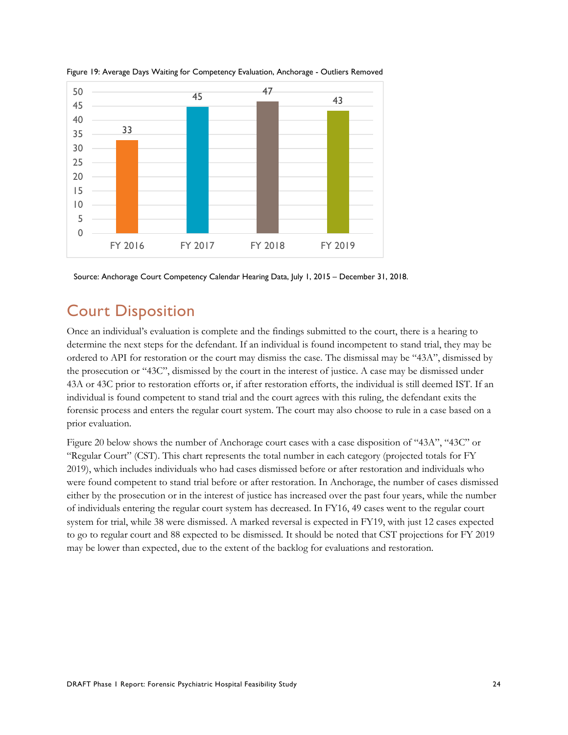Figure 19: Average Days Waiting for Competency Evaluation, Anchorage - Outliers Removed

50
45
40
35
30
25
20
15
10
5
0

33
45
47
43

FY 2016
FY 2017
FY 2018
FY 2019

Source: Anchorage Court Competency Calendar Hearing Data, July 1, 2015 – December 31, 2018.

## Court Disposition

Once an individual's evaluation is complete and the findings submitted to the court, there is a hearing to determine the next steps for the defendant. If an individual is found incompetent to stand trial, they may be ordered to API for restoration or the court may dismiss the case. The dismissal may be "43A", dismissed by the prosecution or "43C", dismissed by the court in the interest of justice. A case may be dismissed under 43A or 43C prior to restoration efforts or, if after restoration efforts, the individual is still deemed IST. If an individual is found competent to stand trial and the court agrees with this ruling, the defendant exits the forensic process and enters the regular court system. The court may also choose to rule in a case based on a prior evaluation.

Figure 20 below shows the number of Anchorage court cases with a case disposition of "43A", "43C" or "Regular Court" (CST). This chart represents the total number in each category (projected totals for FY 2019), which includes individuals who had cases dismissed before or after restoration and individuals who were found competent to stand trial before or after restoration. In Anchorage, the number of cases dismissed either by the prosecution or in the interest of justice has increased over the past four years, while the number of individuals entering the regular court system has decreased. In FY16, 49 cases went to the regular court system for trial, while 38 were dismissed. A marked reversal is expected in FY19, with just 12 cases expected to go to regular court and 88 expected to be dismissed. It should be noted that CST projections for FY 2019 may be lower than expected, due to the extent of the backlog for evaluations and restoration.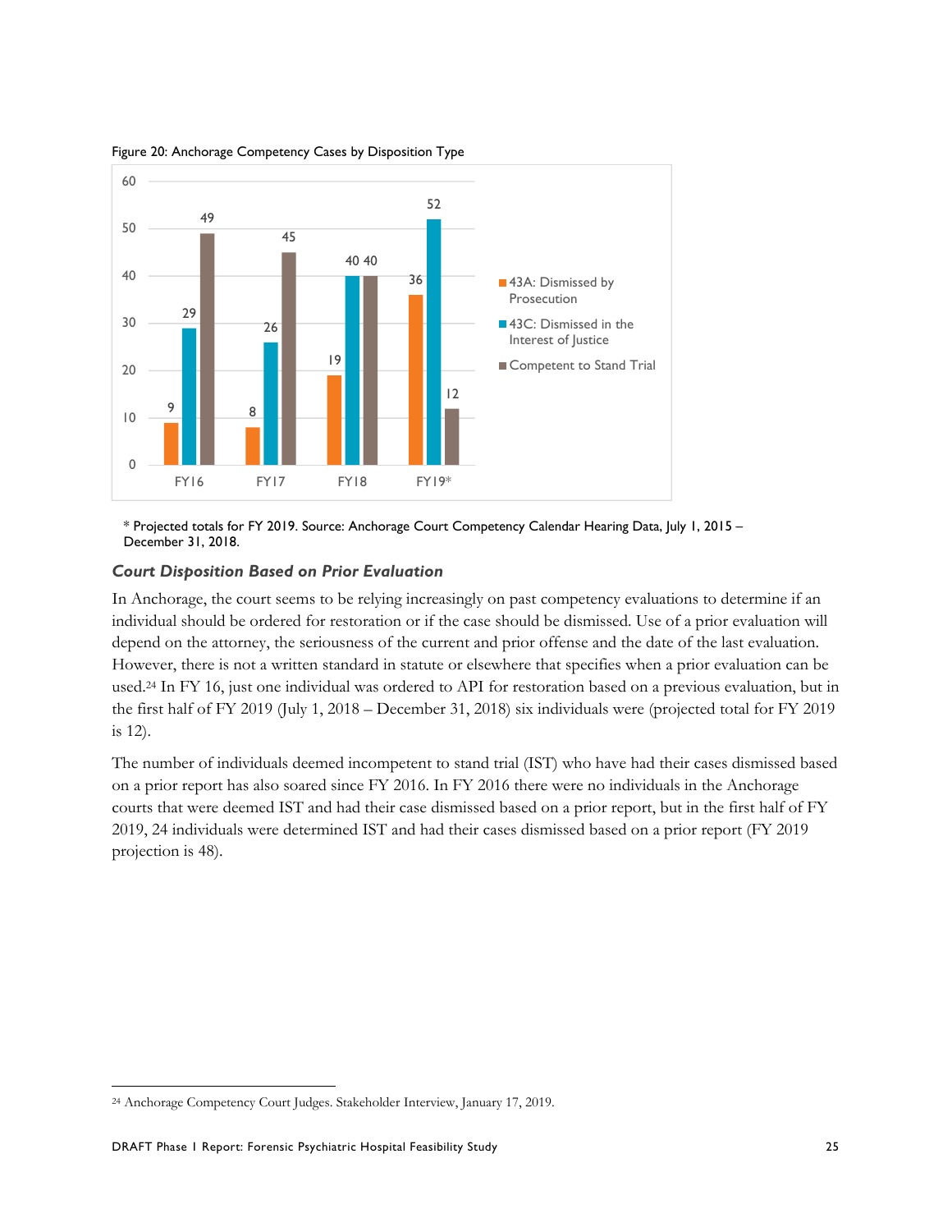Figure 20: Anchorage Competency Cases by Disposition Type

60
50
40
30
20
10
0

9 29 49
8 26 45
19 40 40
36 52 12

FY16
FY17
FY18
FY19*

43A: Dismissed by Prosecution
43C: Dismissed in the Interest of Justice
Competent to Stand Trial

\* Projected totals for FY 2019. Source: Anchorage Court Competency Calendar Hearing Data, July 1, 2015 – December 31, 2018.

### *Court Disposition Based on Prior Evaluation*

In Anchorage, the court seems to be relying increasingly on past competency evaluations to determine if an individual should be ordered for restoration or if the case should be dismissed. Use of a prior evaluation will depend on the attorney, the seriousness of the current and prior offense and the date of the last evaluation. However, there is not a written standard in statute or elsewhere that specifies when a prior evaluation can be used.[24] In FY 16, just one individual was ordered to API for restoration based on a previous evaluation, but in the first half of FY 2019 (July 1, 2018 – December 31, 2018) six individuals were (projected total for FY 2019 is 12).

The number of individuals deemed incompetent to stand trial (IST) who have had their cases dismissed based on a prior report has also soared since FY 2016. In FY 2016 there were no individuals in the Anchorage courts that were deemed IST and had their case dismissed based on a prior report, but in the first half of FY 2019, 24 individuals were determined IST and had their cases dismissed based on a prior report (FY 2019 projection is 48).

[24] Anchorage Competency Court Judges. Stakeholder Interview, January 17, 2019.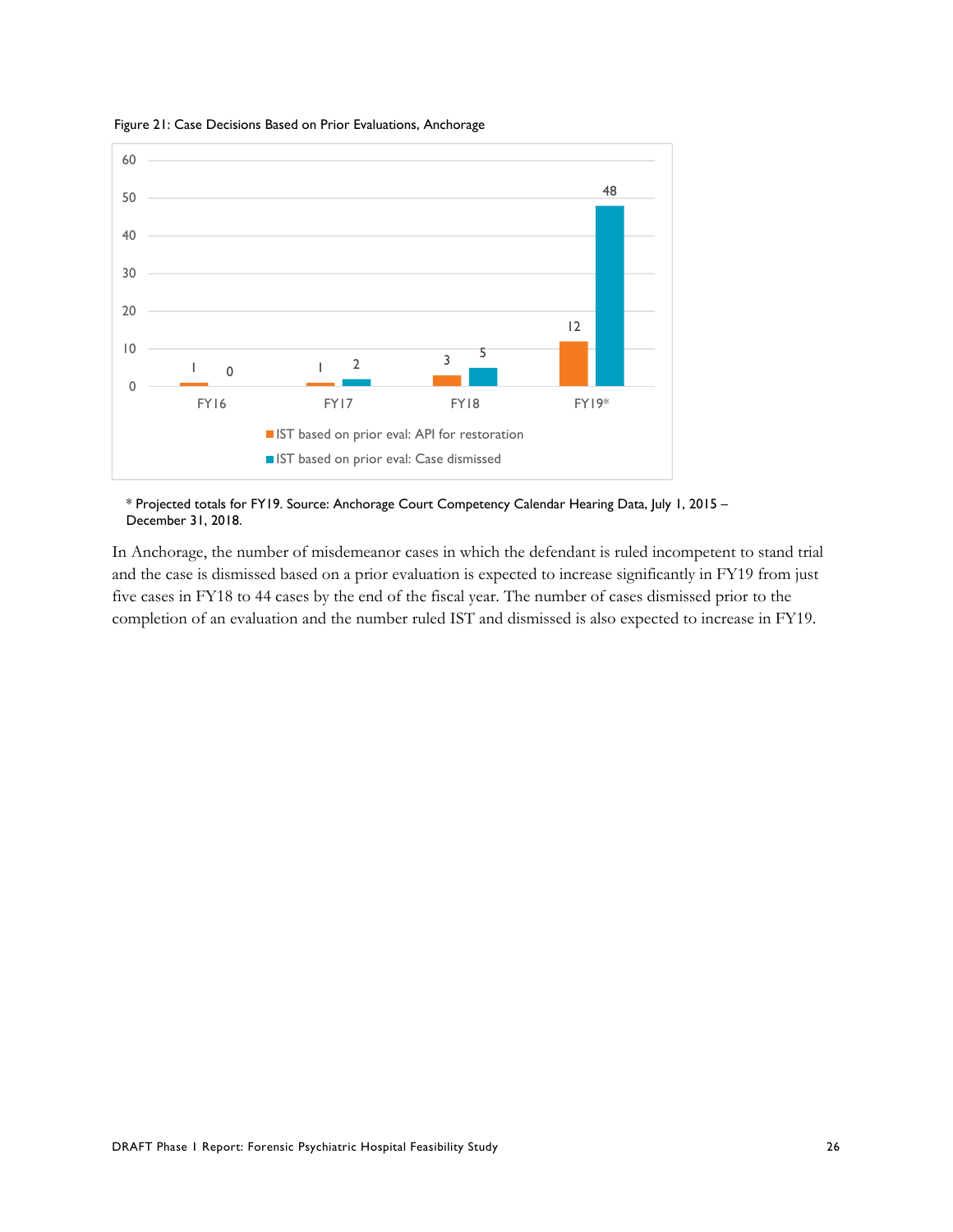Figure 21: Case Decisions Based on Prior Evaluations, Anchorage

60
50
40
30
20
10
0

1
0
1
2
3
5
12
48

FY16
FY17
FY18
FY19*

IST based on prior eval: API for restoration
IST based on prior eval: Case dismissed

* Projected totals for FY19. Source: Anchorage Court Competency Calendar Hearing Data, July 1, 2015 – December 31, 2018.

In Anchorage, the number of misdemeanor cases in which the defendant is ruled incompetent to stand trial and the case is dismissed based on a prior evaluation is expected to increase significantly in FY19 from just five cases in FY18 to 44 cases by the end of the fiscal year. The number of cases dismissed prior to the completion of an evaluation and the number ruled IST and dismissed is also expected to increase in FY19.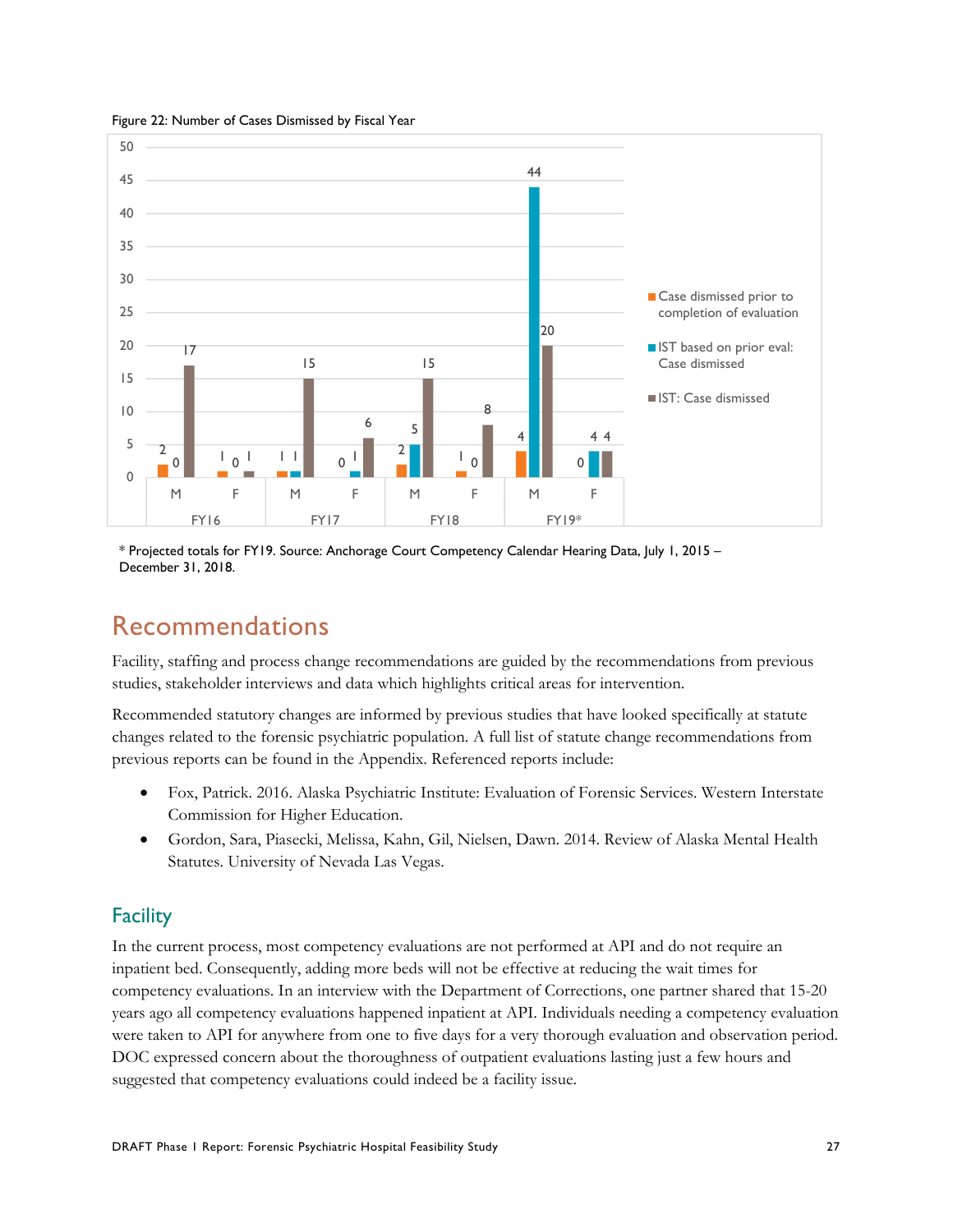Figure 22: Number of Cases Dismissed by Fiscal Year

50
45
40
35
30
25
20
15
10
5
0

2 0 17 | 1 0 1 | 1 1 15 | 0 1 6 | 2 5 15 | 1 0 8 | 4 44 20 | 0 4 4

M F M F M F M F

FY16 FY17 FY18 FY19*

Case dismissed prior to completion of evaluation

IST based on prior eval: Case dismissed

IST: Case dismissed

\* Projected totals for FY19. Source: Anchorage Court Competency Calendar Hearing Data, July 1, 2015 – December 31, 2018.

# Recommendations

Facility, staffing and process change recommendations are guided by the recommendations from previous studies, stakeholder interviews and data which highlights critical areas for intervention.

Recommended statutory changes are informed by previous studies that have looked specifically at statute changes related to the forensic psychiatric population. A full list of statute change recommendations from previous reports can be found in the Appendix. Referenced reports include:

- Fox, Patrick. 2016. Alaska Psychiatric Institute: Evaluation of Forensic Services. Western Interstate Commission for Higher Education.
- Gordon, Sara, Piasecki, Melissa, Kahn, Gil, Nielsen, Dawn. 2014. Review of Alaska Mental Health Statutes. University of Nevada Las Vegas.

## Facility

In the current process, most competency evaluations are not performed at API and do not require an inpatient bed. Consequently, adding more beds will not be effective at reducing the wait times for competency evaluations. In an interview with the Department of Corrections, one partner shared that 15-20 years ago all competency evaluations happened inpatient at API. Individuals needing a competency evaluation were taken to API for anywhere from one to five days for a very thorough evaluation and observation period. DOC expressed concern about the thoroughness of outpatient evaluations lasting just a few hours and suggested that competency evaluations could indeed be a facility issue.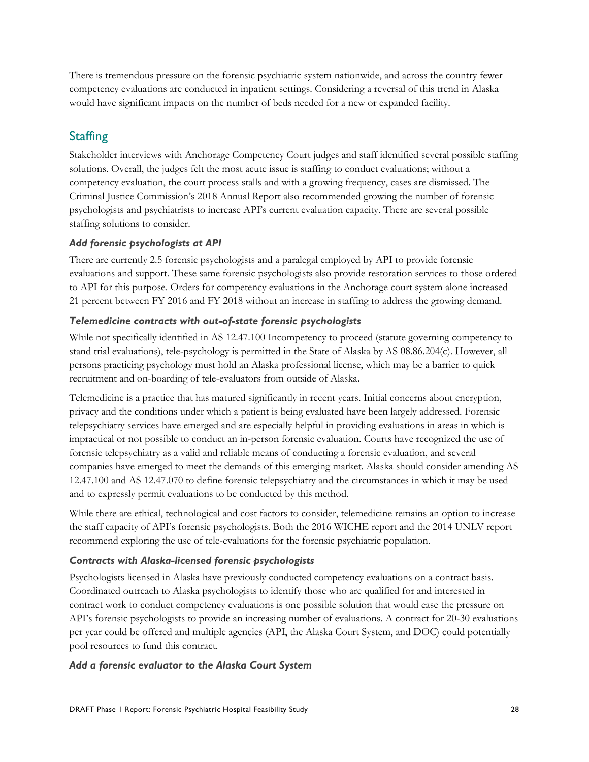There is tremendous pressure on the forensic psychiatric system nationwide, and across the country fewer competency evaluations are conducted in inpatient settings. Considering a reversal of this trend in Alaska would have significant impacts on the number of beds needed for a new or expanded facility.

## Staffing

Stakeholder interviews with Anchorage Competency Court judges and staff identified several possible staffing solutions. Overall, the judges felt the most acute issue is staffing to conduct evaluations; without a competency evaluation, the court process stalls and with a growing frequency, cases are dismissed. The Criminal Justice Commission's 2018 Annual Report also recommended growing the number of forensic psychologists and psychiatrists to increase API's current evaluation capacity. There are several possible staffing solutions to consider.

### *Add forensic psychologists at API*

There are currently 2.5 forensic psychologists and a paralegal employed by API to provide forensic evaluations and support. These same forensic psychologists also provide restoration services to those ordered to API for this purpose. Orders for competency evaluations in the Anchorage court system alone increased 21 percent between FY 2016 and FY 2018 without an increase in staffing to address the growing demand.

### *Telemedicine contracts with out-of-state forensic psychologists*

While not specifically identified in AS 12.47.100 Incompetency to proceed (statute governing competency to stand trial evaluations), tele-psychology is permitted in the State of Alaska by AS 08.86.204(c). However, all persons practicing psychology must hold an Alaska professional license, which may be a barrier to quick recruitment and on-boarding of tele-evaluators from outside of Alaska.

Telemedicine is a practice that has matured significantly in recent years. Initial concerns about encryption, privacy and the conditions under which a patient is being evaluated have been largely addressed. Forensic telepsychiatry services have emerged and are especially helpful in providing evaluations in areas in which is impractical or not possible to conduct an in-person forensic evaluation. Courts have recognized the use of forensic telepsychiatry as a valid and reliable means of conducting a forensic evaluation, and several companies have emerged to meet the demands of this emerging market. Alaska should consider amending AS 12.47.100 and AS 12.47.070 to define forensic telepsychiatry and the circumstances in which it may be used and to expressly permit evaluations to be conducted by this method.

While there are ethical, technological and cost factors to consider, telemedicine remains an option to increase the staff capacity of API's forensic psychologists. Both the 2016 WICHE report and the 2014 UNLV report recommend exploring the use of tele-evaluations for the forensic psychiatric population.

### *Contracts with Alaska-licensed forensic psychologists*

Psychologists licensed in Alaska have previously conducted competency evaluations on a contract basis. Coordinated outreach to Alaska psychologists to identify those who are qualified for and interested in contract work to conduct competency evaluations is one possible solution that would ease the pressure on API's forensic psychologists to provide an increasing number of evaluations. A contract for 20-30 evaluations per year could be offered and multiple agencies (API, the Alaska Court System, and DOC) could potentially pool resources to fund this contract.

### *Add a forensic evaluator to the Alaska Court System*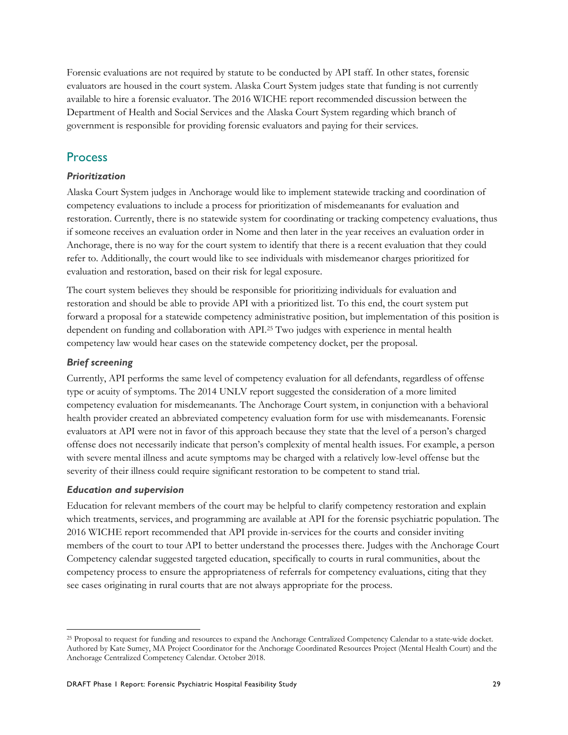Forensic evaluations are not required by statute to be conducted by API staff. In other states, forensic evaluators are housed in the court system. Alaska Court System judges state that funding is not currently available to hire a forensic evaluator. The 2016 WICHE report recommended discussion between the Department of Health and Social Services and the Alaska Court System regarding which branch of government is responsible for providing forensic evaluators and paying for their services.

## Process

### *Prioritization*

Alaska Court System judges in Anchorage would like to implement statewide tracking and coordination of competency evaluations to include a process for prioritization of misdemeanants for evaluation and restoration. Currently, there is no statewide system for coordinating or tracking competency evaluations, thus if someone receives an evaluation order in Nome and then later in the year receives an evaluation order in Anchorage, there is no way for the court system to identify that there is a recent evaluation that they could refer to. Additionally, the court would like to see individuals with misdemeanor charges prioritized for evaluation and restoration, based on their risk for legal exposure.

The court system believes they should be responsible for prioritizing individuals for evaluation and restoration and should be able to provide API with a prioritized list. To this end, the court system put forward a proposal for a statewide competency administrative position, but implementation of this position is dependent on funding and collaboration with API.[25] Two judges with experience in mental health competency law would hear cases on the statewide competency docket, per the proposal.

### *Brief screening*

Currently, API performs the same level of competency evaluation for all defendants, regardless of offense type or acuity of symptoms. The 2014 UNLV report suggested the consideration of a more limited competency evaluation for misdemeanants. The Anchorage Court system, in conjunction with a behavioral health provider created an abbreviated competency evaluation form for use with misdemeanants. Forensic evaluators at API were not in favor of this approach because they state that the level of a person's charged offense does not necessarily indicate that person's complexity of mental health issues. For example, a person with severe mental illness and acute symptoms may be charged with a relatively low-level offense but the severity of their illness could require significant restoration to be competent to stand trial.

### *Education and supervision*

Education for relevant members of the court may be helpful to clarify competency restoration and explain which treatments, services, and programming are available at API for the forensic psychiatric population. The 2016 WICHE report recommended that API provide in-services for the courts and consider inviting members of the court to tour API to better understand the processes there. Judges with the Anchorage Court Competency calendar suggested targeted education, specifically to courts in rural communities, about the competency process to ensure the appropriateness of referrals for competency evaluations, citing that they see cases originating in rural courts that are not always appropriate for the process.

---

[25] Proposal to request for funding and resources to expand the Anchorage Centralized Competency Calendar to a state-wide docket. Authored by Kate Sumey, MA Project Coordinator for the Anchorage Coordinated Resources Project (Mental Health Court) and the Anchorage Centralized Competency Calendar. October 2018.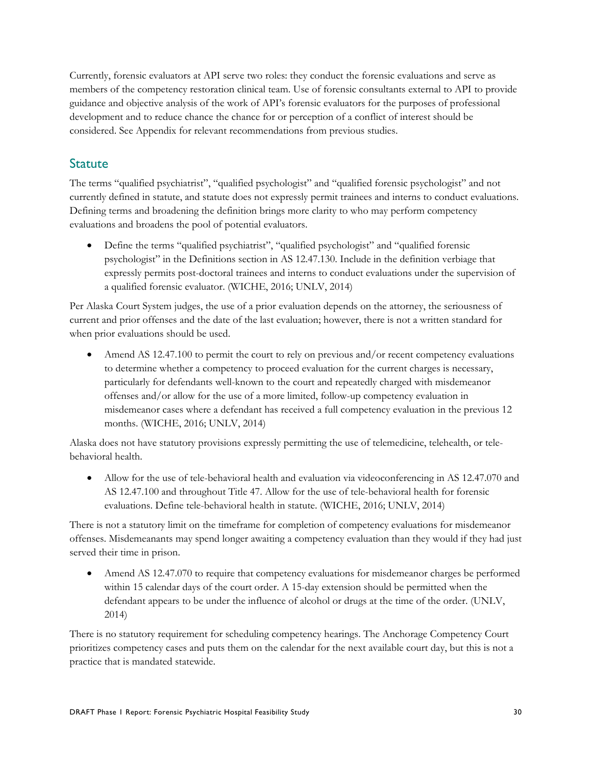Currently, forensic evaluators at API serve two roles: they conduct the forensic evaluations and serve as members of the competency restoration clinical team. Use of forensic consultants external to API to provide guidance and objective analysis of the work of API's forensic evaluators for the purposes of professional development and to reduce chance the chance for or perception of a conflict of interest should be considered. See Appendix for relevant recommendations from previous studies.

## Statute

The terms "qualified psychiatrist", "qualified psychologist" and "qualified forensic psychologist" and not currently defined in statute, and statute does not expressly permit trainees and interns to conduct evaluations. Defining terms and broadening the definition brings more clarity to who may perform competency evaluations and broadens the pool of potential evaluators.

- Define the terms "qualified psychiatrist", "qualified psychologist" and "qualified forensic psychologist" in the Definitions section in AS 12.47.130. Include in the definition verbiage that expressly permits post-doctoral trainees and interns to conduct evaluations under the supervision of a qualified forensic evaluator. (WICHE, 2016; UNLV, 2014)

Per Alaska Court System judges, the use of a prior evaluation depends on the attorney, the seriousness of current and prior offenses and the date of the last evaluation; however, there is not a written standard for when prior evaluations should be used.

- Amend AS 12.47.100 to permit the court to rely on previous and/or recent competency evaluations to determine whether a competency to proceed evaluation for the current charges is necessary, particularly for defendants well-known to the court and repeatedly charged with misdemeanor offenses and/or allow for the use of a more limited, follow-up competency evaluation in misdemeanor cases where a defendant has received a full competency evaluation in the previous 12 months. (WICHE, 2016; UNLV, 2014)

Alaska does not have statutory provisions expressly permitting the use of telemedicine, telehealth, or tele-behavioral health.

- Allow for the use of tele-behavioral health and evaluation via videoconferencing in AS 12.47.070 and AS 12.47.100 and throughout Title 47. Allow for the use of tele-behavioral health for forensic evaluations. Define tele-behavioral health in statute. (WICHE, 2016; UNLV, 2014)

There is not a statutory limit on the timeframe for completion of competency evaluations for misdemeanor offenses. Misdemeanants may spend longer awaiting a competency evaluation than they would if they had just served their time in prison.

- Amend AS 12.47.070 to require that competency evaluations for misdemeanor charges be performed within 15 calendar days of the court order. A 15-day extension should be permitted when the defendant appears to be under the influence of alcohol or drugs at the time of the order. (UNLV, 2014)

There is no statutory requirement for scheduling competency hearings. The Anchorage Competency Court prioritizes competency cases and puts them on the calendar for the next available court day, but this is not a practice that is mandated statewide.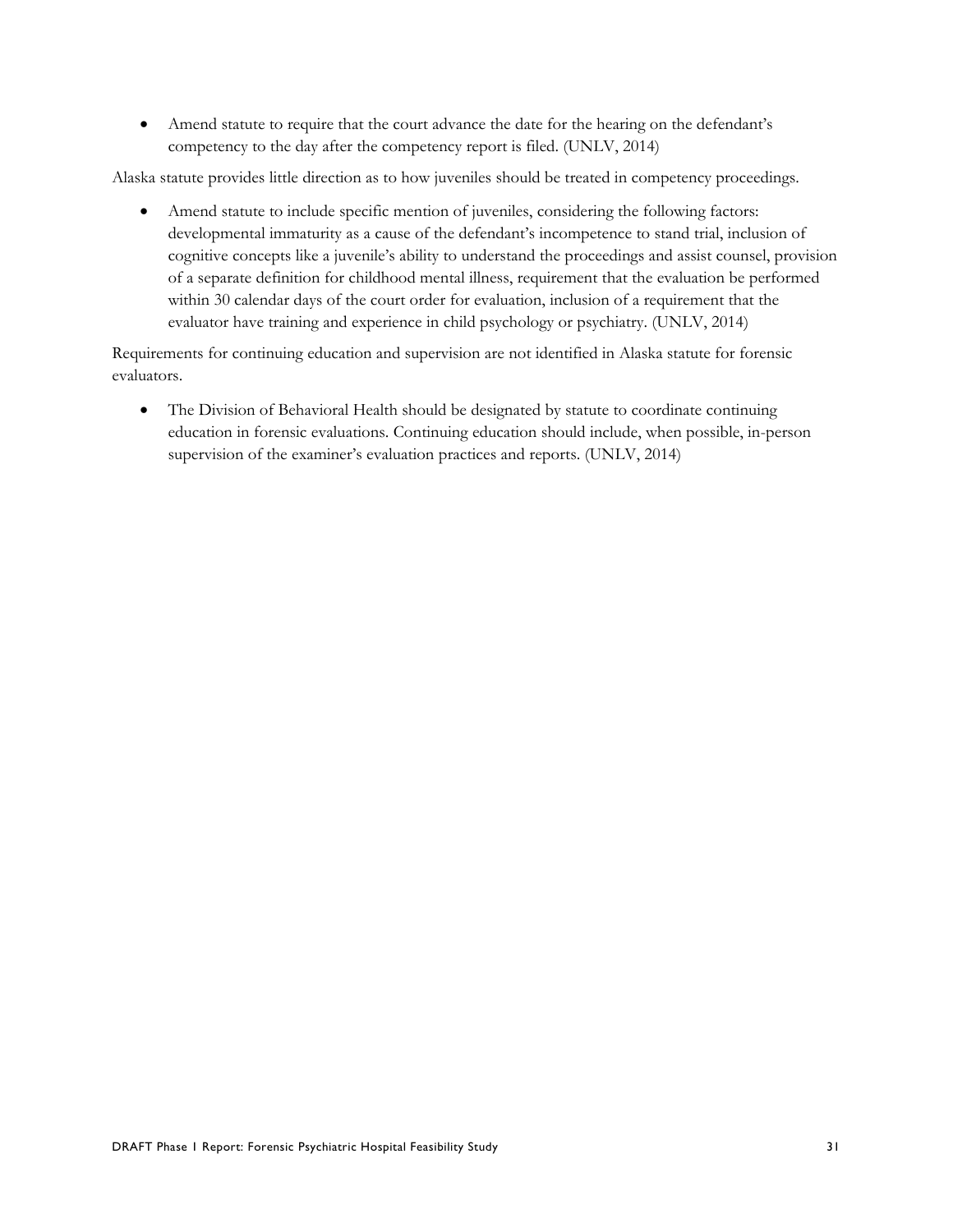- Amend statute to require that the court advance the date for the hearing on the defendant's competency to the day after the competency report is filed. (UNLV, 2014)

Alaska statute provides little direction as to how juveniles should be treated in competency proceedings.

- Amend statute to include specific mention of juveniles, considering the following factors: developmental immaturity as a cause of the defendant's incompetence to stand trial, inclusion of cognitive concepts like a juvenile's ability to understand the proceedings and assist counsel, provision of a separate definition for childhood mental illness, requirement that the evaluation be performed within 30 calendar days of the court order for evaluation, inclusion of a requirement that the evaluator have training and experience in child psychology or psychiatry. (UNLV, 2014)

Requirements for continuing education and supervision are not identified in Alaska statute for forensic evaluators.

- The Division of Behavioral Health should be designated by statute to coordinate continuing education in forensic evaluations. Continuing education should include, when possible, in-person supervision of the examiner's evaluation practices and reports. (UNLV, 2014)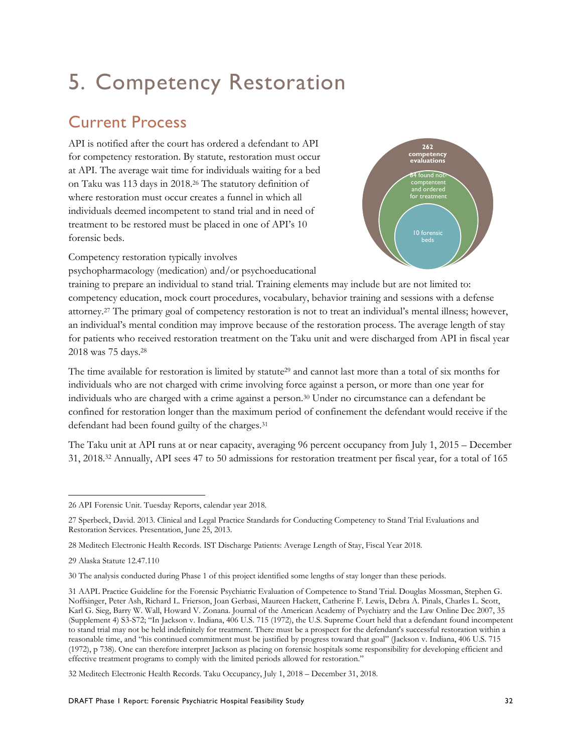# 5. Competency Restoration

## Current Process

API is notified after the court has ordered a defendant to API for competency restoration. By statute, restoration must occur at API. The average wait time for individuals waiting for a bed on Taku was 113 days in 2018.[26] The statutory definition of where restoration must occur creates a funnel in which all individuals deemed incompetent to stand trial and in need of treatment to be restored must be placed in one of API's 10 forensic beds.

262 competency evaluations

84 found not-comptentent and ordered for treatment

10 forensic beds

Competency restoration typically involves psychopharmacology (medication) and/or psychoeducational training to prepare an individual to stand trial. Training elements may include but are not limited to: competency education, mock court procedures, vocabulary, behavior training and sessions with a defense attorney.[27] The primary goal of competency restoration is not to treat an individual's mental illness; however, an individual's mental condition may improve because of the restoration process. The average length of stay for patients who received restoration treatment on the Taku unit and were discharged from API in fiscal year 2018 was 75 days.[28]

The time available for restoration is limited by statute[29] and cannot last more than a total of six months for individuals who are not charged with crime involving force against a person, or more than one year for individuals who are charged with a crime against a person.[30] Under no circumstance can a defendant be confined for restoration longer than the maximum period of confinement the defendant would receive if the defendant had been found guilty of the charges.[31]

The Taku unit at API runs at or near capacity, averaging 96 percent occupancy from July 1, 2015 – December 31, 2018.[32] Annually, API sees 47 to 50 admissions for restoration treatment per fiscal year, for a total of 165

---

26 API Forensic Unit. Tuesday Reports, calendar year 2018.

27 Sperbeck, David. 2013. Clinical and Legal Practice Standards for Conducting Competency to Stand Trial Evaluations and Restoration Services. Presentation, June 25, 2013.

28 Meditech Electronic Health Records. IST Discharge Patients: Average Length of Stay, Fiscal Year 2018.

29 Alaska Statute 12.47.110

30 The analysis conducted during Phase 1 of this project identified some lengths of stay longer than these periods.

31 AAPL Practice Guideline for the Forensic Psychiatric Evaluation of Competence to Stand Trial. Douglas Mossman, Stephen G. Noffsinger, Peter Ash, Richard L. Frierson, Joan Gerbasi, Maureen Hackett, Catherine F. Lewis, Debra A. Pinals, Charles L. Scott, Karl G. Sieg, Barry W. Wall, Howard V. Zonana. Journal of the American Academy of Psychiatry and the Law Online Dec 2007, 35 (Supplement 4) S3-S72; "In Jackson v. Indiana, 406 U.S. 715 (1972), the U.S. Supreme Court held that a defendant found incompetent to stand trial may not be held indefinitely for treatment. There must be a prospect for the defendant's successful restoration within a reasonable time, and "his continued commitment must be justified by progress toward that goal" (Jackson v. Indiana, 406 U.S. 715 (1972), p 738). One can therefore interpret Jackson as placing on forensic hospitals some responsibility for developing efficient and effective treatment programs to comply with the limited periods allowed for restoration."

32 Meditech Electronic Health Records. Taku Occupancy, July 1, 2018 – December 31, 2018.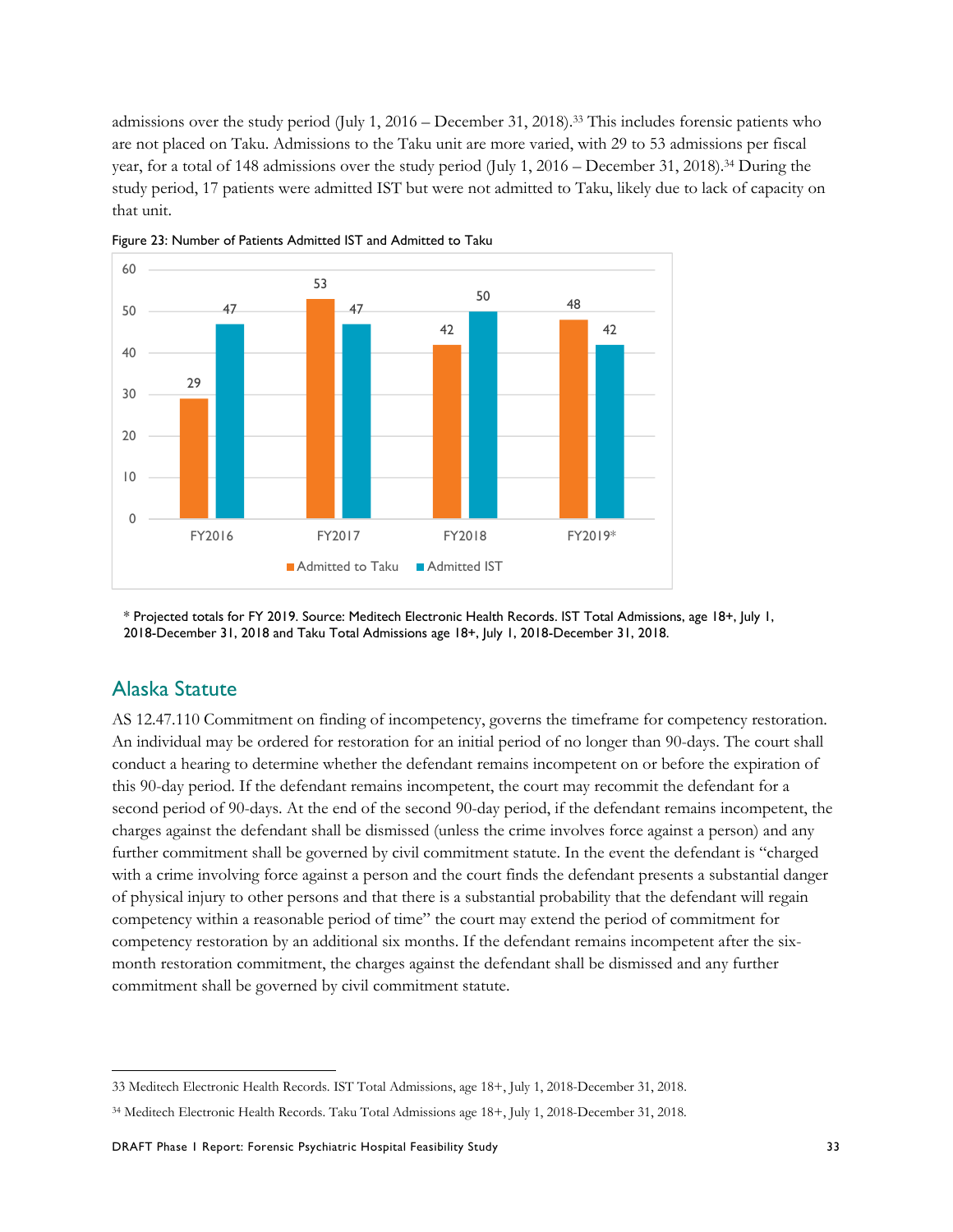admissions over the study period (July 1, 2016 – December 31, 2018).[33] This includes forensic patients who are not placed on Taku. Admissions to the Taku unit are more varied, with 29 to 53 admissions per fiscal year, for a total of 148 admissions over the study period (July 1, 2016 – December 31, 2018).[34] During the study period, 17 patients were admitted IST but were not admitted to Taku, likely due to lack of capacity on that unit.

Figure 23: Number of Patients Admitted IST and Admitted to Taku

60
50
40
30
20
10
0

29
47
53
47
42
50
48
42

FY2016
FY2017
FY2018
FY2019*

Admitted to Taku
Admitted IST

\* Projected totals for FY 2019. Source: Meditech Electronic Health Records. IST Total Admissions, age 18+, July 1, 2018-December 31, 2018 and Taku Total Admissions age 18+, July 1, 2018-December 31, 2018.

## Alaska Statute

AS 12.47.110 Commitment on finding of incompetency, governs the timeframe for competency restoration. An individual may be ordered for restoration for an initial period of no longer than 90-days. The court shall conduct a hearing to determine whether the defendant remains incompetent on or before the expiration of this 90-day period. If the defendant remains incompetent, the court may recommit the defendant for a second period of 90-days. At the end of the second 90-day period, if the defendant remains incompetent, the charges against the defendant shall be dismissed (unless the crime involves force against a person) and any further commitment shall be governed by civil commitment statute. In the event the defendant is "charged with a crime involving force against a person and the court finds the defendant presents a substantial danger of physical injury to other persons and that there is a substantial probability that the defendant will regain competency within a reasonable period of time" the court may extend the period of commitment for competency restoration by an additional six months. If the defendant remains incompetent after the six-month restoration commitment, the charges against the defendant shall be dismissed and any further commitment shall be governed by civil commitment statute.

33 Meditech Electronic Health Records. IST Total Admissions, age 18+, July 1, 2018-December 31, 2018.

34 Meditech Electronic Health Records. Taku Total Admissions age 18+, July 1, 2018-December 31, 2018.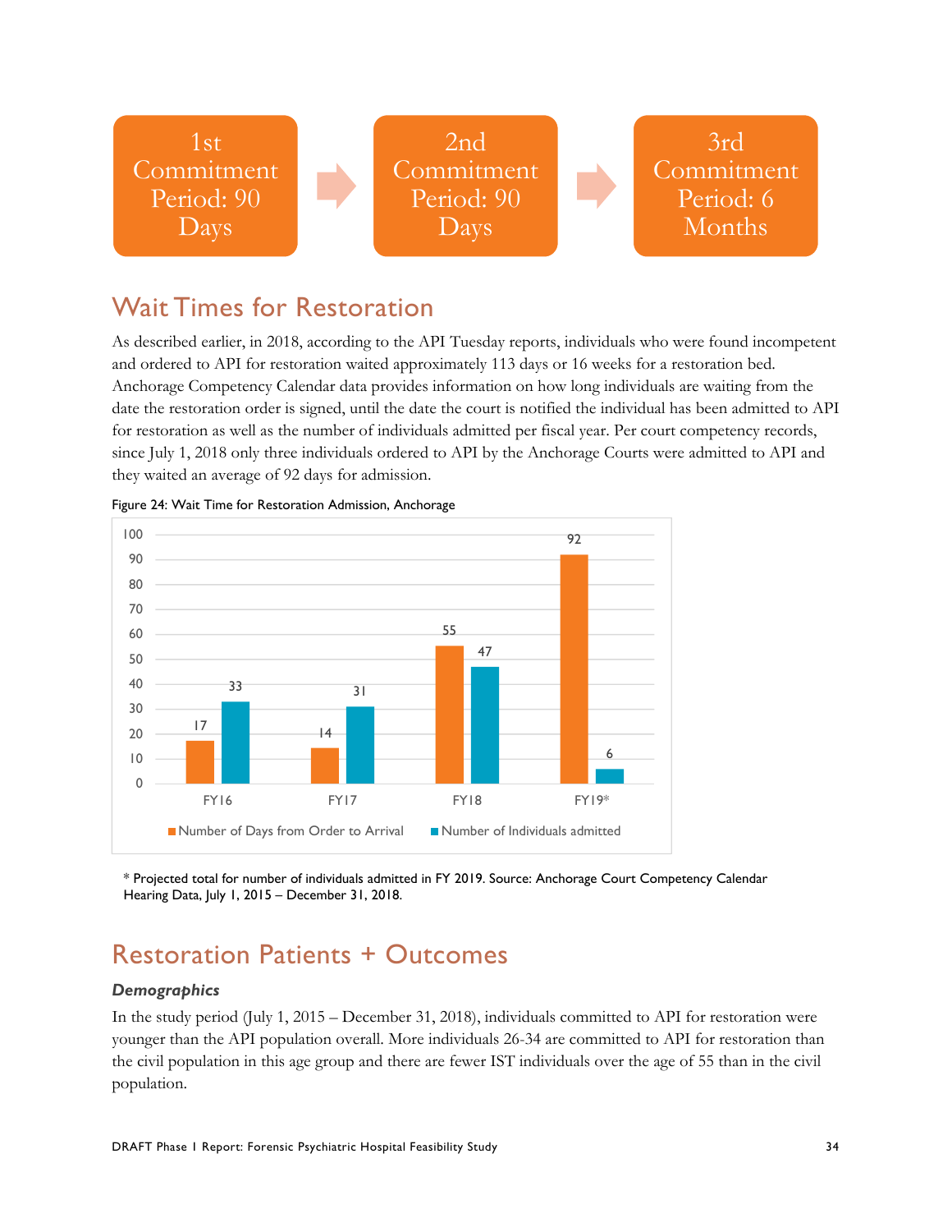1st Commitment Period: 90 Days

2nd Commitment Period: 90 Days

3rd Commitment Period: 6 Months

## Wait Times for Restoration

As described earlier, in 2018, according to the API Tuesday reports, individuals who were found incompetent and ordered to API for restoration waited approximately 113 days or 16 weeks for a restoration bed. Anchorage Competency Calendar data provides information on how long individuals are waiting from the date the restoration order is signed, until the date the court is notified the individual has been admitted to API for restoration as well as the number of individuals admitted per fiscal year. Per court competency records, since July 1, 2018 only three individuals ordered to API by the Anchorage Courts were admitted to API and they waited an average of 92 days for admission.

Figure 24: Wait Time for Restoration Admission, Anchorage

100
90
80
70
60
50
40
30
20
10
0

FY16: 17, 33
FY17: 14, 31
FY18: 55, 47
FY19*: 92, 6

Number of Days from Order to Arrival
Number of Individuals admitted

\* Projected total for number of individuals admitted in FY 2019. Source: Anchorage Court Competency Calendar Hearing Data, July 1, 2015 – December 31, 2018.

## Restoration Patients + Outcomes

### *Demographics*

In the study period (July 1, 2015 – December 31, 2018), individuals committed to API for restoration were younger than the API population overall. More individuals 26-34 are committed to API for restoration than the civil population in this age group and there are fewer IST individuals over the age of 55 than in the civil population.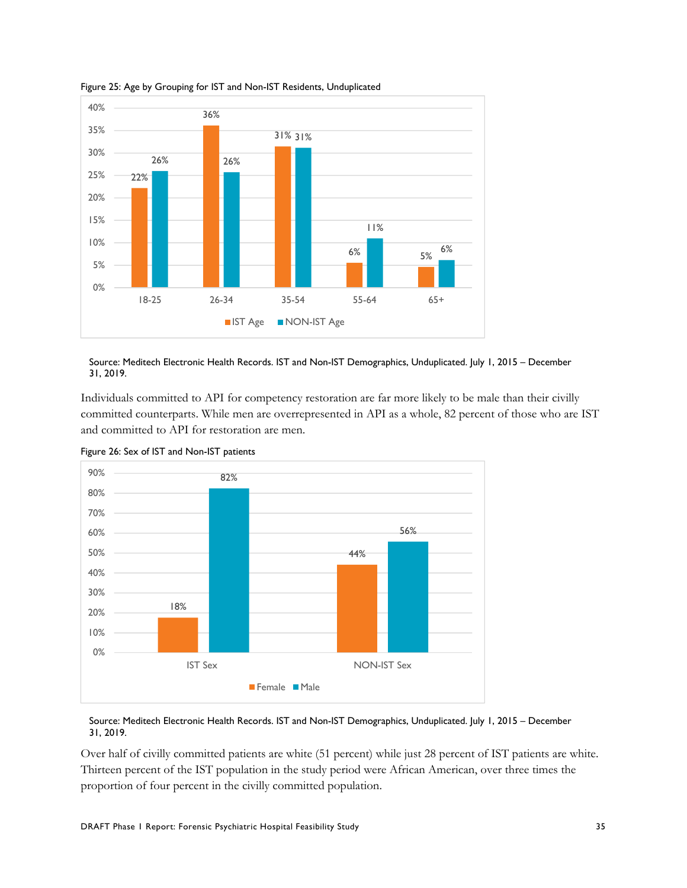Figure 25: Age by Grouping for IST and Non-IST Residents, Unduplicated

40%
35%
30%
25%
20%
15%
10%
5%
0%

22% 26%
36% 26%
31% 31%
6% 11%
5% 6%

18-25
26-34
35-54
55-64
65+

IST Age
NON-IST Age

Source: Meditech Electronic Health Records. IST and Non-IST Demographics, Unduplicated. July 1, 2015 – December 31, 2019.

Individuals committed to API for competency restoration are far more likely to be male than their civilly committed counterparts. While men are overrepresented in API as a whole, 82 percent of those who are IST and committed to API for restoration are men.

Figure 26: Sex of IST and Non-IST patients

90%
80%
70%
60%
50%
40%
30%
20%
10%
0%

18% 82%
44% 56%

IST Sex
NON-IST Sex

Female
Male

Source: Meditech Electronic Health Records. IST and Non-IST Demographics, Unduplicated. July 1, 2015 – December 31, 2019.

Over half of civilly committed patients are white (51 percent) while just 28 percent of IST patients are white. Thirteen percent of the IST population in the study period were African American, over three times the proportion of four percent in the civilly committed population.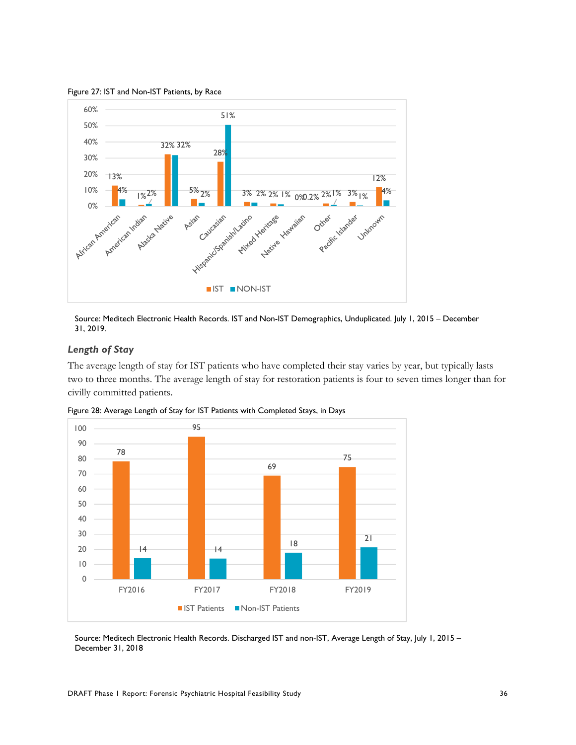Figure 27: IST and Non-IST Patients, by Race

| Race | IST | NON-IST |
| --- | --- | --- |
| African American | 13% | 4% |
| American Indian | 1% | 2% |
| Alaska Native | 32% | 32% |
| Asian | 5% | 2% |
| Caucasian | 28% | 51% |
| Hispanic/Spanish/Latino | 3% | 2% |
| Mixed Heritage | 2% | 1% |
| Native Hawaiian | 0% | 0.2% |
| Other | 2% | 1% |
| Pacific Islander | 3% | 1% |
| Unknown | 12% | 4% |

Source: Meditech Electronic Health Records. IST and Non-IST Demographics, Unduplicated. July 1, 2015 – December 31, 2019.

### *Length of Stay*

The average length of stay for IST patients who have completed their stay varies by year, but typically lasts two to three months. The average length of stay for restoration patients is four to seven times longer than for civilly committed patients.

Figure 28: Average Length of Stay for IST Patients with Completed Stays, in Days

| | FY2016 | FY2017 | FY2018 | FY2019 |
| --- | --- | --- | --- | --- |
| IST Patients | 78 | 95 | 69 | 75 |
| Non-IST Patients | 14 | 14 | 18 | 21 |

Source: Meditech Electronic Health Records. Discharged IST and non-IST, Average Length of Stay, July 1, 2015 – December 31, 2018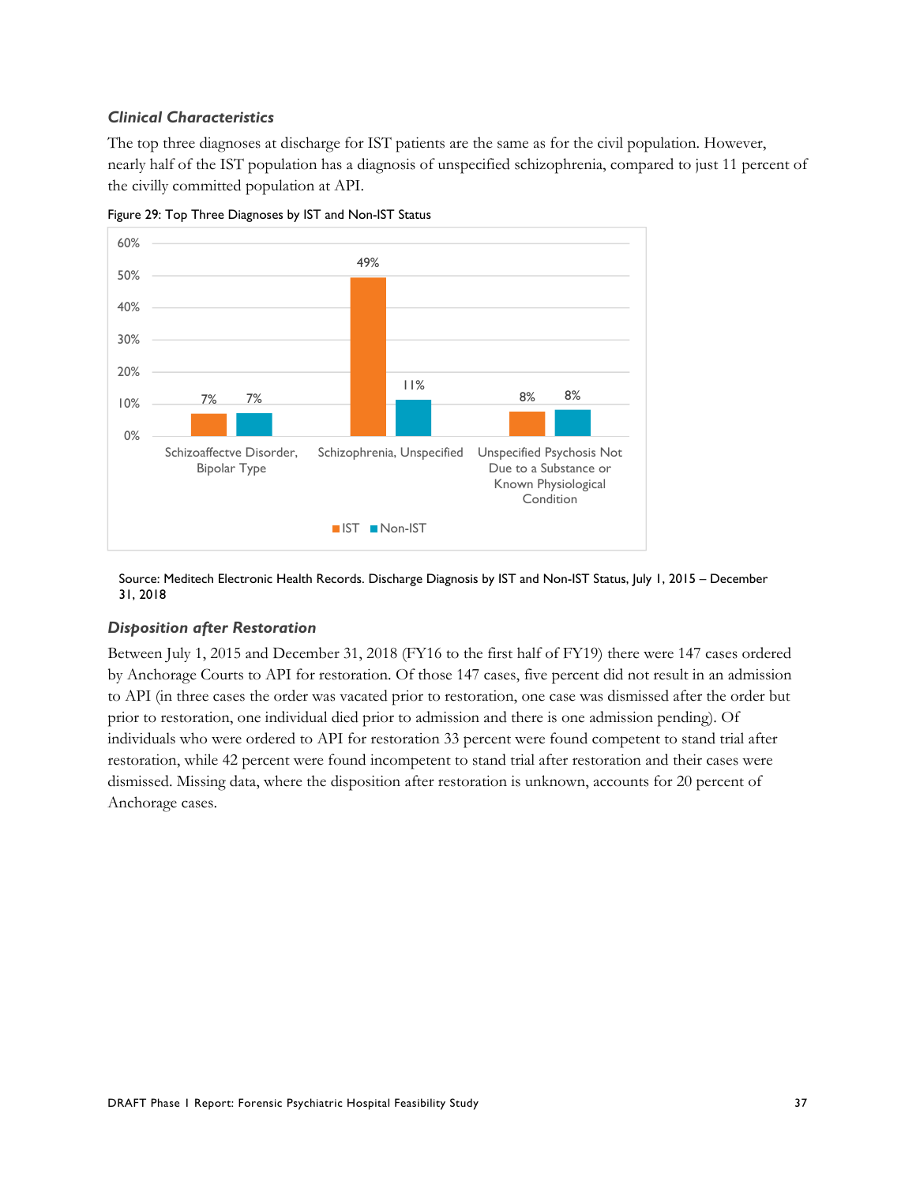### *Clinical Characteristics*

The top three diagnoses at discharge for IST patients are the same as for the civil population. However, nearly half of the IST population has a diagnosis of unspecified schizophrenia, compared to just 11 percent of the civilly committed population at API.

Figure 29: Top Three Diagnoses by IST and Non-IST Status

60%
50%
40%
30%
20%
10%
0%

7% 7%
49% 11%
8% 8%

Schizoaffectve Disorder, Bipolar Type
Schizophrenia, Unspecified
Unspecified Psychosis Not Due to a Substance or Known Physiological Condition

IST
Non-IST

Source: Meditech Electronic Health Records. Discharge Diagnosis by IST and Non-IST Status, July 1, 2015 – December 31, 2018

### *Disposition after Restoration*

Between July 1, 2015 and December 31, 2018 (FY16 to the first half of FY19) there were 147 cases ordered by Anchorage Courts to API for restoration. Of those 147 cases, five percent did not result in an admission to API (in three cases the order was vacated prior to restoration, one case was dismissed after the order but prior to restoration, one individual died prior to admission and there is one admission pending). Of individuals who were ordered to API for restoration 33 percent were found competent to stand trial after restoration, while 42 percent were found incompetent to stand trial after restoration and their cases were dismissed. Missing data, where the disposition after restoration is unknown, accounts for 20 percent of Anchorage cases.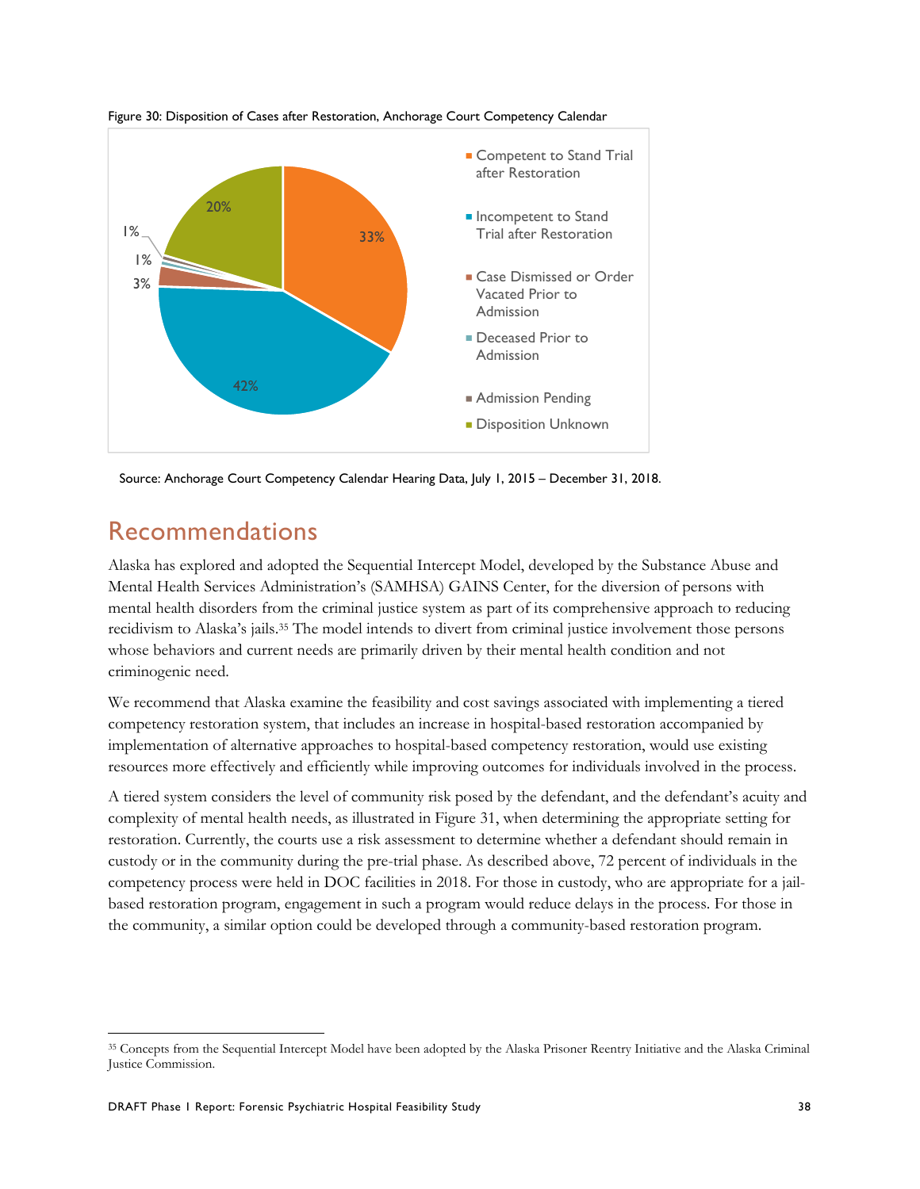Figure 30: Disposition of Cases after Restoration, Anchorage Court Competency Calendar

33%
42%
3%
1%
1%
20%

Competent to Stand Trial after Restoration
Incompetent to Stand Trial after Restoration
Case Dismissed or Order Vacated Prior to Admission
Deceased Prior to Admission
Admission Pending
Disposition Unknown

Source: Anchorage Court Competency Calendar Hearing Data, July 1, 2015 – December 31, 2018.

## Recommendations

Alaska has explored and adopted the Sequential Intercept Model, developed by the Substance Abuse and Mental Health Services Administration's (SAMHSA) GAINS Center, for the diversion of persons with mental health disorders from the criminal justice system as part of its comprehensive approach to reducing recidivism to Alaska's jails.[35] The model intends to divert from criminal justice involvement those persons whose behaviors and current needs are primarily driven by their mental health condition and not criminogenic need.

We recommend that Alaska examine the feasibility and cost savings associated with implementing a tiered competency restoration system, that includes an increase in hospital-based restoration accompanied by implementation of alternative approaches to hospital-based competency restoration, would use existing resources more effectively and efficiently while improving outcomes for individuals involved in the process.

A tiered system considers the level of community risk posed by the defendant, and the defendant's acuity and complexity of mental health needs, as illustrated in Figure 31, when determining the appropriate setting for restoration. Currently, the courts use a risk assessment to determine whether a defendant should remain in custody or in the community during the pre-trial phase. As described above, 72 percent of individuals in the competency process were held in DOC facilities in 2018. For those in custody, who are appropriate for a jail-based restoration program, engagement in such a program would reduce delays in the process. For those in the community, a similar option could be developed through a community-based restoration program.

[35] Concepts from the Sequential Intercept Model have been adopted by the Alaska Prisoner Reentry Initiative and the Alaska Criminal Justice Commission.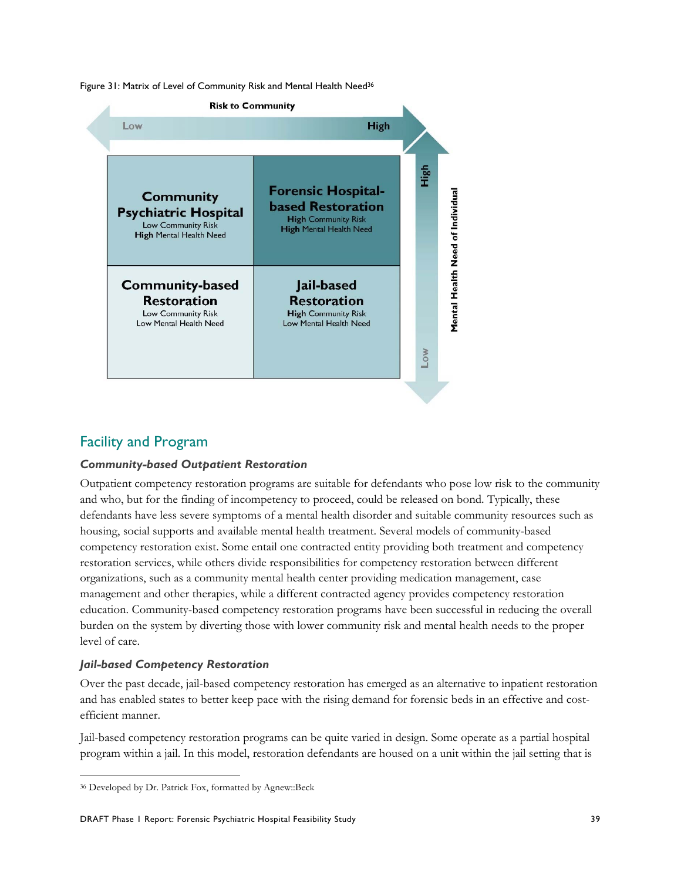Figure 31: Matrix of Level of Community Risk and Mental Health Need[36]

| | Low Risk to Community | High Risk to Community |
|---|---|---|
| **High Mental Health Need of Individual** | **Community Psychiatric Hospital**<br>Low Community Risk<br>**High** Mental Health Need | **Forensic Hospital-based Restoration**<br>**High** Community Risk<br>**High** Mental Health Need |
| **Low Mental Health Need of Individual** | **Community-based Restoration**<br>Low Community Risk<br>Low Mental Health Need | **Jail-based Restoration**<br>**High** Community Risk<br>Low Mental Health Need |

## Facility and Program

### *Community-based Outpatient Restoration*

Outpatient competency restoration programs are suitable for defendants who pose low risk to the community and who, but for the finding of incompetency to proceed, could be released on bond. Typically, these defendants have less severe symptoms of a mental health disorder and suitable community resources such as housing, social supports and available mental health treatment. Several models of community-based competency restoration exist. Some entail one contracted entity providing both treatment and competency restoration services, while others divide responsibilities for competency restoration between different organizations, such as a community mental health center providing medication management, case management and other therapies, while a different contracted agency provides competency restoration education. Community-based competency restoration programs have been successful in reducing the overall burden on the system by diverting those with lower community risk and mental health needs to the proper level of care.

### *Jail-based Competency Restoration*

Over the past decade, jail-based competency restoration has emerged as an alternative to inpatient restoration and has enabled states to better keep pace with the rising demand for forensic beds in an effective and cost-efficient manner.

Jail-based competency restoration programs can be quite varied in design. Some operate as a partial hospital program within a jail. In this model, restoration defendants are housed on a unit within the jail setting that is

[36] Developed by Dr. Patrick Fox, formatted by Agnew::Beck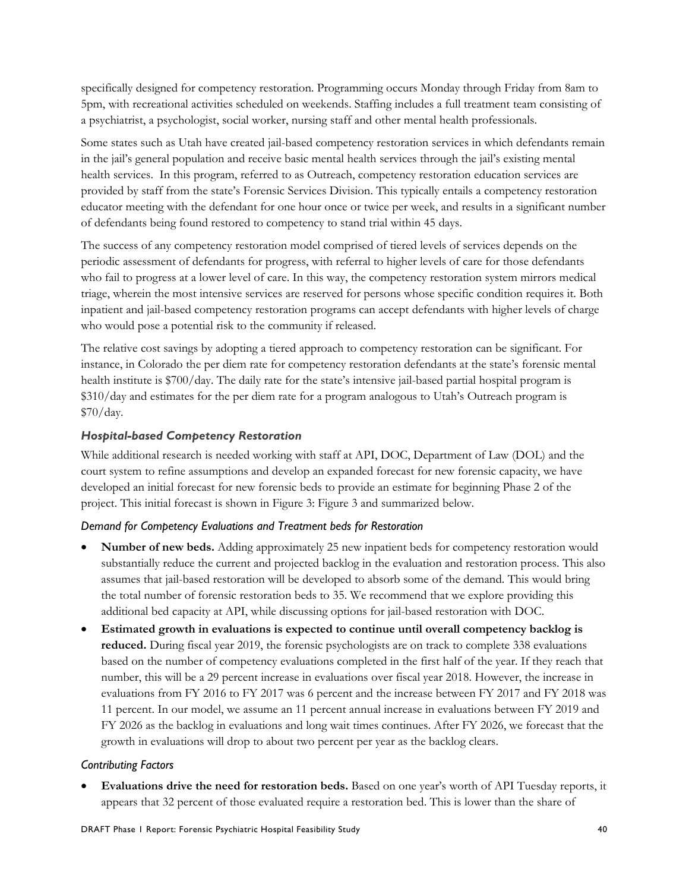specifically designed for competency restoration. Programming occurs Monday through Friday from 8am to 5pm, with recreational activities scheduled on weekends. Staffing includes a full treatment team consisting of a psychiatrist, a psychologist, social worker, nursing staff and other mental health professionals.

Some states such as Utah have created jail-based competency restoration services in which defendants remain in the jail's general population and receive basic mental health services through the jail's existing mental health services. In this program, referred to as Outreach, competency restoration education services are provided by staff from the state's Forensic Services Division. This typically entails a competency restoration educator meeting with the defendant for one hour once or twice per week, and results in a significant number of defendants being found restored to competency to stand trial within 45 days.

The success of any competency restoration model comprised of tiered levels of services depends on the periodic assessment of defendants for progress, with referral to higher levels of care for those defendants who fail to progress at a lower level of care. In this way, the competency restoration system mirrors medical triage, wherein the most intensive services are reserved for persons whose specific condition requires it. Both inpatient and jail-based competency restoration programs can accept defendants with higher levels of charge who would pose a potential risk to the community if released.

The relative cost savings by adopting a tiered approach to competency restoration can be significant. For instance, in Colorado the per diem rate for competency restoration defendants at the state's forensic mental health institute is $700/day. The daily rate for the state's intensive jail-based partial hospital program is $310/day and estimates for the per diem rate for a program analogous to Utah's Outreach program is $70/day.

### *Hospital-based Competency Restoration*

While additional research is needed working with staff at API, DOC, Department of Law (DOL) and the court system to refine assumptions and develop an expanded forecast for new forensic capacity, we have developed an initial forecast for new forensic beds to provide an estimate for beginning Phase 2 of the project. This initial forecast is shown in Figure 3: Figure 3 and summarized below.

#### *Demand for Competency Evaluations and Treatment beds for Restoration*

- **Number of new beds.** Adding approximately 25 new inpatient beds for competency restoration would substantially reduce the current and projected backlog in the evaluation and restoration process. This also assumes that jail-based restoration will be developed to absorb some of the demand. This would bring the total number of forensic restoration beds to 35. We recommend that we explore providing this additional bed capacity at API, while discussing options for jail-based restoration with DOC.
- **Estimated growth in evaluations is expected to continue until overall competency backlog is reduced.** During fiscal year 2019, the forensic psychologists are on track to complete 338 evaluations based on the number of competency evaluations completed in the first half of the year. If they reach that number, this will be a 29 percent increase in evaluations over fiscal year 2018. However, the increase in evaluations from FY 2016 to FY 2017 was 6 percent and the increase between FY 2017 and FY 2018 was 11 percent. In our model, we assume an 11 percent annual increase in evaluations between FY 2019 and FY 2026 as the backlog in evaluations and long wait times continues. After FY 2026, we forecast that the growth in evaluations will drop to about two percent per year as the backlog clears.

#### *Contributing Factors*

- **Evaluations drive the need for restoration beds.** Based on one year's worth of API Tuesday reports, it appears that 32 percent of those evaluated require a restoration bed. This is lower than the share of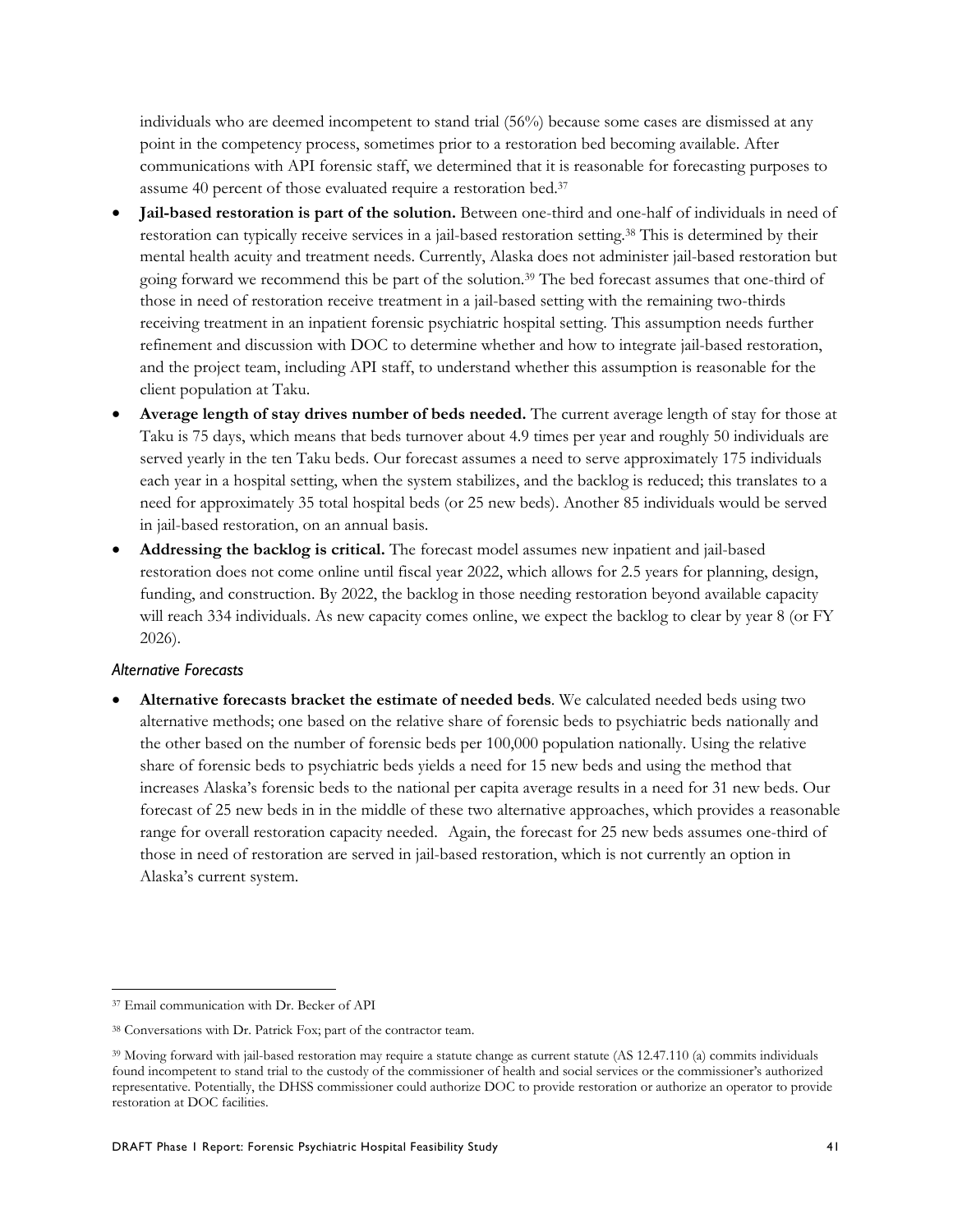individuals who are deemed incompetent to stand trial (56%) because some cases are dismissed at any point in the competency process, sometimes prior to a restoration bed becoming available. After communications with API forensic staff, we determined that it is reasonable for forecasting purposes to assume 40 percent of those evaluated require a restoration bed.[37]

- **Jail-based restoration is part of the solution.** Between one-third and one-half of individuals in need of restoration can typically receive services in a jail-based restoration setting.[38] This is determined by their mental health acuity and treatment needs. Currently, Alaska does not administer jail-based restoration but going forward we recommend this be part of the solution.[39] The bed forecast assumes that one-third of those in need of restoration receive treatment in a jail-based setting with the remaining two-thirds receiving treatment in an inpatient forensic psychiatric hospital setting. This assumption needs further refinement and discussion with DOC to determine whether and how to integrate jail-based restoration, and the project team, including API staff, to understand whether this assumption is reasonable for the client population at Taku.
- **Average length of stay drives number of beds needed.** The current average length of stay for those at Taku is 75 days, which means that beds turnover about 4.9 times per year and roughly 50 individuals are served yearly in the ten Taku beds. Our forecast assumes a need to serve approximately 175 individuals each year in a hospital setting, when the system stabilizes, and the backlog is reduced; this translates to a need for approximately 35 total hospital beds (or 25 new beds). Another 85 individuals would be served in jail-based restoration, on an annual basis.
- **Addressing the backlog is critical.** The forecast model assumes new inpatient and jail-based restoration does not come online until fiscal year 2022, which allows for 2.5 years for planning, design, funding, and construction. By 2022, the backlog in those needing restoration beyond available capacity will reach 334 individuals. As new capacity comes online, we expect the backlog to clear by year 8 (or FY 2026).

### *Alternative Forecasts*

- **Alternative forecasts bracket the estimate of needed beds**. We calculated needed beds using two alternative methods; one based on the relative share of forensic beds to psychiatric beds nationally and the other based on the number of forensic beds per 100,000 population nationally. Using the relative share of forensic beds to psychiatric beds yields a need for 15 new beds and using the method that increases Alaska's forensic beds to the national per capita average results in a need for 31 new beds. Our forecast of 25 new beds in in the middle of these two alternative approaches, which provides a reasonable range for overall restoration capacity needed. Again, the forecast for 25 new beds assumes one-third of those in need of restoration are served in jail-based restoration, which is not currently an option in Alaska's current system.

---

[37] Email communication with Dr. Becker of API

[38] Conversations with Dr. Patrick Fox; part of the contractor team.

[39] Moving forward with jail-based restoration may require a statute change as current statute (AS 12.47.110 (a) commits individuals found incompetent to stand trial to the custody of the commissioner of health and social services or the commissioner's authorized representative. Potentially, the DHSS commissioner could authorize DOC to provide restoration or authorize an operator to provide restoration at DOC facilities.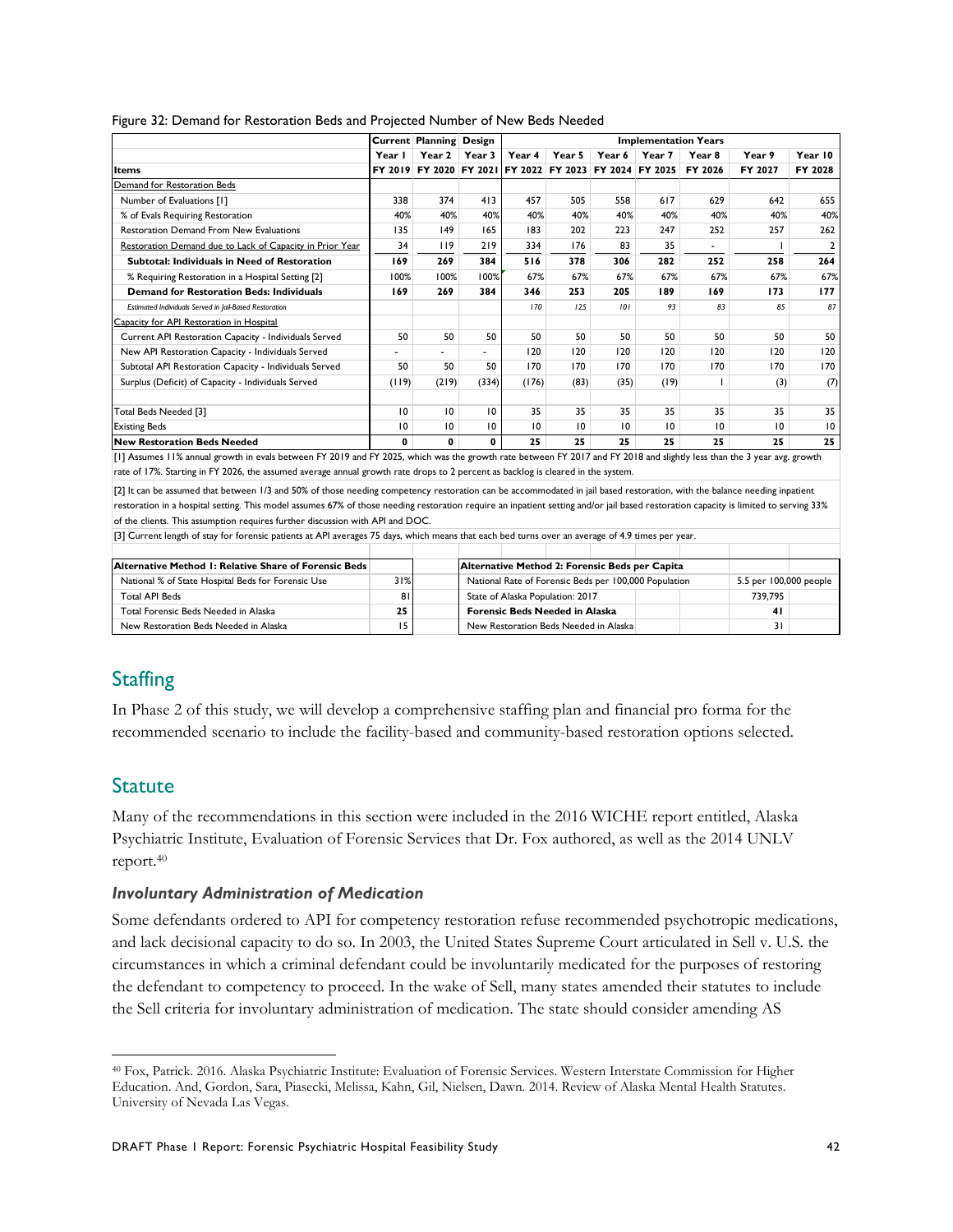Figure 32: Demand for Restoration Beds and Projected Number of New Beds Needed

| | Current | Planning | Design | Implementation Years | | | | | | |
|---|---|---|---|---|---|---|---|---|---|---|
| | Year 1 | Year 2 | Year 3 | Year 4 | Year 5 | Year 6 | Year 7 | Year 8 | Year 9 | Year 10 |
| **Items** | **FY 2019** | **FY 2020** | **FY 2021** | **FY 2022** | **FY 2023** | **FY 2024** | **FY 2025** | **FY 2026** | **FY 2027** | **FY 2028** |
| Demand for Restoration Beds | | | | | | | | | | |
| Number of Evaluations [1] | 338 | 374 | 413 | 457 | 505 | 558 | 617 | 629 | 642 | 655 |
| % of Evals Requiring Restoration | 40% | 40% | 40% | 40% | 40% | 40% | 40% | 40% | 40% | 40% |
| Restoration Demand From New Evaluations | 135 | 149 | 165 | 183 | 202 | 223 | 247 | 252 | 257 | 262 |
| Restoration Demand due to Lack of Capacity in Prior Year | 34 | 119 | 219 | 334 | 176 | 83 | 35 | - | 1 | 2 |
| **Subtotal: Individuals in Need of Restoration** | **169** | **269** | **384** | **516** | **378** | **306** | **282** | **252** | **258** | **264** |
| % Requiring Restoration in a Hospital Setting [2] | 100% | 100% | 100% | 67% | 67% | 67% | 67% | 67% | 67% | 67% |
| **Demand for Restoration Beds: Individuals** | **169** | **269** | **384** | **346** | **253** | **205** | **189** | **169** | **173** | **177** |
| *Estimated Individuals Served in Jail-Based Restoration* | | | | *170* | *125* | *101* | *93* | *83* | *85* | *87* |
| Capacity for API Restoration in Hospital | | | | | | | | | | |
| Current API Restoration Capacity - Individuals Served | 50 | 50 | 50 | 50 | 50 | 50 | 50 | 50 | 50 | 50 |
| New API Restoration Capacity - Individuals Served | - | - | - | 120 | 120 | 120 | 120 | 120 | 120 | 120 |
| Subtotal API Restoration Capacity - Individuals Served | 50 | 50 | 50 | 170 | 170 | 170 | 170 | 170 | 170 | 170 |
| Surplus (Deficit) of Capacity - Individuals Served | (119) | (219) | (334) | (176) | (83) | (35) | (19) | 1 | (3) | (7) |
| | | | | | | | | | | |
| Total Beds Needed [3] | 10 | 10 | 10 | 35 | 35 | 35 | 35 | 35 | 35 | 35 |
| Existing Beds | 10 | 10 | 10 | 10 | 10 | 10 | 10 | 10 | 10 | 10 |
| **New Restoration Beds Needed** | **0** | **0** | **0** | **25** | **25** | **25** | **25** | **25** | **25** | **25** |

[1] Assumes 11% annual growth in evals between FY 2019 and FY 2025, which was the growth rate between FY 2017 and FY 2018 and slightly less than the 3 year avg. growth rate of 17%. Starting in FY 2026, the assumed average annual growth rate drops to 2 percent as backlog is cleared in the system.

[2] It can be assumed that between 1/3 and 50% of those needing competency restoration can be accommodated in jail based restoration, with the balance needing inpatient restoration in a hospital setting. This model assumes 67% of those needing restoration require an inpatient setting and/or jail based restoration capacity is limited to serving 33% of the clients. This assumption requires further discussion with API and DOC.

[3] Current length of stay for forensic patients at API averages 75 days, which means that each bed turns over an average of 4.9 times per year.

| Alternative Method 1: Relative Share of Forensic Beds | |
|---|---|
| National % of State Hospital Beds for Forensic Use | 31% |
| Total API Beds | 81 |
| Total Forensic Beds Needed in Alaska | **25** |
| New Restoration Beds Needed in Alaska | 15 |

| Alternative Method 2: Forensic Beds per Capita | |
|---|---|
| National Rate of Forensic Beds per 100,000 Population | 5.5 per 100,000 people |
| State of Alaska Population: 2017 | 739,795 |
| **Forensic Beds Needed in Alaska** | **41** |
| New Restoration Beds Needed in Alaska | 31 |

## Staffing

In Phase 2 of this study, we will develop a comprehensive staffing plan and financial pro forma for the recommended scenario to include the facility-based and community-based restoration options selected.

## Statute

Many of the recommendations in this section were included in the 2016 WICHE report entitled, Alaska Psychiatric Institute, Evaluation of Forensic Services that Dr. Fox authored, as well as the 2014 UNLV report.[40]

### *Involuntary Administration of Medication*

Some defendants ordered to API for competency restoration refuse recommended psychotropic medications, and lack decisional capacity to do so. In 2003, the United States Supreme Court articulated in Sell v. U.S. the circumstances in which a criminal defendant could be involuntarily medicated for the purposes of restoring the defendant to competency to proceed. In the wake of Sell, many states amended their statutes to include the Sell criteria for involuntary administration of medication. The state should consider amending AS

[40] Fox, Patrick. 2016. Alaska Psychiatric Institute: Evaluation of Forensic Services. Western Interstate Commission for Higher Education. And, Gordon, Sara, Piasecki, Melissa, Kahn, Gil, Nielsen, Dawn. 2014. Review of Alaska Mental Health Statutes. University of Nevada Las Vegas.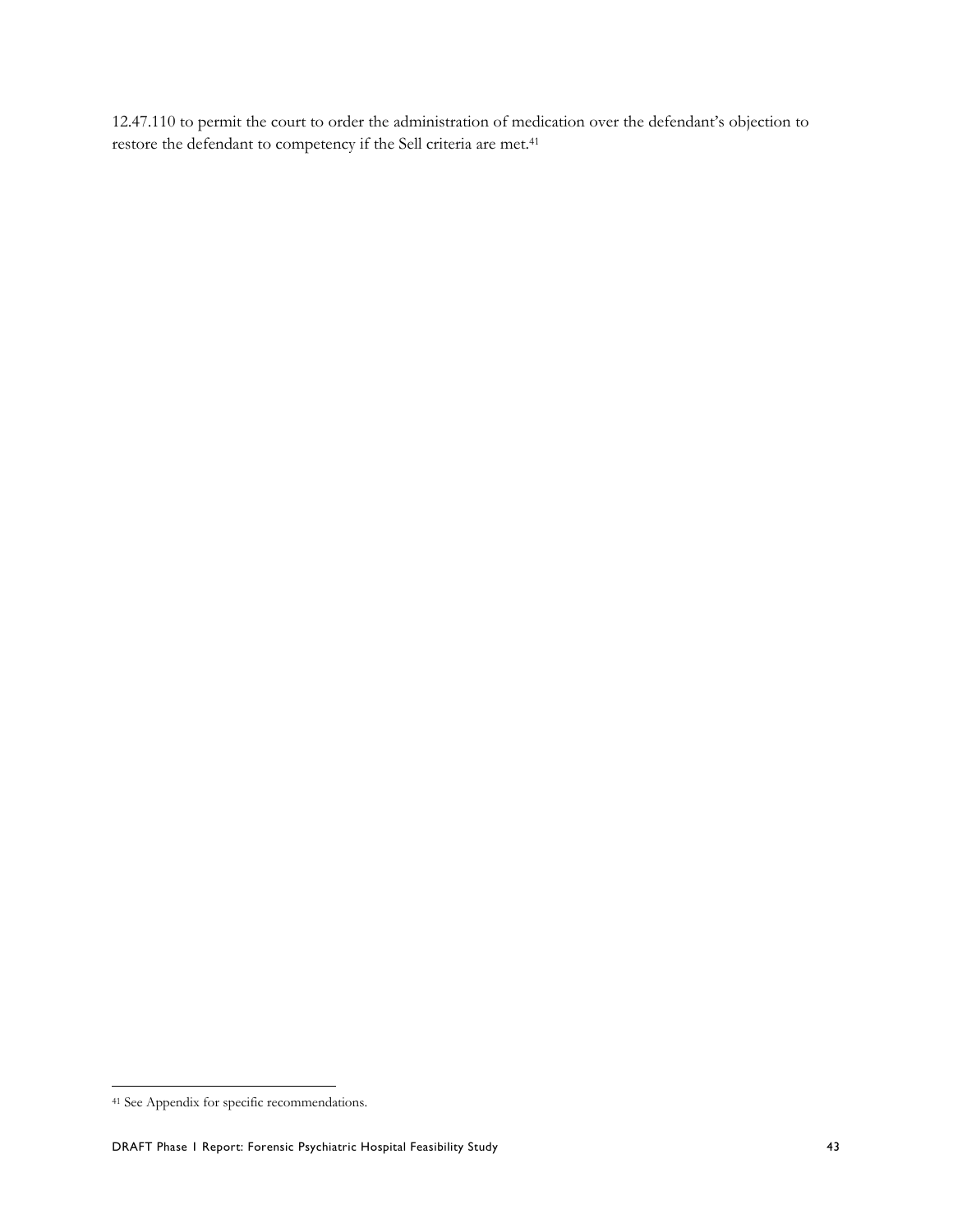12.47.110 to permit the court to order the administration of medication over the defendant's objection to restore the defendant to competency if the Sell criteria are met.[41]

[41] See Appendix for specific recommendations.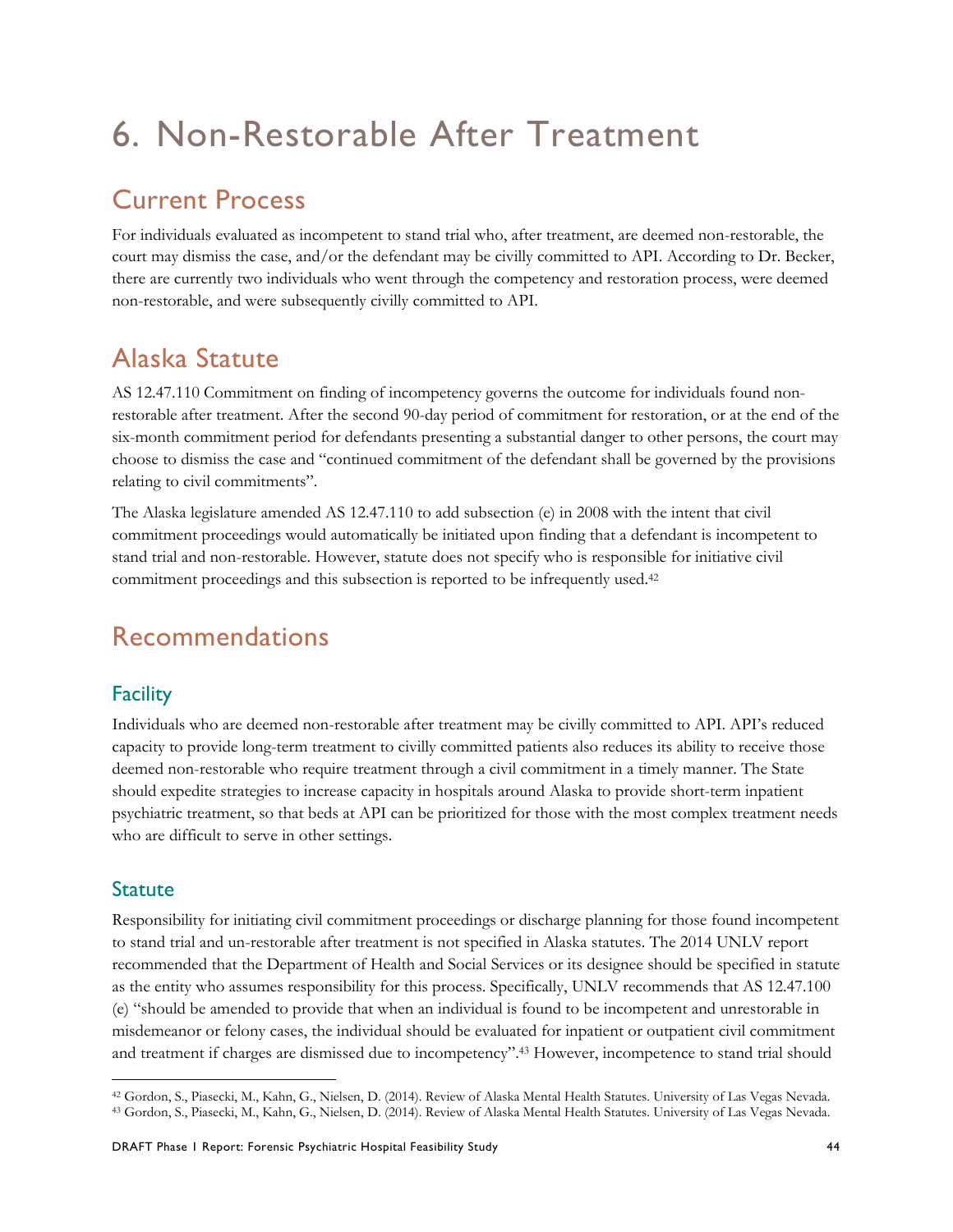# 6. Non-Restorable After Treatment

## Current Process

For individuals evaluated as incompetent to stand trial who, after treatment, are deemed non-restorable, the court may dismiss the case, and/or the defendant may be civilly committed to API. According to Dr. Becker, there are currently two individuals who went through the competency and restoration process, were deemed non-restorable, and were subsequently civilly committed to API.

## Alaska Statute

AS 12.47.110 Commitment on finding of incompetency governs the outcome for individuals found non-restorable after treatment. After the second 90-day period of commitment for restoration, or at the end of the six-month commitment period for defendants presenting a substantial danger to other persons, the court may choose to dismiss the case and "continued commitment of the defendant shall be governed by the provisions relating to civil commitments".

The Alaska legislature amended AS 12.47.110 to add subsection (e) in 2008 with the intent that civil commitment proceedings would automatically be initiated upon finding that a defendant is incompetent to stand trial and non-restorable. However, statute does not specify who is responsible for initiative civil commitment proceedings and this subsection is reported to be infrequently used.[42]

## Recommendations

### Facility

Individuals who are deemed non-restorable after treatment may be civilly committed to API. API's reduced capacity to provide long-term treatment to civilly committed patients also reduces its ability to receive those deemed non-restorable who require treatment through a civil commitment in a timely manner. The State should expedite strategies to increase capacity in hospitals around Alaska to provide short-term inpatient psychiatric treatment, so that beds at API can be prioritized for those with the most complex treatment needs who are difficult to serve in other settings.

### Statute

Responsibility for initiating civil commitment proceedings or discharge planning for those found incompetent to stand trial and un-restorable after treatment is not specified in Alaska statutes. The 2014 UNLV report recommended that the Department of Health and Social Services or its designee should be specified in statute as the entity who assumes responsibility for this process. Specifically, UNLV recommends that AS 12.47.100 (e) "should be amended to provide that when an individual is found to be incompetent and unrestorable in misdemeanor or felony cases, the individual should be evaluated for inpatient or outpatient civil commitment and treatment if charges are dismissed due to incompetency".[43] However, incompetence to stand trial should

---

[42] Gordon, S., Piasecki, M., Kahn, G., Nielsen, D. (2014). Review of Alaska Mental Health Statutes. University of Las Vegas Nevada.

[43] Gordon, S., Piasecki, M., Kahn, G., Nielsen, D. (2014). Review of Alaska Mental Health Statutes. University of Las Vegas Nevada.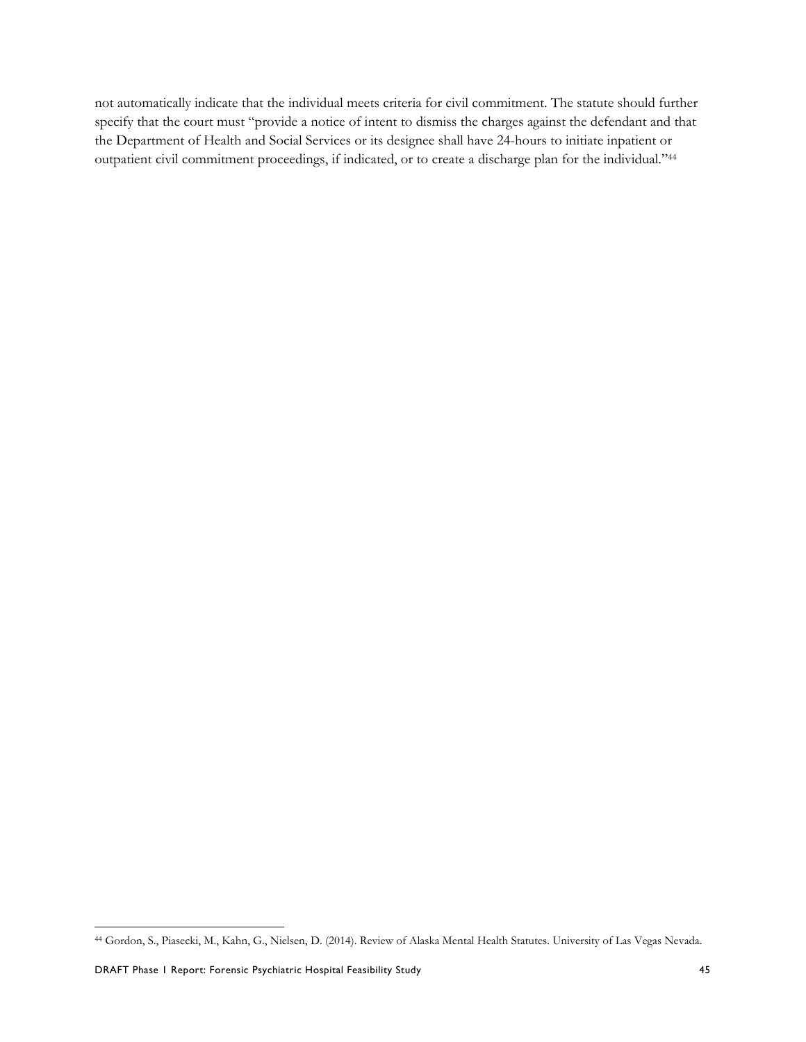not automatically indicate that the individual meets criteria for civil commitment. The statute should further specify that the court must "provide a notice of intent to dismiss the charges against the defendant and that the Department of Health and Social Services or its designee shall have 24-hours to initiate inpatient or outpatient civil commitment proceedings, if indicated, or to create a discharge plan for the individual."[44]

[44] Gordon, S., Piasecki, M., Kahn, G., Nielsen, D. (2014). Review of Alaska Mental Health Statutes. University of Las Vegas Nevada.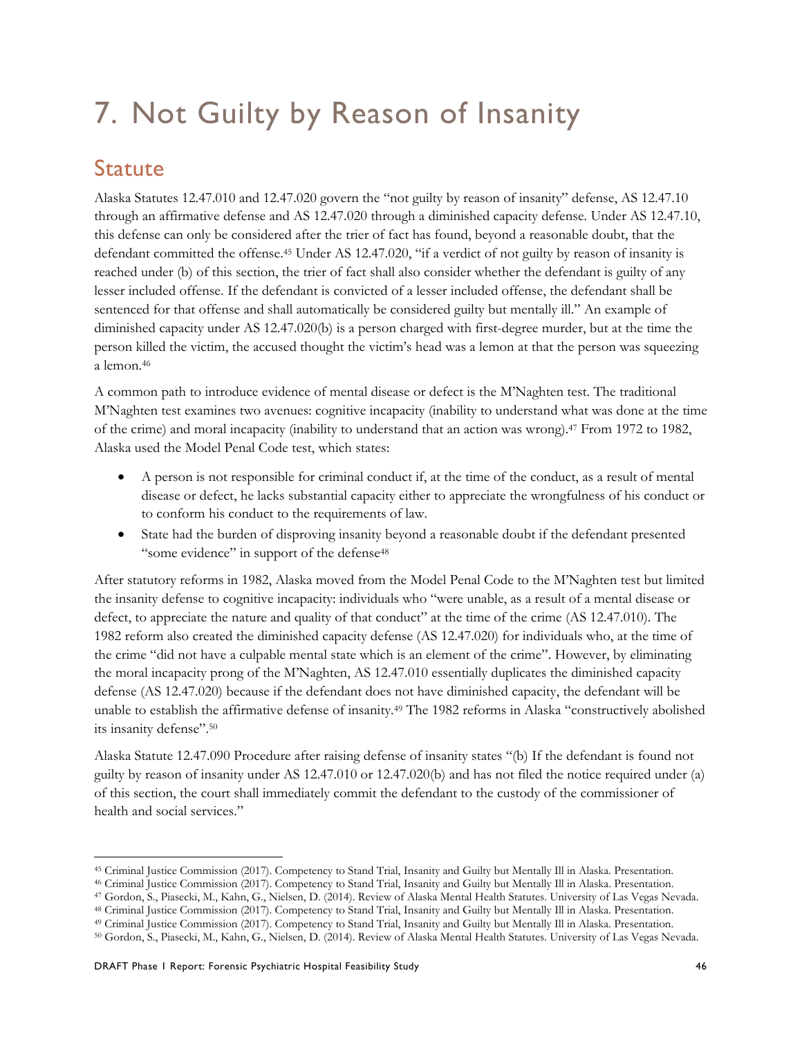# 7. Not Guilty by Reason of Insanity

## Statute

Alaska Statutes 12.47.010 and 12.47.020 govern the "not guilty by reason of insanity" defense, AS 12.47.10 through an affirmative defense and AS 12.47.020 through a diminished capacity defense. Under AS 12.47.10, this defense can only be considered after the trier of fact has found, beyond a reasonable doubt, that the defendant committed the offense.[45] Under AS 12.47.020, "if a verdict of not guilty by reason of insanity is reached under (b) of this section, the trier of fact shall also consider whether the defendant is guilty of any lesser included offense. If the defendant is convicted of a lesser included offense, the defendant shall be sentenced for that offense and shall automatically be considered guilty but mentally ill." An example of diminished capacity under AS 12.47.020(b) is a person charged with first-degree murder, but at the time the person killed the victim, the accused thought the victim's head was a lemon at that the person was squeezing a lemon.[46]

A common path to introduce evidence of mental disease or defect is the M'Naghten test. The traditional M'Naghten test examines two avenues: cognitive incapacity (inability to understand what was done at the time of the crime) and moral incapacity (inability to understand that an action was wrong).[47] From 1972 to 1982, Alaska used the Model Penal Code test, which states:

- A person is not responsible for criminal conduct if, at the time of the conduct, as a result of mental disease or defect, he lacks substantial capacity either to appreciate the wrongfulness of his conduct or to conform his conduct to the requirements of law.
- State had the burden of disproving insanity beyond a reasonable doubt if the defendant presented "some evidence" in support of the defense[48]

After statutory reforms in 1982, Alaska moved from the Model Penal Code to the M'Naghten test but limited the insanity defense to cognitive incapacity: individuals who "were unable, as a result of a mental disease or defect, to appreciate the nature and quality of that conduct" at the time of the crime (AS 12.47.010). The 1982 reform also created the diminished capacity defense (AS 12.47.020) for individuals who, at the time of the crime "did not have a culpable mental state which is an element of the crime". However, by eliminating the moral incapacity prong of the M'Naghten, AS 12.47.010 essentially duplicates the diminished capacity defense (AS 12.47.020) because if the defendant does not have diminished capacity, the defendant will be unable to establish the affirmative defense of insanity.[49] The 1982 reforms in Alaska "constructively abolished its insanity defense".[50]

Alaska Statute 12.47.090 Procedure after raising defense of insanity states "(b) If the defendant is found not guilty by reason of insanity under AS 12.47.010 or 12.47.020(b) and has not filed the notice required under (a) of this section, the court shall immediately commit the defendant to the custody of the commissioner of health and social services."

---

[45] Criminal Justice Commission (2017). Competency to Stand Trial, Insanity and Guilty but Mentally Ill in Alaska. Presentation.

[46] Criminal Justice Commission (2017). Competency to Stand Trial, Insanity and Guilty but Mentally Ill in Alaska. Presentation.

[47] Gordon, S., Piasecki, M., Kahn, G., Nielsen, D. (2014). Review of Alaska Mental Health Statutes. University of Las Vegas Nevada.

[48] Criminal Justice Commission (2017). Competency to Stand Trial, Insanity and Guilty but Mentally Ill in Alaska. Presentation.

[49] Criminal Justice Commission (2017). Competency to Stand Trial, Insanity and Guilty but Mentally Ill in Alaska. Presentation.

[50] Gordon, S., Piasecki, M., Kahn, G., Nielsen, D. (2014). Review of Alaska Mental Health Statutes. University of Las Vegas Nevada.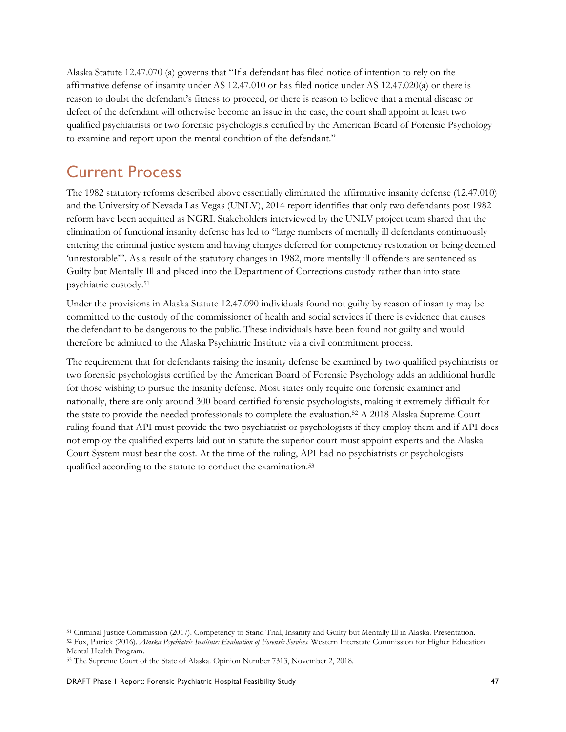Alaska Statute 12.47.070 (a) governs that "If a defendant has filed notice of intention to rely on the affirmative defense of insanity under AS 12.47.010 or has filed notice under AS 12.47.020(a) or there is reason to doubt the defendant's fitness to proceed, or there is reason to believe that a mental disease or defect of the defendant will otherwise become an issue in the case, the court shall appoint at least two qualified psychiatrists or two forensic psychologists certified by the American Board of Forensic Psychology to examine and report upon the mental condition of the defendant."

## Current Process

The 1982 statutory reforms described above essentially eliminated the affirmative insanity defense (12.47.010) and the University of Nevada Las Vegas (UNLV), 2014 report identifies that only two defendants post 1982 reform have been acquitted as NGRI. Stakeholders interviewed by the UNLV project team shared that the elimination of functional insanity defense has led to "large numbers of mentally ill defendants continuously entering the criminal justice system and having charges deferred for competency restoration or being deemed 'unrestorable'". As a result of the statutory changes in 1982, more mentally ill offenders are sentenced as Guilty but Mentally Ill and placed into the Department of Corrections custody rather than into state psychiatric custody.[51]

Under the provisions in Alaska Statute 12.47.090 individuals found not guilty by reason of insanity may be committed to the custody of the commissioner of health and social services if there is evidence that causes the defendant to be dangerous to the public. These individuals have been found not guilty and would therefore be admitted to the Alaska Psychiatric Institute via a civil commitment process.

The requirement that for defendants raising the insanity defense be examined by two qualified psychiatrists or two forensic psychologists certified by the American Board of Forensic Psychology adds an additional hurdle for those wishing to pursue the insanity defense. Most states only require one forensic examiner and nationally, there are only around 300 board certified forensic psychologists, making it extremely difficult for the state to provide the needed professionals to complete the evaluation.[52] A 2018 Alaska Supreme Court ruling found that API must provide the two psychiatrist or psychologists if they employ them and if API does not employ the qualified experts laid out in statute the superior court must appoint experts and the Alaska Court System must bear the cost. At the time of the ruling, API had no psychiatrists or psychologists qualified according to the statute to conduct the examination.[53]

---

[51] Criminal Justice Commission (2017). Competency to Stand Trial, Insanity and Guilty but Mentally Ill in Alaska. Presentation.

[52] Fox, Patrick (2016). *Alaska Psychiatric Institute: Evaluation of Forensic Services*. Western Interstate Commission for Higher Education Mental Health Program.

[53] The Supreme Court of the State of Alaska. Opinion Number 7313, November 2, 2018.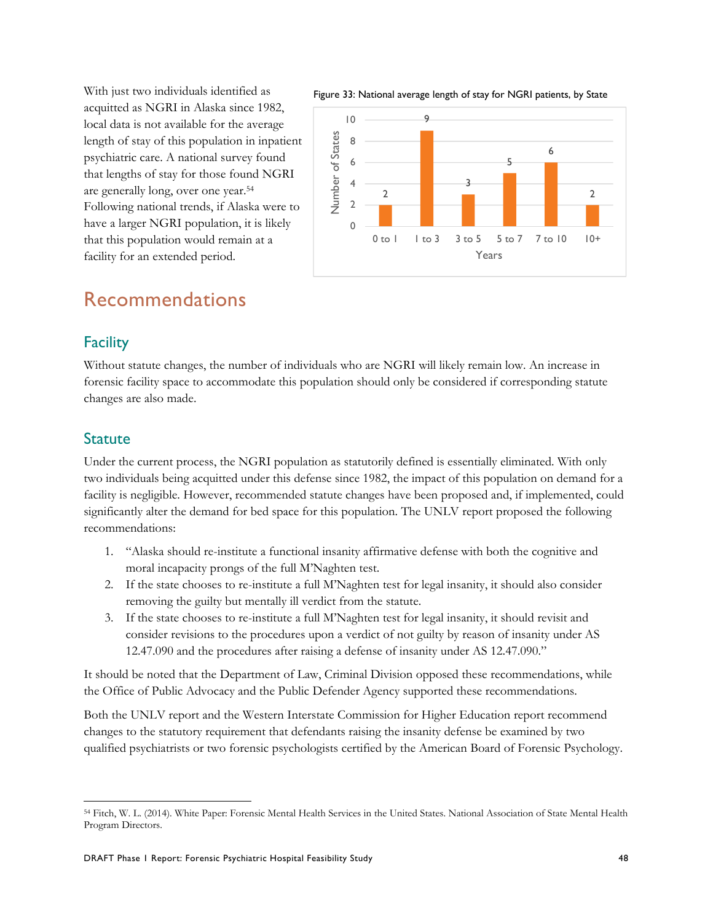With just two individuals identified as acquitted as NGRI in Alaska since 1982, local data is not available for the average length of stay of this population in inpatient psychiatric care. A national survey found that lengths of stay for those found NGRI are generally long, over one year.[54] Following national trends, if Alaska were to have a larger NGRI population, it is likely that this population would remain at a facility for an extended period.

Figure 33: National average length of stay for NGRI patients, by State

Number of States
10
8
6
4
2
0

2
9
3
5
6
2

0 to 1
1 to 3
3 to 5
5 to 7
7 to 10
10+

Years

# Recommendations

## Facility

Without statute changes, the number of individuals who are NGRI will likely remain low. An increase in forensic facility space to accommodate this population should only be considered if corresponding statute changes are also made.

## Statute

Under the current process, the NGRI population as statutorily defined is essentially eliminated. With only two individuals being acquitted under this defense since 1982, the impact of this population on demand for a facility is negligible. However, recommended statute changes have been proposed and, if implemented, could significantly alter the demand for bed space for this population. The UNLV report proposed the following recommendations:

1. "Alaska should re-institute a functional insanity affirmative defense with both the cognitive and moral incapacity prongs of the full M'Naghten test.
2. If the state chooses to re-institute a full M'Naghten test for legal insanity, it should also consider removing the guilty but mentally ill verdict from the statute.
3. If the state chooses to re-institute a full M'Naghten test for legal insanity, it should revisit and consider revisions to the procedures upon a verdict of not guilty by reason of insanity under AS 12.47.090 and the procedures after raising a defense of insanity under AS 12.47.090."

It should be noted that the Department of Law, Criminal Division opposed these recommendations, while the Office of Public Advocacy and the Public Defender Agency supported these recommendations.

Both the UNLV report and the Western Interstate Commission for Higher Education report recommend changes to the statutory requirement that defendants raising the insanity defense be examined by two qualified psychiatrists or two forensic psychologists certified by the American Board of Forensic Psychology.

[54] Fitch, W. L. (2014). White Paper: Forensic Mental Health Services in the United States. National Association of State Mental Health Program Directors.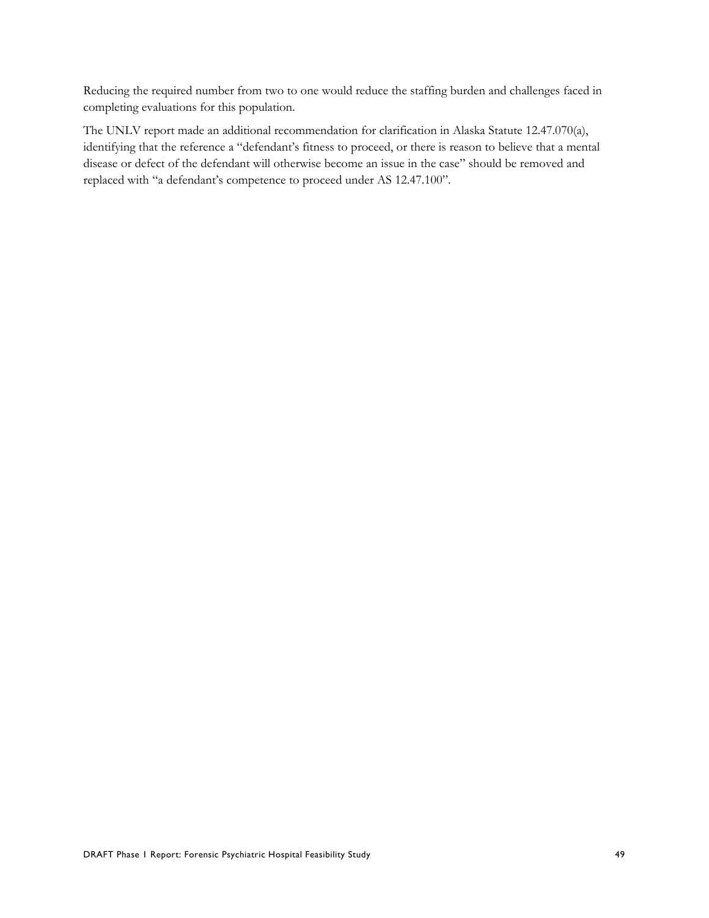Reducing the required number from two to one would reduce the staffing burden and challenges faced in completing evaluations for this population.

The UNLV report made an additional recommendation for clarification in Alaska Statute 12.47.070(a), identifying that the reference a "defendant's fitness to proceed, or there is reason to believe that a mental disease or defect of the defendant will otherwise become an issue in the case" should be removed and replaced with "a defendant's competence to proceed under AS 12.47.100".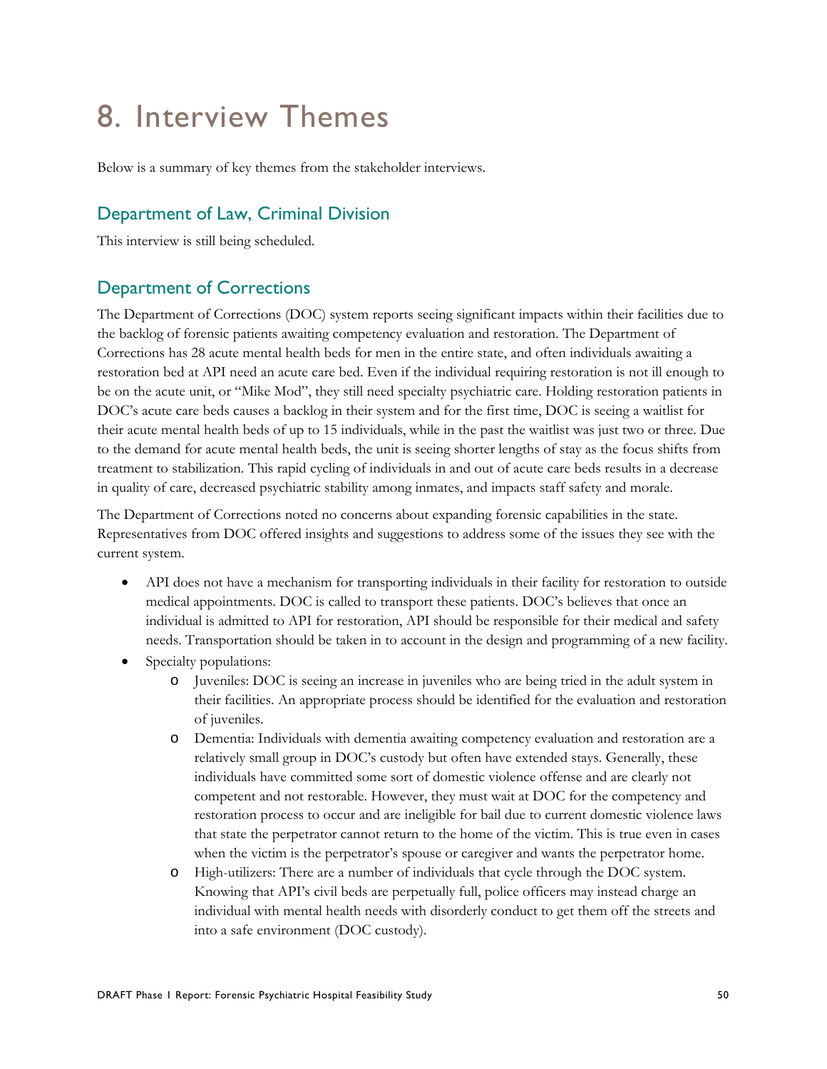# 8. Interview Themes

Below is a summary of key themes from the stakeholder interviews.

## Department of Law, Criminal Division

This interview is still being scheduled.

## Department of Corrections

The Department of Corrections (DOC) system reports seeing significant impacts within their facilities due to the backlog of forensic patients awaiting competency evaluation and restoration. The Department of Corrections has 28 acute mental health beds for men in the entire state, and often individuals awaiting a restoration bed at API need an acute care bed. Even if the individual requiring restoration is not ill enough to be on the acute unit, or "Mike Mod", they still need specialty psychiatric care. Holding restoration patients in DOC's acute care beds causes a backlog in their system and for the first time, DOC is seeing a waitlist for their acute mental health beds of up to 15 individuals, while in the past the waitlist was just two or three. Due to the demand for acute mental health beds, the unit is seeing shorter lengths of stay as the focus shifts from treatment to stabilization. This rapid cycling of individuals in and out of acute care beds results in a decrease in quality of care, decreased psychiatric stability among inmates, and impacts staff safety and morale.

The Department of Corrections noted no concerns about expanding forensic capabilities in the state. Representatives from DOC offered insights and suggestions to address some of the issues they see with the current system.

- API does not have a mechanism for transporting individuals in their facility for restoration to outside medical appointments. DOC is called to transport these patients. DOC's believes that once an individual is admitted to API for restoration, API should be responsible for their medical and safety needs. Transportation should be taken in to account in the design and programming of a new facility.
- Specialty populations:
  - Juveniles: DOC is seeing an increase in juveniles who are being tried in the adult system in their facilities. An appropriate process should be identified for the evaluation and restoration of juveniles.
  - Dementia: Individuals with dementia awaiting competency evaluation and restoration are a relatively small group in DOC's custody but often have extended stays. Generally, these individuals have committed some sort of domestic violence offense and are clearly not competent and not restorable. However, they must wait at DOC for the competency and restoration process to occur and are ineligible for bail due to current domestic violence laws that state the perpetrator cannot return to the home of the victim. This is true even in cases when the victim is the perpetrator's spouse or caregiver and wants the perpetrator home.
  - High-utilizers: There are a number of individuals that cycle through the DOC system. Knowing that API's civil beds are perpetually full, police officers may instead charge an individual with mental health needs with disorderly conduct to get them off the streets and into a safe environment (DOC custody).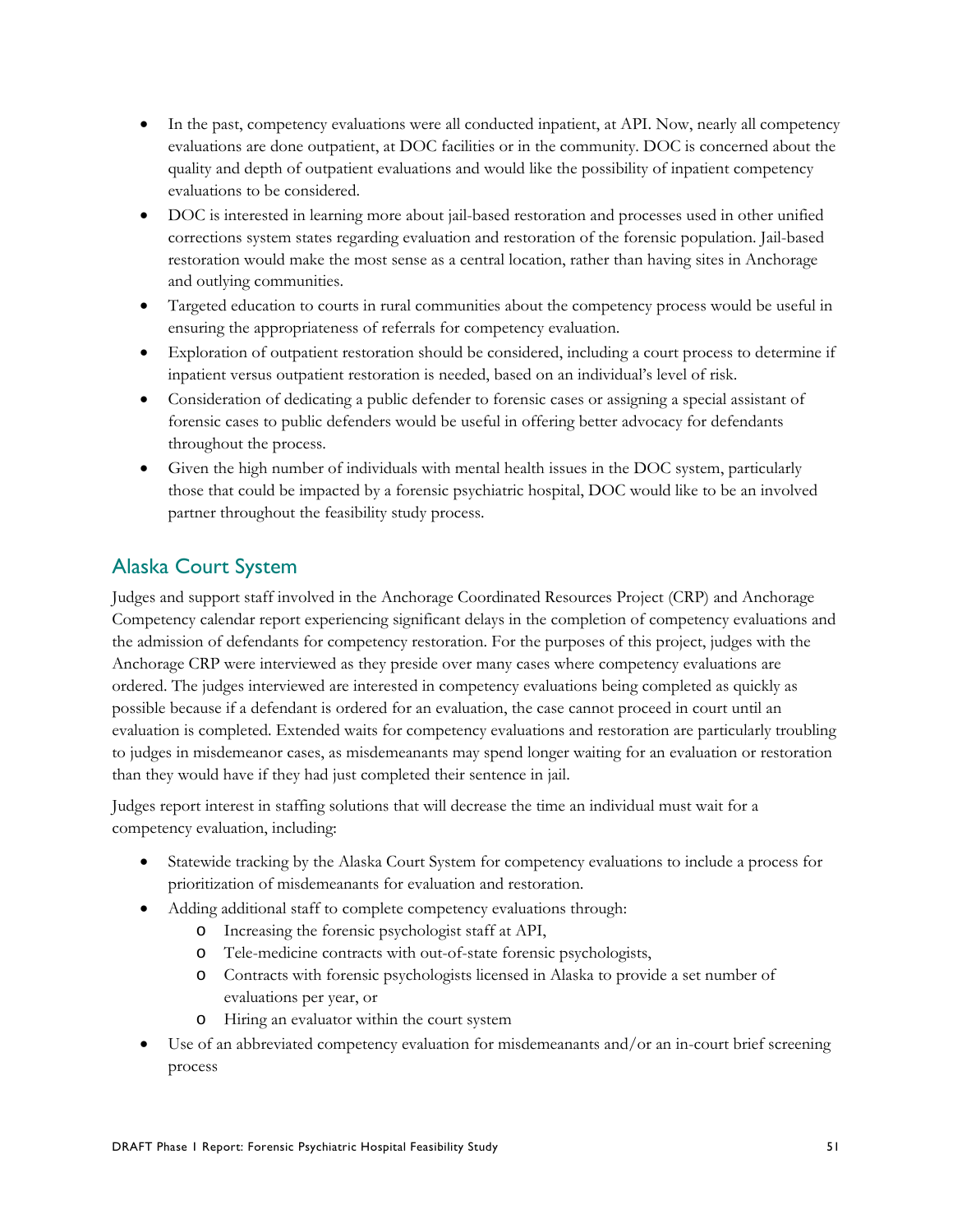- In the past, competency evaluations were all conducted inpatient, at API. Now, nearly all competency evaluations are done outpatient, at DOC facilities or in the community. DOC is concerned about the quality and depth of outpatient evaluations and would like the possibility of inpatient competency evaluations to be considered.
- DOC is interested in learning more about jail-based restoration and processes used in other unified corrections system states regarding evaluation and restoration of the forensic population. Jail-based restoration would make the most sense as a central location, rather than having sites in Anchorage and outlying communities.
- Targeted education to courts in rural communities about the competency process would be useful in ensuring the appropriateness of referrals for competency evaluation.
- Exploration of outpatient restoration should be considered, including a court process to determine if inpatient versus outpatient restoration is needed, based on an individual's level of risk.
- Consideration of dedicating a public defender to forensic cases or assigning a special assistant of forensic cases to public defenders would be useful in offering better advocacy for defendants throughout the process.
- Given the high number of individuals with mental health issues in the DOC system, particularly those that could be impacted by a forensic psychiatric hospital, DOC would like to be an involved partner throughout the feasibility study process.

## Alaska Court System

Judges and support staff involved in the Anchorage Coordinated Resources Project (CRP) and Anchorage Competency calendar report experiencing significant delays in the completion of competency evaluations and the admission of defendants for competency restoration. For the purposes of this project, judges with the Anchorage CRP were interviewed as they preside over many cases where competency evaluations are ordered. The judges interviewed are interested in competency evaluations being completed as quickly as possible because if a defendant is ordered for an evaluation, the case cannot proceed in court until an evaluation is completed. Extended waits for competency evaluations and restoration are particularly troubling to judges in misdemeanor cases, as misdemeanants may spend longer waiting for an evaluation or restoration than they would have if they had just completed their sentence in jail.

Judges report interest in staffing solutions that will decrease the time an individual must wait for a competency evaluation, including:

- Statewide tracking by the Alaska Court System for competency evaluations to include a process for prioritization of misdemeanants for evaluation and restoration.
- Adding additional staff to complete competency evaluations through:
  - Increasing the forensic psychologist staff at API,
  - Tele-medicine contracts with out-of-state forensic psychologists,
  - Contracts with forensic psychologists licensed in Alaska to provide a set number of evaluations per year, or
  - Hiring an evaluator within the court system
- Use of an abbreviated competency evaluation for misdemeanants and/or an in-court brief screening process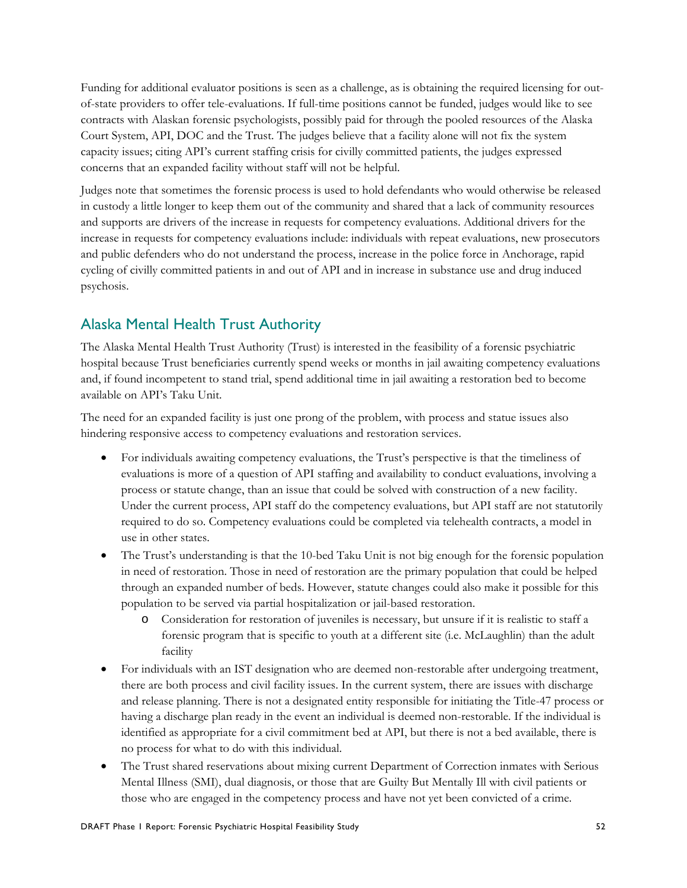Funding for additional evaluator positions is seen as a challenge, as is obtaining the required licensing for out-of-state providers to offer tele-evaluations. If full-time positions cannot be funded, judges would like to see contracts with Alaskan forensic psychologists, possibly paid for through the pooled resources of the Alaska Court System, API, DOC and the Trust. The judges believe that a facility alone will not fix the system capacity issues; citing API's current staffing crisis for civilly committed patients, the judges expressed concerns that an expanded facility without staff will not be helpful.

Judges note that sometimes the forensic process is used to hold defendants who would otherwise be released in custody a little longer to keep them out of the community and shared that a lack of community resources and supports are drivers of the increase in requests for competency evaluations. Additional drivers for the increase in requests for competency evaluations include: individuals with repeat evaluations, new prosecutors and public defenders who do not understand the process, increase in the police force in Anchorage, rapid cycling of civilly committed patients in and out of API and in increase in substance use and drug induced psychosis.

## Alaska Mental Health Trust Authority

The Alaska Mental Health Trust Authority (Trust) is interested in the feasibility of a forensic psychiatric hospital because Trust beneficiaries currently spend weeks or months in jail awaiting competency evaluations and, if found incompetent to stand trial, spend additional time in jail awaiting a restoration bed to become available on API's Taku Unit.

The need for an expanded facility is just one prong of the problem, with process and statue issues also hindering responsive access to competency evaluations and restoration services.

- For individuals awaiting competency evaluations, the Trust's perspective is that the timeliness of evaluations is more of a question of API staffing and availability to conduct evaluations, involving a process or statute change, than an issue that could be solved with construction of a new facility. Under the current process, API staff do the competency evaluations, but API staff are not statutorily required to do so. Competency evaluations could be completed via telehealth contracts, a model in use in other states.
- The Trust's understanding is that the 10-bed Taku Unit is not big enough for the forensic population in need of restoration. Those in need of restoration are the primary population that could be helped through an expanded number of beds. However, statute changes could also make it possible for this population to be served via partial hospitalization or jail-based restoration.
  - Consideration for restoration of juveniles is necessary, but unsure if it is realistic to staff a forensic program that is specific to youth at a different site (i.e. McLaughlin) than the adult facility
- For individuals with an IST designation who are deemed non-restorable after undergoing treatment, there are both process and civil facility issues. In the current system, there are issues with discharge and release planning. There is not a designated entity responsible for initiating the Title-47 process or having a discharge plan ready in the event an individual is deemed non-restorable. If the individual is identified as appropriate for a civil commitment bed at API, but there is not a bed available, there is no process for what to do with this individual.
- The Trust shared reservations about mixing current Department of Correction inmates with Serious Mental Illness (SMI), dual diagnosis, or those that are Guilty But Mentally Ill with civil patients or those who are engaged in the competency process and have not yet been convicted of a crime.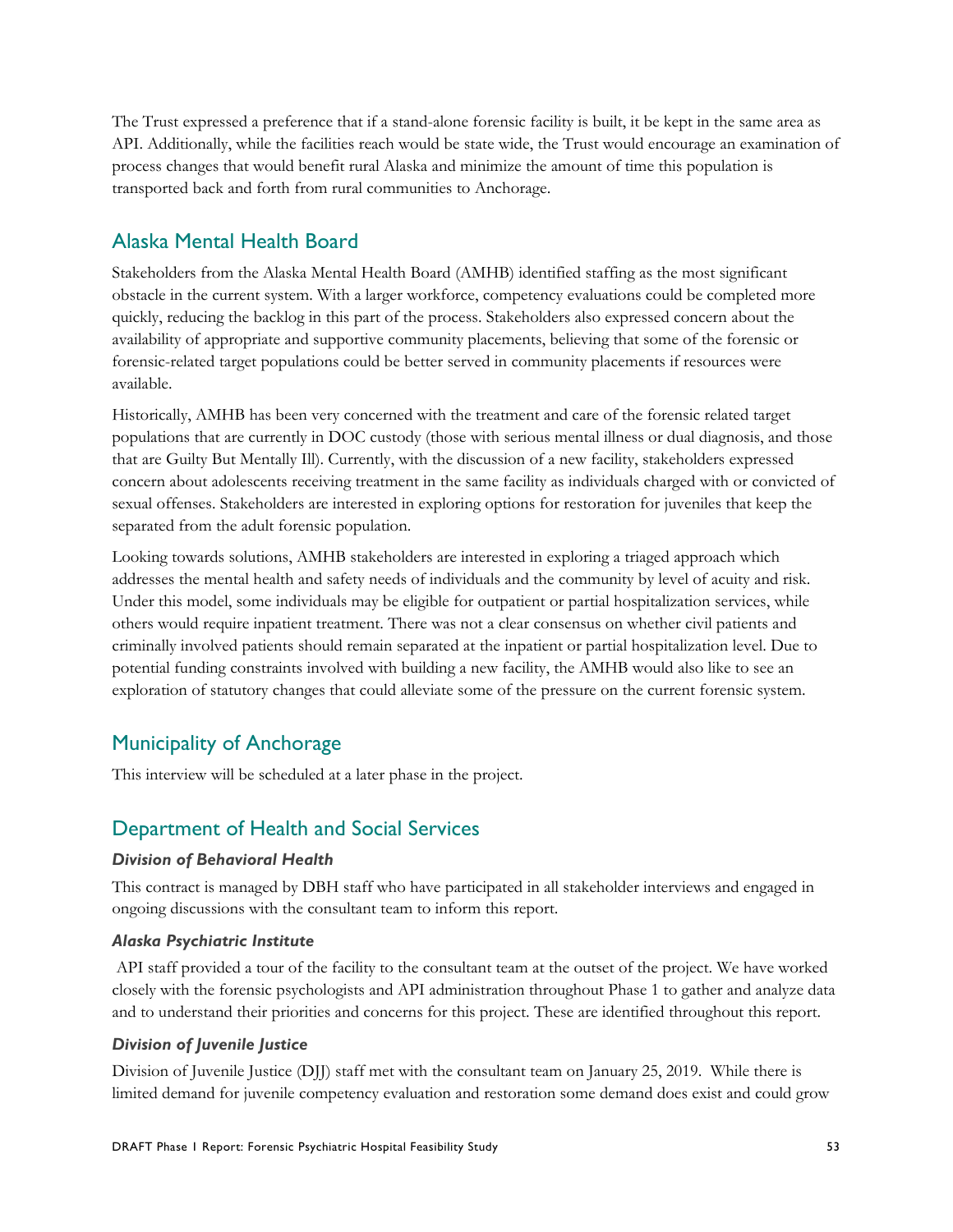The Trust expressed a preference that if a stand-alone forensic facility is built, it be kept in the same area as API. Additionally, while the facilities reach would be state wide, the Trust would encourage an examination of process changes that would benefit rural Alaska and minimize the amount of time this population is transported back and forth from rural communities to Anchorage.

## Alaska Mental Health Board

Stakeholders from the Alaska Mental Health Board (AMHB) identified staffing as the most significant obstacle in the current system. With a larger workforce, competency evaluations could be completed more quickly, reducing the backlog in this part of the process. Stakeholders also expressed concern about the availability of appropriate and supportive community placements, believing that some of the forensic or forensic-related target populations could be better served in community placements if resources were available.

Historically, AMHB has been very concerned with the treatment and care of the forensic related target populations that are currently in DOC custody (those with serious mental illness or dual diagnosis, and those that are Guilty But Mentally Ill). Currently, with the discussion of a new facility, stakeholders expressed concern about adolescents receiving treatment in the same facility as individuals charged with or convicted of sexual offenses. Stakeholders are interested in exploring options for restoration for juveniles that keep the separated from the adult forensic population.

Looking towards solutions, AMHB stakeholders are interested in exploring a triaged approach which addresses the mental health and safety needs of individuals and the community by level of acuity and risk. Under this model, some individuals may be eligible for outpatient or partial hospitalization services, while others would require inpatient treatment. There was not a clear consensus on whether civil patients and criminally involved patients should remain separated at the inpatient or partial hospitalization level. Due to potential funding constraints involved with building a new facility, the AMHB would also like to see an exploration of statutory changes that could alleviate some of the pressure on the current forensic system.

## Municipality of Anchorage

This interview will be scheduled at a later phase in the project.

## Department of Health and Social Services

### *Division of Behavioral Health*

This contract is managed by DBH staff who have participated in all stakeholder interviews and engaged in ongoing discussions with the consultant team to inform this report.

### *Alaska Psychiatric Institute*

API staff provided a tour of the facility to the consultant team at the outset of the project. We have worked closely with the forensic psychologists and API administration throughout Phase 1 to gather and analyze data and to understand their priorities and concerns for this project. These are identified throughout this report.

### *Division of Juvenile Justice*

Division of Juvenile Justice (DJJ) staff met with the consultant team on January 25, 2019. While there is limited demand for juvenile competency evaluation and restoration some demand does exist and could grow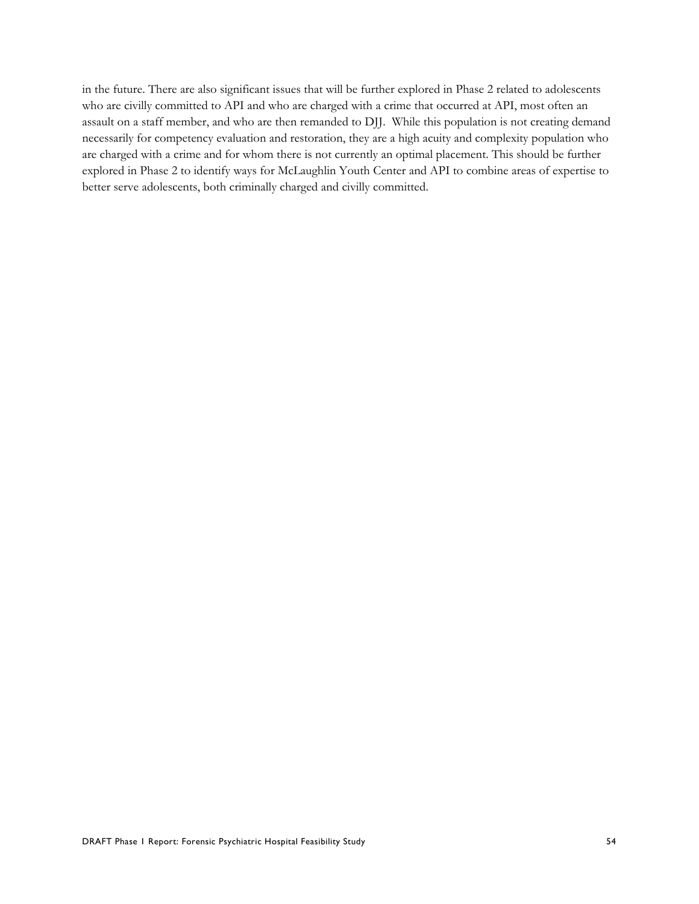in the future. There are also significant issues that will be further explored in Phase 2 related to adolescents who are civilly committed to API and who are charged with a crime that occurred at API, most often an assault on a staff member, and who are then remanded to DJJ. While this population is not creating demand necessarily for competency evaluation and restoration, they are a high acuity and complexity population who are charged with a crime and for whom there is not currently an optimal placement. This should be further explored in Phase 2 to identify ways for McLaughlin Youth Center and API to combine areas of expertise to better serve adolescents, both criminally charged and civilly committed.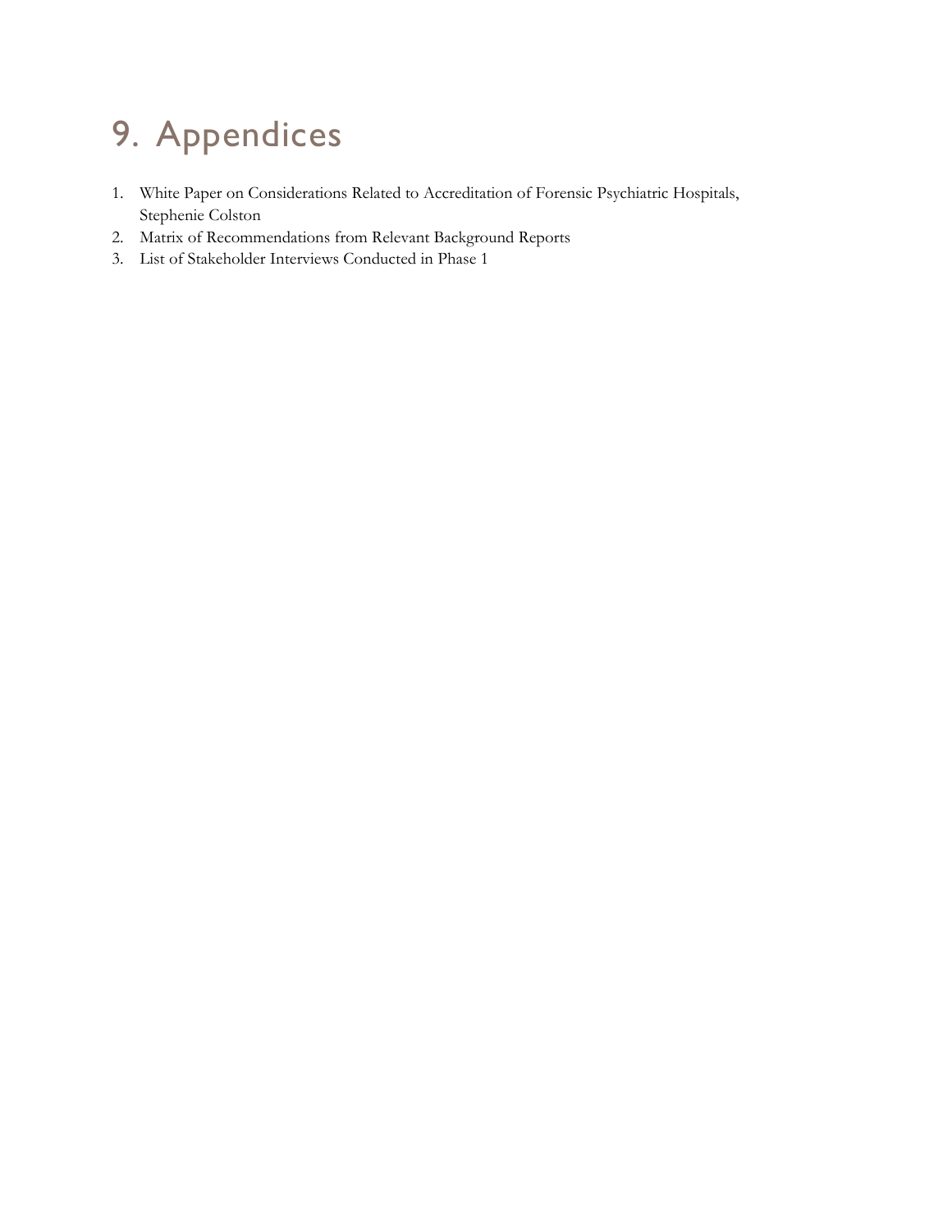# 9. Appendices

1. White Paper on Considerations Related to Accreditation of Forensic Psychiatric Hospitals, Stephenie Colston
2. Matrix of Recommendations from Relevant Background Reports
3. List of Stakeholder Interviews Conducted in Phase 1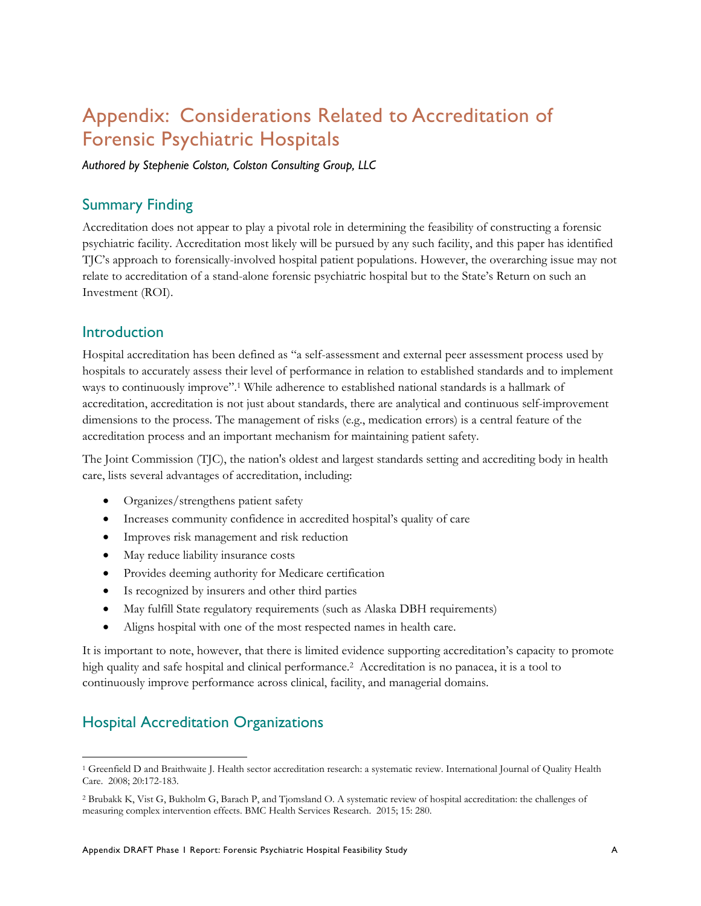# Appendix: Considerations Related to Accreditation of Forensic Psychiatric Hospitals

***Authored by Stephenie Colston, Colston Consulting Group, LLC***

## Summary Finding

Accreditation does not appear to play a pivotal role in determining the feasibility of constructing a forensic psychiatric facility. Accreditation most likely will be pursued by any such facility, and this paper has identified TJC's approach to forensically-involved hospital patient populations. However, the overarching issue may not relate to accreditation of a stand-alone forensic psychiatric hospital but to the State's Return on such an Investment (ROI).

## Introduction

Hospital accreditation has been defined as "a self-assessment and external peer assessment process used by hospitals to accurately assess their level of performance in relation to established standards and to implement ways to continuously improve".[1] While adherence to established national standards is a hallmark of accreditation, accreditation is not just about standards, there are analytical and continuous self-improvement dimensions to the process. The management of risks (e.g., medication errors) is a central feature of the accreditation process and an important mechanism for maintaining patient safety.

The Joint Commission (TJC), the nation's oldest and largest standards setting and accrediting body in health care, lists several advantages of accreditation, including:

- Organizes/strengthens patient safety
- Increases community confidence in accredited hospital's quality of care
- Improves risk management and risk reduction
- May reduce liability insurance costs
- Provides deeming authority for Medicare certification
- Is recognized by insurers and other third parties
- May fulfill State regulatory requirements (such as Alaska DBH requirements)
- Aligns hospital with one of the most respected names in health care.

It is important to note, however, that there is limited evidence supporting accreditation's capacity to promote high quality and safe hospital and clinical performance.[2] Accreditation is no panacea, it is a tool to continuously improve performance across clinical, facility, and managerial domains.

## Hospital Accreditation Organizations

[1] Greenfield D and Braithwaite J. Health sector accreditation research: a systematic review. International Journal of Quality Health Care. 2008; 20:172-183.

[2] Brubakk K, Vist G, Bukholm G, Barach P, and Tjomsland O. A systematic review of hospital accreditation: the challenges of measuring complex intervention effects. BMC Health Services Research. 2015; 15: 280.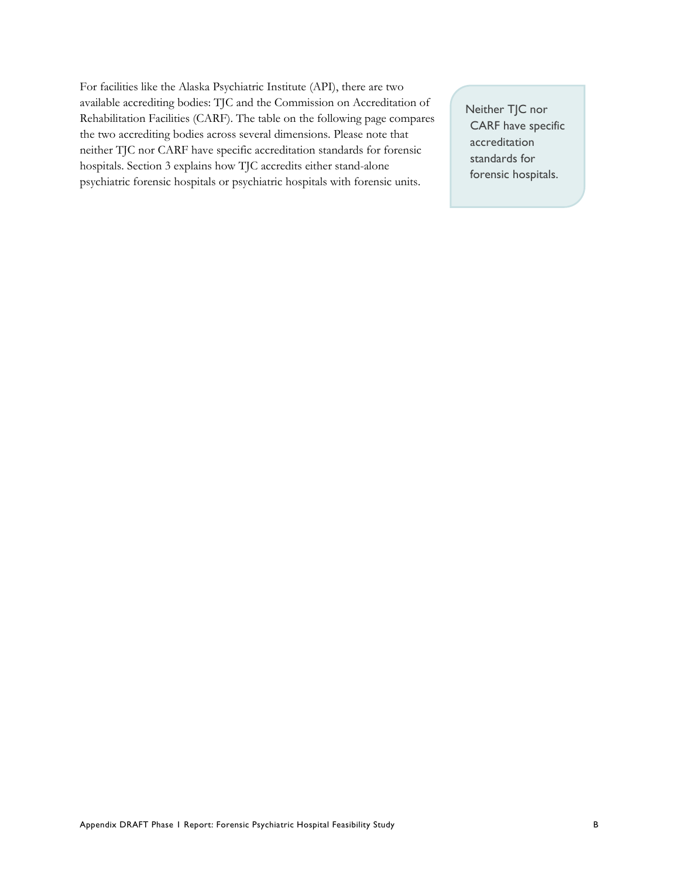For facilities like the Alaska Psychiatric Institute (API), there are two available accrediting bodies: TJC and the Commission on Accreditation of Rehabilitation Facilities (CARF). The table on the following page compares the two accrediting bodies across several dimensions. Please note that neither TJC nor CARF have specific accreditation standards for forensic hospitals. Section 3 explains how TJC accredits either stand-alone psychiatric forensic hospitals or psychiatric hospitals with forensic units.

> Neither TJC nor CARF have specific accreditation standards for forensic hospitals.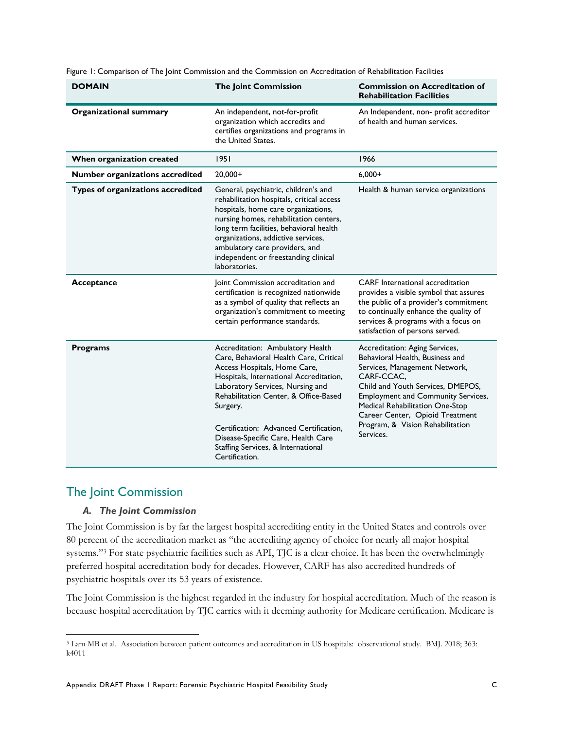Figure 1: Comparison of The Joint Commission and the Commission on Accreditation of Rehabilitation Facilities

| DOMAIN | The Joint Commission | Commission on Accreditation of Rehabilitation Facilities |
|---|---|---|
| **Organizational summary** | An independent, not-for-profit organization which accredits and certifies organizations and programs in the United States. | An Independent, non- profit accreditor of health and human services. |
| **When organization created** | 1951 | 1966 |
| **Number organizations accredited** | 20,000+ | 6,000+ |
| **Types of organizations accredited** | General, psychiatric, children's and rehabilitation hospitals, critical access hospitals, home care organizations, nursing homes, rehabilitation centers, long term facilities, behavioral health organizations, addictive services, ambulatory care providers, and independent or freestanding clinical laboratories. | Health & human service organizations |
| **Acceptance** | Joint Commission accreditation and certification is recognized nationwide as a symbol of quality that reflects an organization's commitment to meeting certain performance standards. | CARF International accreditation provides a visible symbol that assures the public of a provider's commitment to continually enhance the quality of services & programs with a focus on satisfaction of persons served. |
| **Programs** | Accreditation: Ambulatory Health Care, Behavioral Health Care, Critical Access Hospitals, Home Care, Hospitals, International Accreditation, Laboratory Services, Nursing and Rehabilitation Center, & Office-Based Surgery.<br><br>Certification: Advanced Certification, Disease-Specific Care, Health Care Staffing Services, & International Certification. | Accreditation: Aging Services, Behavioral Health, Business and Services, Management Network, CARF-CCAC,<br>Child and Youth Services, DMEPOS, Employment and Community Services, Medical Rehabilitation One-Stop Career Center, Opioid Treatment Program, & Vision Rehabilitation Services. |

## The Joint Commission

### *A. The Joint Commission*

The Joint Commission is by far the largest hospital accrediting entity in the United States and controls over 80 percent of the accreditation market as "the accrediting agency of choice for nearly all major hospital systems."[3] For state psychiatric facilities such as API, TJC is a clear choice. It has been the overwhelmingly preferred hospital accreditation body for decades. However, CARF has also accredited hundreds of psychiatric hospitals over its 53 years of existence.

The Joint Commission is the highest regarded in the industry for hospital accreditation. Much of the reason is because hospital accreditation by TJC carries with it deeming authority for Medicare certification. Medicare is

[3] Lam MB et al. Association between patient outcomes and accreditation in US hospitals: observational study. BMJ. 2018; 363: k4011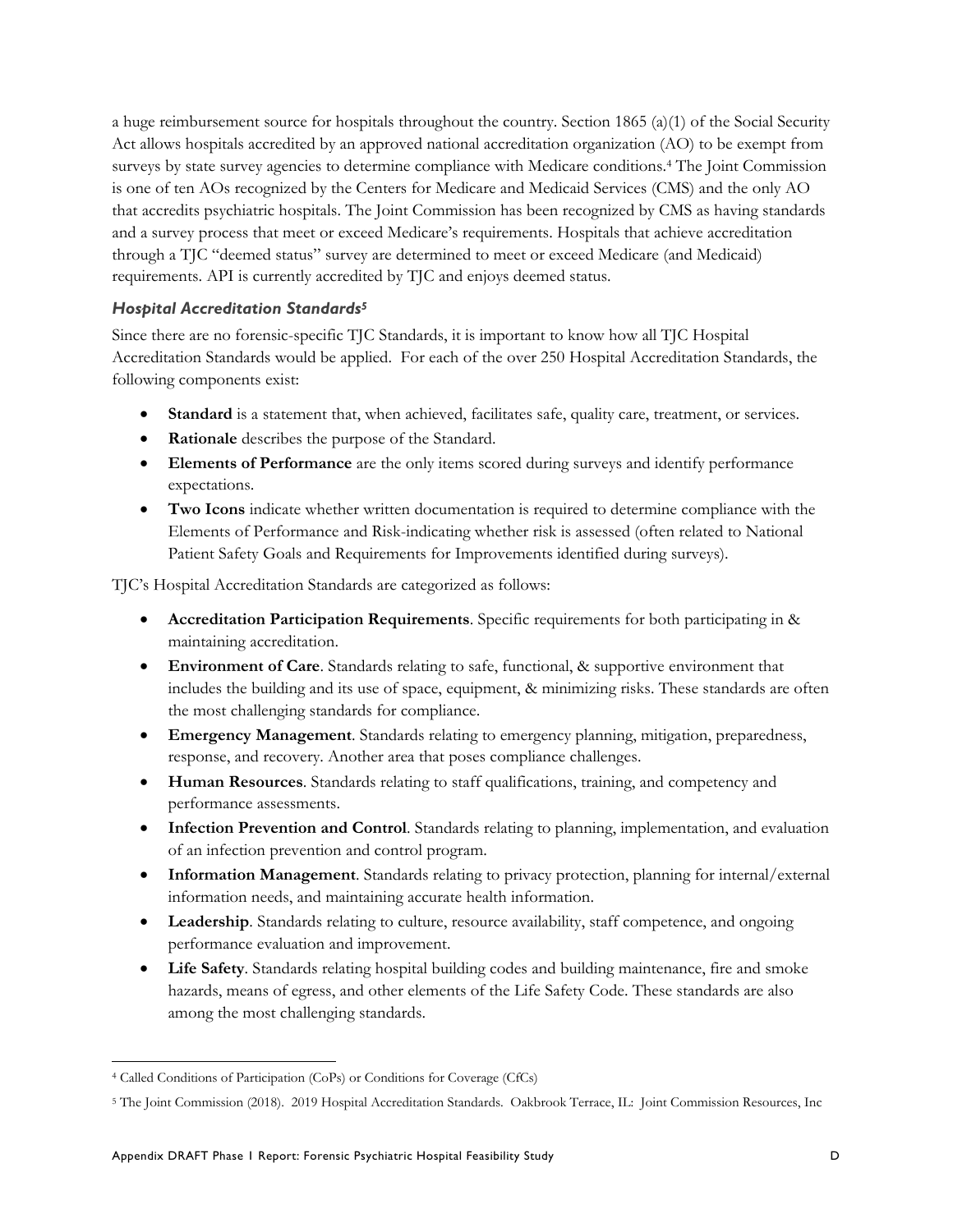a huge reimbursement source for hospitals throughout the country. Section 1865 (a)(1) of the Social Security Act allows hospitals accredited by an approved national accreditation organization (AO) to be exempt from surveys by state survey agencies to determine compliance with Medicare conditions.[4] The Joint Commission is one of ten AOs recognized by the Centers for Medicare and Medicaid Services (CMS) and the only AO that accredits psychiatric hospitals. The Joint Commission has been recognized by CMS as having standards and a survey process that meet or exceed Medicare's requirements. Hospitals that achieve accreditation through a TJC "deemed status" survey are determined to meet or exceed Medicare (and Medicaid) requirements. API is currently accredited by TJC and enjoys deemed status.

### *Hospital Accreditation Standards[5]*

Since there are no forensic-specific TJC Standards, it is important to know how all TJC Hospital Accreditation Standards would be applied. For each of the over 250 Hospital Accreditation Standards, the following components exist:

- **Standard** is a statement that, when achieved, facilitates safe, quality care, treatment, or services.
- **Rationale** describes the purpose of the Standard.
- **Elements of Performance** are the only items scored during surveys and identify performance expectations.
- **Two Icons** indicate whether written documentation is required to determine compliance with the Elements of Performance and Risk-indicating whether risk is assessed (often related to National Patient Safety Goals and Requirements for Improvements identified during surveys).

TJC's Hospital Accreditation Standards are categorized as follows:

- **Accreditation Participation Requirements**. Specific requirements for both participating in & maintaining accreditation.
- **Environment of Care**. Standards relating to safe, functional, & supportive environment that includes the building and its use of space, equipment, & minimizing risks. These standards are often the most challenging standards for compliance.
- **Emergency Management**. Standards relating to emergency planning, mitigation, preparedness, response, and recovery. Another area that poses compliance challenges.
- **Human Resources**. Standards relating to staff qualifications, training, and competency and performance assessments.
- **Infection Prevention and Control**. Standards relating to planning, implementation, and evaluation of an infection prevention and control program.
- **Information Management**. Standards relating to privacy protection, planning for internal/external information needs, and maintaining accurate health information.
- **Leadership**. Standards relating to culture, resource availability, staff competence, and ongoing performance evaluation and improvement.
- **Life Safety**. Standards relating hospital building codes and building maintenance, fire and smoke hazards, means of egress, and other elements of the Life Safety Code. These standards are also among the most challenging standards.

---

[4] Called Conditions of Participation (CoPs) or Conditions for Coverage (CfCs)

[5] The Joint Commission (2018). 2019 Hospital Accreditation Standards. Oakbrook Terrace, IL: Joint Commission Resources, Inc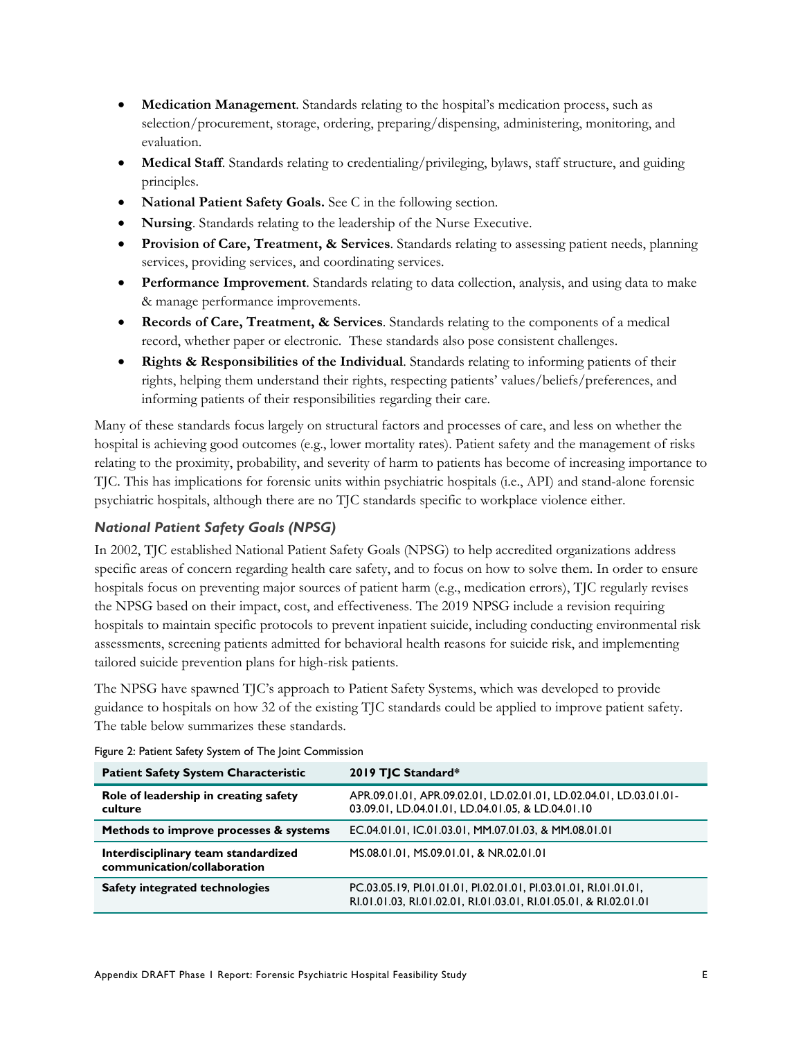- **Medication Management**. Standards relating to the hospital's medication process, such as selection/procurement, storage, ordering, preparing/dispensing, administering, monitoring, and evaluation.
- **Medical Staff**. Standards relating to credentialing/privileging, bylaws, staff structure, and guiding principles.
- **National Patient Safety Goals.** See C in the following section.
- **Nursing**. Standards relating to the leadership of the Nurse Executive.
- **Provision of Care, Treatment, & Services**. Standards relating to assessing patient needs, planning services, providing services, and coordinating services.
- **Performance Improvement**. Standards relating to data collection, analysis, and using data to make & manage performance improvements.
- **Records of Care, Treatment, & Services**. Standards relating to the components of a medical record, whether paper or electronic. These standards also pose consistent challenges.
- **Rights & Responsibilities of the Individual**. Standards relating to informing patients of their rights, helping them understand their rights, respecting patients' values/beliefs/preferences, and informing patients of their responsibilities regarding their care.

Many of these standards focus largely on structural factors and processes of care, and less on whether the hospital is achieving good outcomes (e.g., lower mortality rates). Patient safety and the management of risks relating to the proximity, probability, and severity of harm to patients has become of increasing importance to TJC. This has implications for forensic units within psychiatric hospitals (i.e., API) and stand-alone forensic psychiatric hospitals, although there are no TJC standards specific to workplace violence either.

### *National Patient Safety Goals (NPSG)*

In 2002, TJC established National Patient Safety Goals (NPSG) to help accredited organizations address specific areas of concern regarding health care safety, and to focus on how to solve them. In order to ensure hospitals focus on preventing major sources of patient harm (e.g., medication errors), TJC regularly revises the NPSG based on their impact, cost, and effectiveness. The 2019 NPSG include a revision requiring hospitals to maintain specific protocols to prevent inpatient suicide, including conducting environmental risk assessments, screening patients admitted for behavioral health reasons for suicide risk, and implementing tailored suicide prevention plans for high-risk patients.

The NPSG have spawned TJC's approach to Patient Safety Systems, which was developed to provide guidance to hospitals on how 32 of the existing TJC standards could be applied to improve patient safety. The table below summarizes these standards.

Figure 2: Patient Safety System of The Joint Commission

| Patient Safety System Characteristic | 2019 TJC Standard* |
|---|---|
| **Role of leadership in creating safety culture** | APR.09.01.01, APR.09.02.01, LD.02.01.01, LD.02.04.01, LD.03.01.01-03.09.01, LD.04.01.01, LD.04.01.05, & LD.04.01.10 |
| **Methods to improve processes & systems** | EC.04.01.01, IC.01.03.01, MM.07.01.03, & MM.08.01.01 |
| **Interdisciplinary team standardized communication/collaboration** | MS.08.01.01, MS.09.01.01, & NR.02.01.01 |
| **Safety integrated technologies** | PC.03.05.19, PI.01.01.01, PI.02.01.01, PI.03.01.01, RI.01.01.01, RI.01.01.03, RI.01.02.01, RI.01.03.01, RI.01.05.01, & RI.02.01.01 |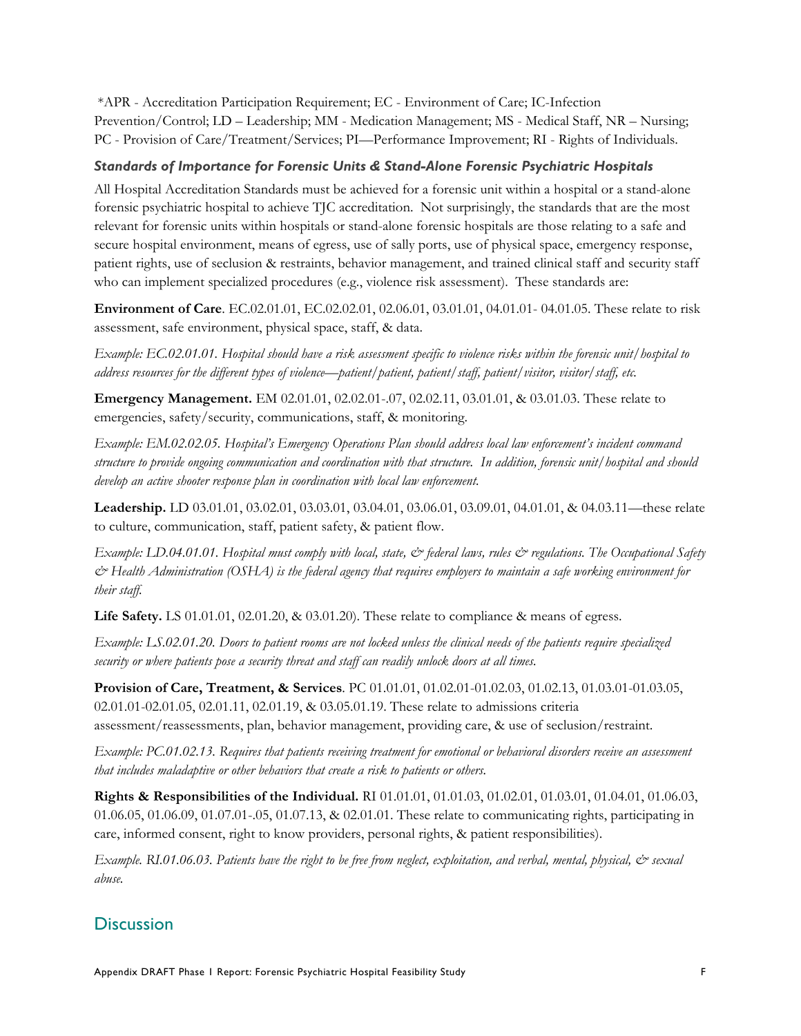*APR - Accreditation Participation Requirement; EC - Environment of Care; IC-Infection Prevention/Control; LD – Leadership; MM - Medication Management; MS - Medical Staff, NR – Nursing; PC - Provision of Care/Treatment/Services; PI—Performance Improvement; RI - Rights of Individuals.

### *Standards of Importance for Forensic Units & Stand-Alone Forensic Psychiatric Hospitals*

All Hospital Accreditation Standards must be achieved for a forensic unit within a hospital or a stand-alone forensic psychiatric hospital to achieve TJC accreditation. Not surprisingly, the standards that are the most relevant for forensic units within hospitals or stand-alone forensic hospitals are those relating to a safe and secure hospital environment, means of egress, use of sally ports, use of physical space, emergency response, patient rights, use of seclusion & restraints, behavior management, and trained clinical staff and security staff who can implement specialized procedures (e.g., violence risk assessment). These standards are:

**Environment of Care**. EC.02.01.01, EC.02.02.01, 02.06.01, 03.01.01, 04.01.01- 04.01.05. These relate to risk assessment, safe environment, physical space, staff, & data.

*Example: EC.02.01.01. Hospital should have a risk assessment specific to violence risks within the forensic unit/hospital to address resources for the different types of violence—patient/patient, patient/staff, patient/visitor, visitor/staff, etc.*

**Emergency Management.** EM 02.01.01, 02.02.01-.07, 02.02.11, 03.01.01, & 03.01.03. These relate to emergencies, safety/security, communications, staff, & monitoring.

*Example: EM.02.02.05. Hospital's Emergency Operations Plan should address local law enforcement's incident command structure to provide ongoing communication and coordination with that structure. In addition, forensic unit/hospital and should develop an active shooter response plan in coordination with local law enforcement.*

**Leadership.** LD 03.01.01, 03.02.01, 03.03.01, 03.04.01, 03.06.01, 03.09.01, 04.01.01, & 04.03.11—these relate to culture, communication, staff, patient safety, & patient flow.

*Example: LD.04.01.01. Hospital must comply with local, state, & federal laws, rules & regulations. The Occupational Safety & Health Administration (OSHA) is the federal agency that requires employers to maintain a safe working environment for their staff.*

**Life Safety.** LS 01.01.01, 02.01.20, & 03.01.20). These relate to compliance & means of egress.

*Example: LS.02.01.20. Doors to patient rooms are not locked unless the clinical needs of the patients require specialized security or where patients pose a security threat and staff can readily unlock doors at all times.*

**Provision of Care, Treatment, & Services**. PC 01.01.01, 01.02.01-01.02.03, 01.02.13, 01.03.01-01.03.05, 02.01.01-02.01.05, 02.01.11, 02.01.19, & 03.05.01.19. These relate to admissions criteria assessment/reassessments, plan, behavior management, providing care, & use of seclusion/restraint.

*Example: PC.01.02.13. Requires that patients receiving treatment for emotional or behavioral disorders receive an assessment that includes maladaptive or other behaviors that create a risk to patients or others.*

**Rights & Responsibilities of the Individual.** RI 01.01.01, 01.01.03, 01.02.01, 01.03.01, 01.04.01, 01.06.03, 01.06.05, 01.06.09, 01.07.01-.05, 01.07.13, & 02.01.01. These relate to communicating rights, participating in care, informed consent, right to know providers, personal rights, & patient responsibilities).

*Example. RI.01.06.03. Patients have the right to be free from neglect, exploitation, and verbal, mental, physical, & sexual abuse.*

## Discussion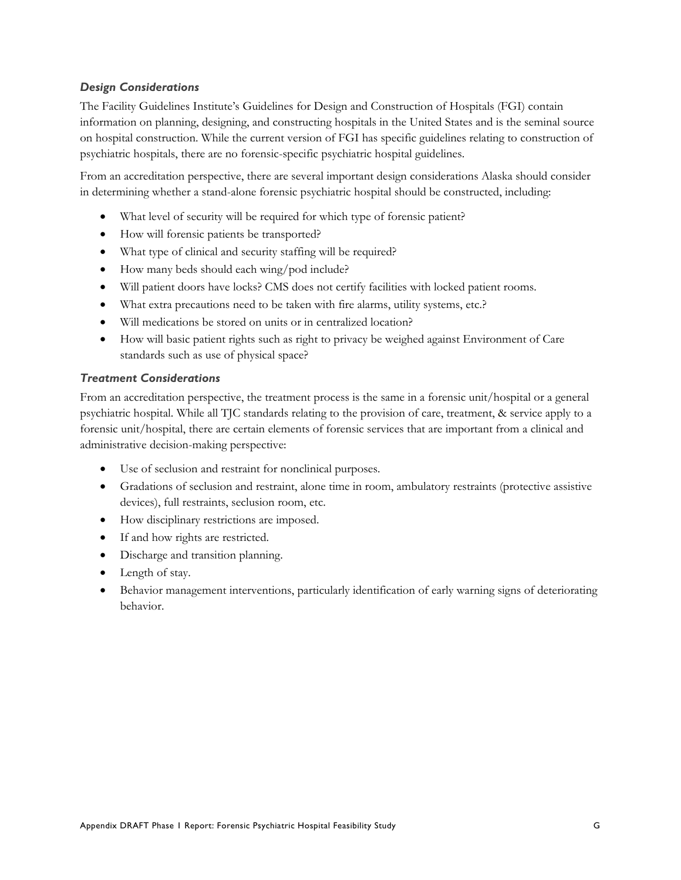### *Design Considerations*

The Facility Guidelines Institute's Guidelines for Design and Construction of Hospitals (FGI) contain information on planning, designing, and constructing hospitals in the United States and is the seminal source on hospital construction. While the current version of FGI has specific guidelines relating to construction of psychiatric hospitals, there are no forensic-specific psychiatric hospital guidelines.

From an accreditation perspective, there are several important design considerations Alaska should consider in determining whether a stand-alone forensic psychiatric hospital should be constructed, including:

- What level of security will be required for which type of forensic patient?
- How will forensic patients be transported?
- What type of clinical and security staffing will be required?
- How many beds should each wing/pod include?
- Will patient doors have locks? CMS does not certify facilities with locked patient rooms.
- What extra precautions need to be taken with fire alarms, utility systems, etc.?
- Will medications be stored on units or in centralized location?
- How will basic patient rights such as right to privacy be weighed against Environment of Care standards such as use of physical space?

### *Treatment Considerations*

From an accreditation perspective, the treatment process is the same in a forensic unit/hospital or a general psychiatric hospital. While all TJC standards relating to the provision of care, treatment, & service apply to a forensic unit/hospital, there are certain elements of forensic services that are important from a clinical and administrative decision-making perspective:

- Use of seclusion and restraint for nonclinical purposes.
- Gradations of seclusion and restraint, alone time in room, ambulatory restraints (protective assistive devices), full restraints, seclusion room, etc.
- How disciplinary restrictions are imposed.
- If and how rights are restricted.
- Discharge and transition planning.
- Length of stay.
- Behavior management interventions, particularly identification of early warning signs of deteriorating behavior.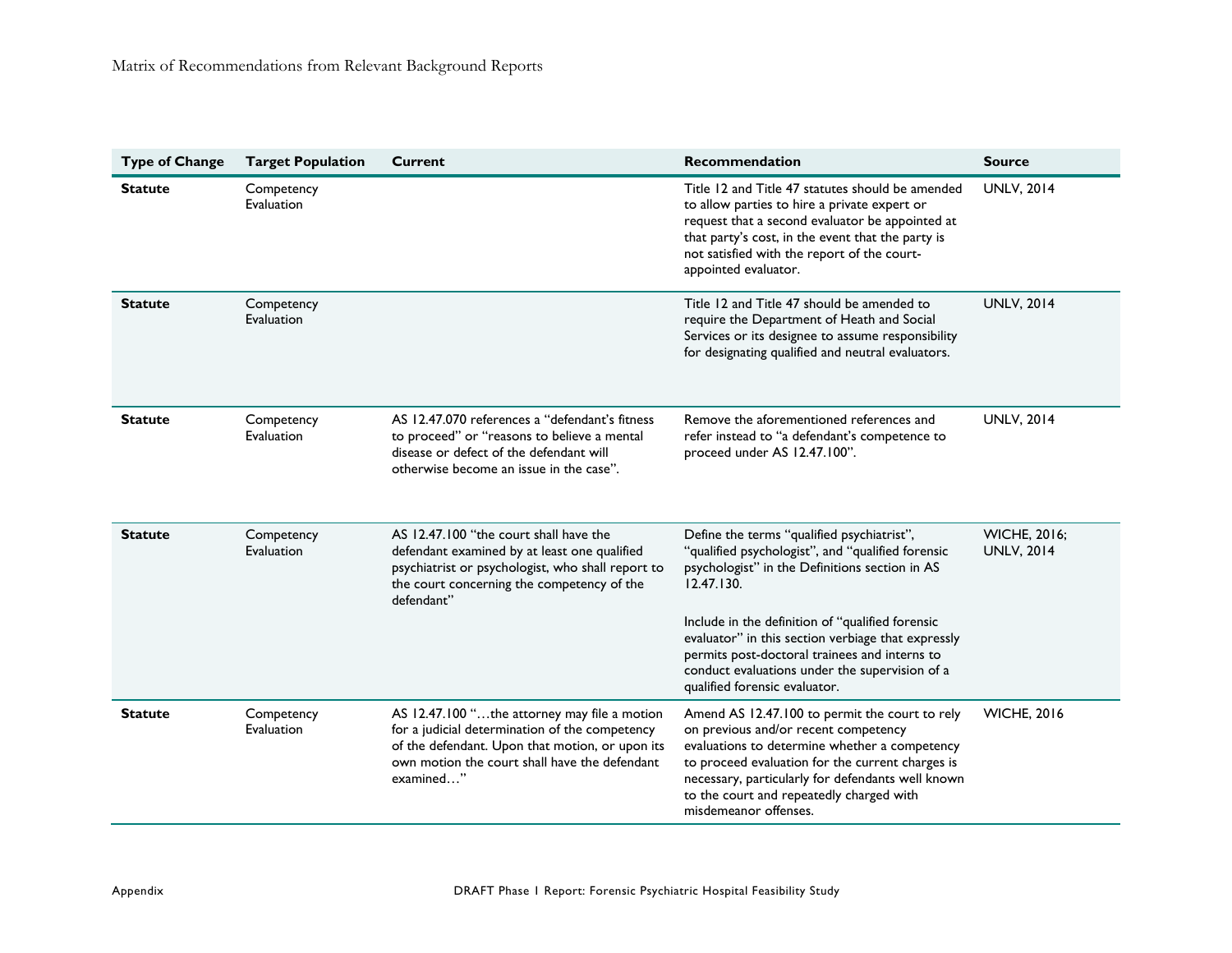Matrix of Recommendations from Relevant Background Reports

| Type of Change | Target Population | Current | Recommendation | Source |
|---|---|---|---|---|
| **Statute** | Competency Evaluation | | Title 12 and Title 47 statutes should be amended to allow parties to hire a private expert or request that a second evaluator be appointed at that party's cost, in the event that the party is not satisfied with the report of the court-appointed evaluator. | UNLV, 2014 |
| **Statute** | Competency Evaluation | | Title 12 and Title 47 should be amended to require the Department of Heath and Social Services or its designee to assume responsibility for designating qualified and neutral evaluators. | UNLV, 2014 |
| **Statute** | Competency Evaluation | AS 12.47.070 references a "defendant's fitness to proceed" or "reasons to believe a mental disease or defect of the defendant will otherwise become an issue in the case". | Remove the aforementioned references and refer instead to "a defendant's competence to proceed under AS 12.47.100". | UNLV, 2014 |
| **Statute** | Competency Evaluation | AS 12.47.100 "the court shall have the defendant examined by at least one qualified psychiatrist or psychologist, who shall report to the court concerning the competency of the defendant" | Define the terms "qualified psychiatrist", "qualified psychologist", and "qualified forensic psychologist" in the Definitions section in AS 12.47.130.<br><br>Include in the definition of "qualified forensic evaluator" in this section verbiage that expressly permits post-doctoral trainees and interns to conduct evaluations under the supervision of a qualified forensic evaluator. | WICHE, 2016; UNLV, 2014 |
| **Statute** | Competency Evaluation | AS 12.47.100 "…the attorney may file a motion for a judicial determination of the competency of the defendant. Upon that motion, or upon its own motion the court shall have the defendant examined…" | Amend AS 12.47.100 to permit the court to rely on previous and/or recent competency evaluations to determine whether a competency to proceed evaluation for the current charges is necessary, particularly for defendants well known to the court and repeatedly charged with misdemeanor offenses. | WICHE, 2016 |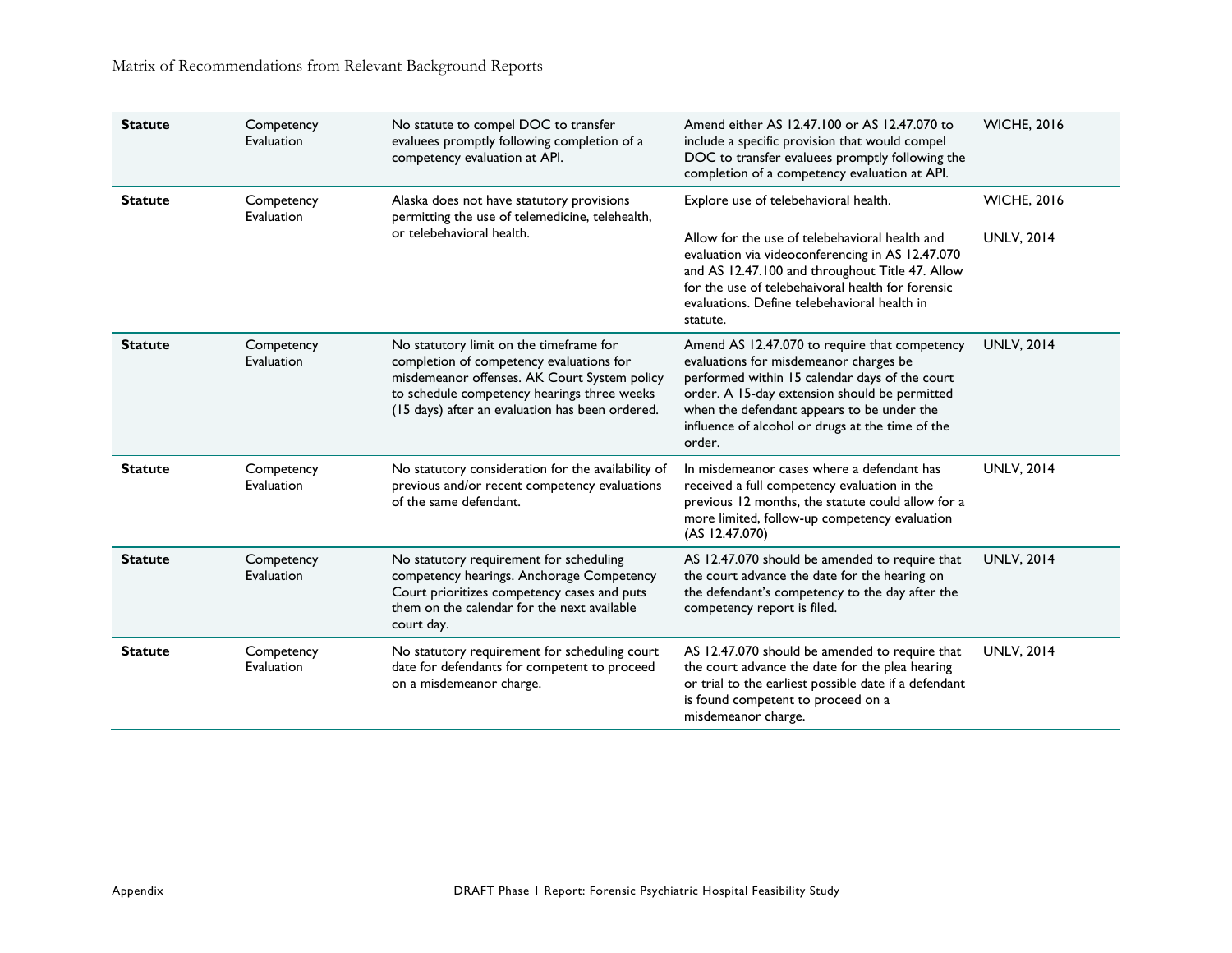| | | | | |
|---|---|---|---|---|
| **Statute** | Competency Evaluation | No statute to compel DOC to transfer evaluees promptly following completion of a competency evaluation at API. | Amend either AS 12.47.100 or AS 12.47.070 to include a specific provision that would compel DOC to transfer evaluees promptly following the completion of a competency evaluation at API. | WICHE, 2016 |
| **Statute** | Competency Evaluation | Alaska does not have statutory provisions permitting the use of telemedicine, telehealth, or telebehavioral health. | Explore use of telebehavioral health.<br><br>Allow for the use of telebehavioral health and evaluation via videoconferencing in AS 12.47.070 and AS 12.47.100 and throughout Title 47. Allow for the use of telebehaivoral health for forensic evaluations. Define telebehavioral health in statute. | WICHE, 2016<br><br>UNLV, 2014 |
| **Statute** | Competency Evaluation | No statutory limit on the timeframe for completion of competency evaluations for misdemeanor offenses. AK Court System policy to schedule competency hearings three weeks (15 days) after an evaluation has been ordered. | Amend AS 12.47.070 to require that competency evaluations for misdemeanor charges be performed within 15 calendar days of the court order. A 15-day extension should be permitted when the defendant appears to be under the influence of alcohol or drugs at the time of the order. | UNLV, 2014 |
| **Statute** | Competency Evaluation | No statutory consideration for the availability of previous and/or recent competency evaluations of the same defendant. | In misdemeanor cases where a defendant has received a full competency evaluation in the previous 12 months, the statute could allow for a more limited, follow-up competency evaluation (AS 12.47.070) | UNLV, 2014 |
| **Statute** | Competency Evaluation | No statutory requirement for scheduling competency hearings. Anchorage Competency Court prioritizes competency cases and puts them on the calendar for the next available court day. | AS 12.47.070 should be amended to require that the court advance the date for the hearing on the defendant's competency to the day after the competency report is filed. | UNLV, 2014 |
| **Statute** | Competency Evaluation | No statutory requirement for scheduling court date for defendants for competent to proceed on a misdemeanor charge. | AS 12.47.070 should be amended to require that the court advance the date for the plea hearing or trial to the earliest possible date if a defendant is found competent to proceed on a misdemeanor charge. | UNLV, 2014 |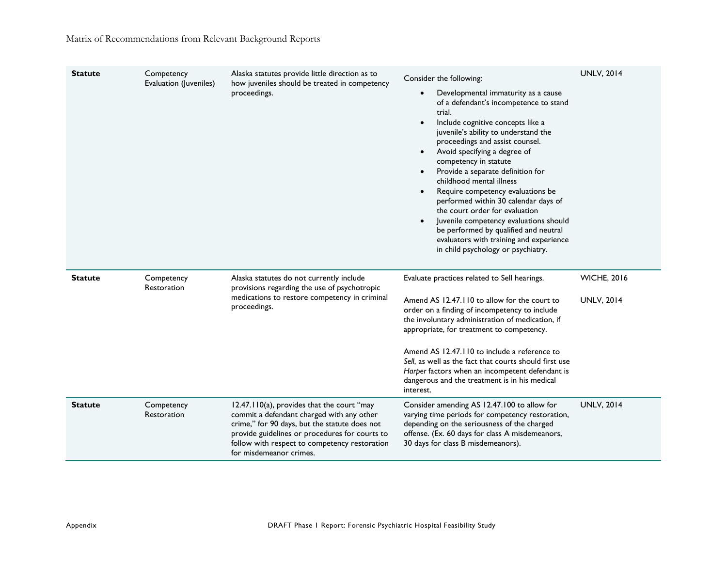| | | | | |
|---|---|---|---|---|
| **Statute** | Competency Evaluation (Juveniles) | Alaska statutes provide little direction as to how juveniles should be treated in competency proceedings. | Consider the following:<br>• Developmental immaturity as a cause of a defendant's incompetence to stand trial.<br>• Include cognitive concepts like a juvenile's ability to understand the proceedings and assist counsel.<br>• Avoid specifying a degree of competency in statute<br>• Provide a separate definition for childhood mental illness<br>• Require competency evaluations be performed within 30 calendar days of the court order for evaluation<br>• Juvenile competency evaluations should be performed by qualified and neutral evaluators with training and experience in child psychology or psychiatry. | UNLV, 2014 |
| **Statute** | Competency Restoration | Alaska statutes do not currently include provisions regarding the use of psychotropic medications to restore competency in criminal proceedings. | Evaluate practices related to Sell hearings.<br><br>Amend AS 12.47.110 to allow for the court to order on a finding of incompetency to include the involuntary administration of medication, if appropriate, for treatment to competency.<br><br>Amend AS 12.47.110 to include a reference to *Sell*, as well as the fact that courts should first use *Harper* factors when an incompetent defendant is dangerous and the treatment is in his medical interest. | WICHE, 2016<br><br>UNLV, 2014 |
| **Statute** | Competency Restoration | 12.47.110(a), provides that the court "may commit a defendant charged with any other crime," for 90 days, but the statute does not provide guidelines or procedures for courts to follow with respect to competency restoration for misdemeanor crimes. | Consider amending AS 12.47.100 to allow for varying time periods for competency restoration, depending on the seriousness of the charged offense. (Ex. 60 days for class A misdemeanors, 30 days for class B misdemeanors). | UNLV, 2014 |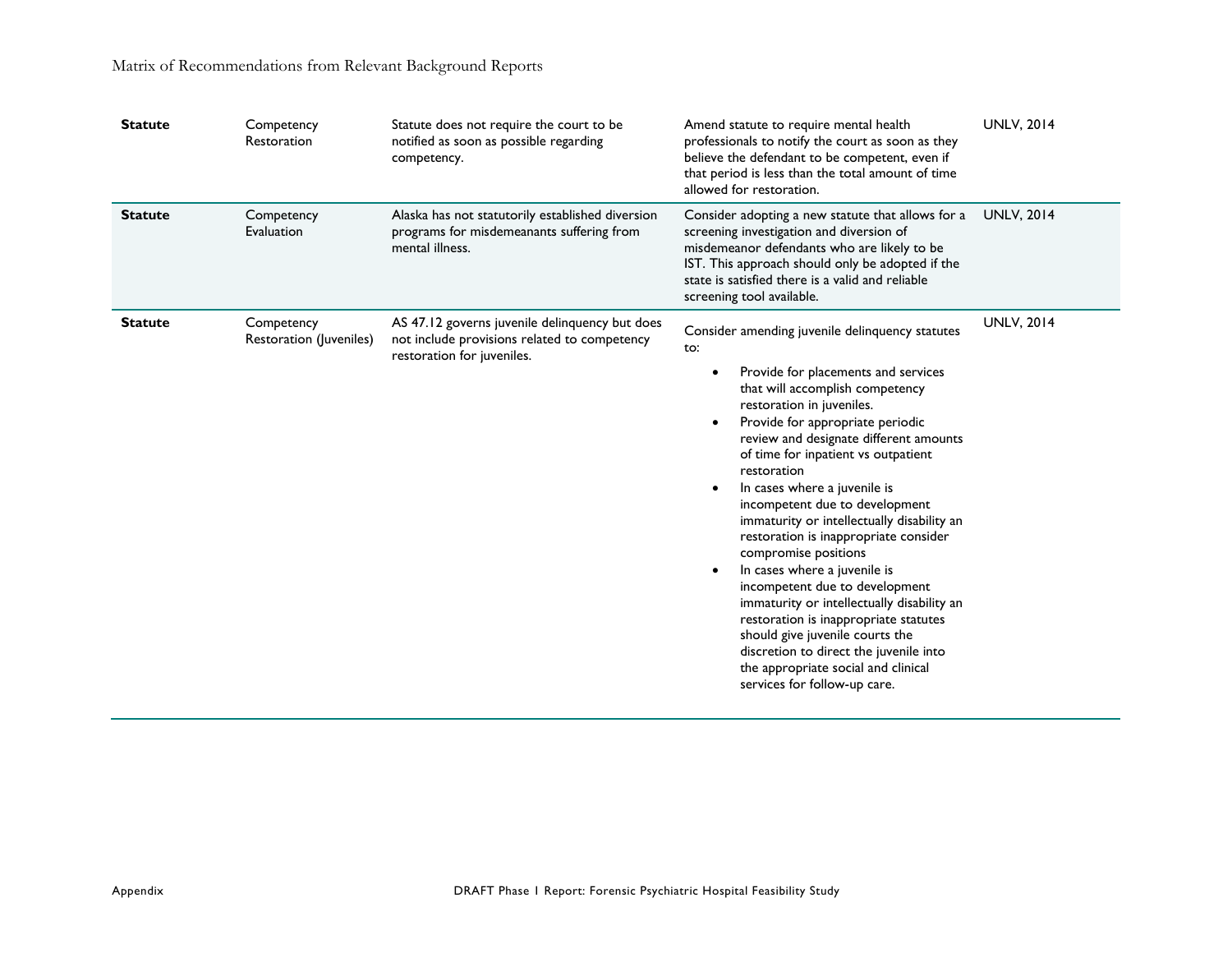| | | | | |
|---|---|---|---|---|
| **Statute** | Competency Restoration | Statute does not require the court to be notified as soon as possible regarding competency. | Amend statute to require mental health professionals to notify the court as soon as they believe the defendant to be competent, even if that period is less than the total amount of time allowed for restoration. | UNLV, 2014 |
| **Statute** | Competency Evaluation | Alaska has not statutorily established diversion programs for misdemeanants suffering from mental illness. | Consider adopting a new statute that allows for a screening investigation and diversion of misdemeanor defendants who are likely to be IST. This approach should only be adopted if the state is satisfied there is a valid and reliable screening tool available. | UNLV, 2014 |
| **Statute** | Competency Restoration (Juveniles) | AS 47.12 governs juvenile delinquency but does not include provisions related to competency restoration for juveniles. | Consider amending juvenile delinquency statutes to:<br>• Provide for placements and services that will accomplish competency restoration in juveniles.<br>• Provide for appropriate periodic review and designate different amounts of time for inpatient vs outpatient restoration<br>• In cases where a juvenile is incompetent due to development immaturity or intellectually disability an restoration is inappropriate consider compromise positions<br>• In cases where a juvenile is incompetent due to development immaturity or intellectually disability an restoration is inappropriate statutes should give juvenile courts the discretion to direct the juvenile into the appropriate social and clinical services for follow-up care. | UNLV, 2014 |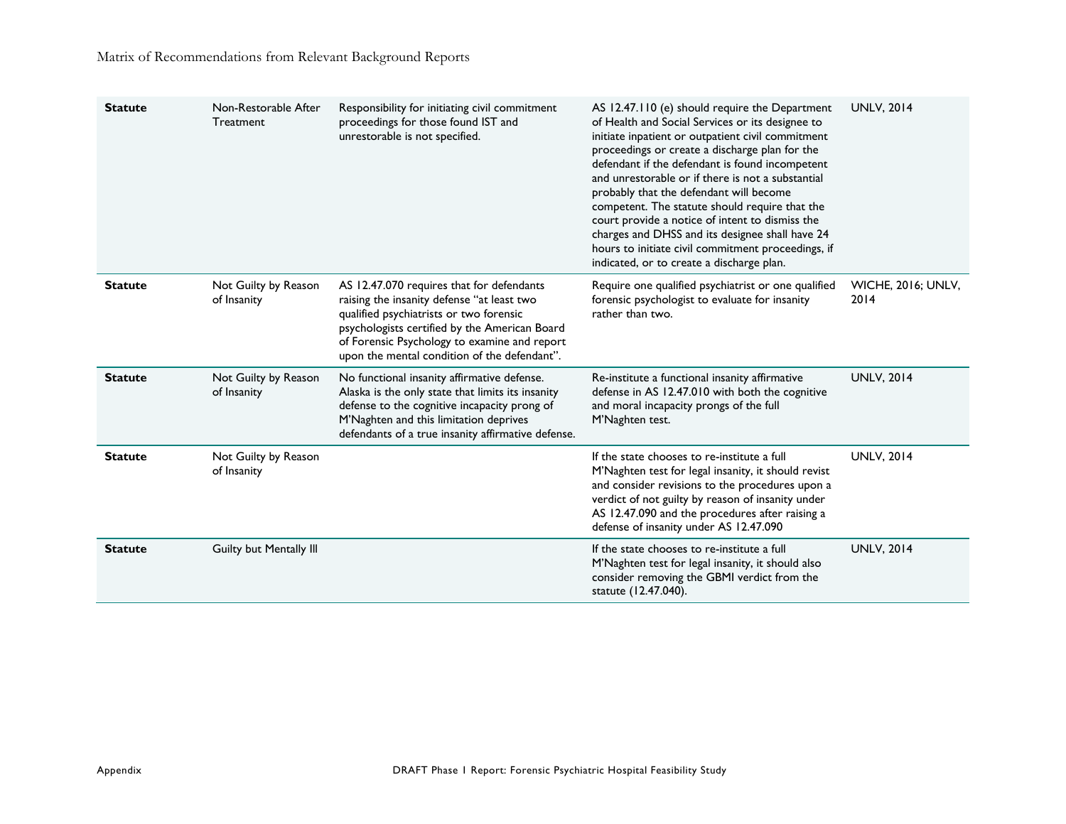| | | | | |
|---|---|---|---|---|
| **Statute** | Non-Restorable After Treatment | Responsibility for initiating civil commitment proceedings for those found IST and unrestorable is not specified. | AS 12.47.110 (e) should require the Department of Health and Social Services or its designee to initiate inpatient or outpatient civil commitment proceedings or create a discharge plan for the defendant if the defendant is found incompetent and unrestorable or if there is not a substantial probably that the defendant will become competent. The statute should require that the court provide a notice of intent to dismiss the charges and DHSS and its designee shall have 24 hours to initiate civil commitment proceedings, if indicated, or to create a discharge plan. | UNLV, 2014 |
| **Statute** | Not Guilty by Reason of Insanity | AS 12.47.070 requires that for defendants raising the insanity defense "at least two qualified psychiatrists or two forensic psychologists certified by the American Board of Forensic Psychology to examine and report upon the mental condition of the defendant". | Require one qualified psychiatrist or one qualified forensic psychologist to evaluate for insanity rather than two. | WICHE, 2016; UNLV, 2014 |
| **Statute** | Not Guilty by Reason of Insanity | No functional insanity affirmative defense. Alaska is the only state that limits its insanity defense to the cognitive incapacity prong of M'Naghten and this limitation deprives defendants of a true insanity affirmative defense. | Re-institute a functional insanity affirmative defense in AS 12.47.010 with both the cognitive and moral incapacity prongs of the full M'Naghten test. | UNLV, 2014 |
| **Statute** | Not Guilty by Reason of Insanity | | If the state chooses to re-institute a full M'Naghten test for legal insanity, it should revist and consider revisions to the procedures upon a verdict of not guilty by reason of insanity under AS 12.47.090 and the procedures after raising a defense of insanity under AS 12.47.090 | UNLV, 2014 |
| **Statute** | Guilty but Mentally Ill | | If the state chooses to re-institute a full M'Naghten test for legal insanity, it should also consider removing the GBMI verdict from the statute (12.47.040). | UNLV, 2014 |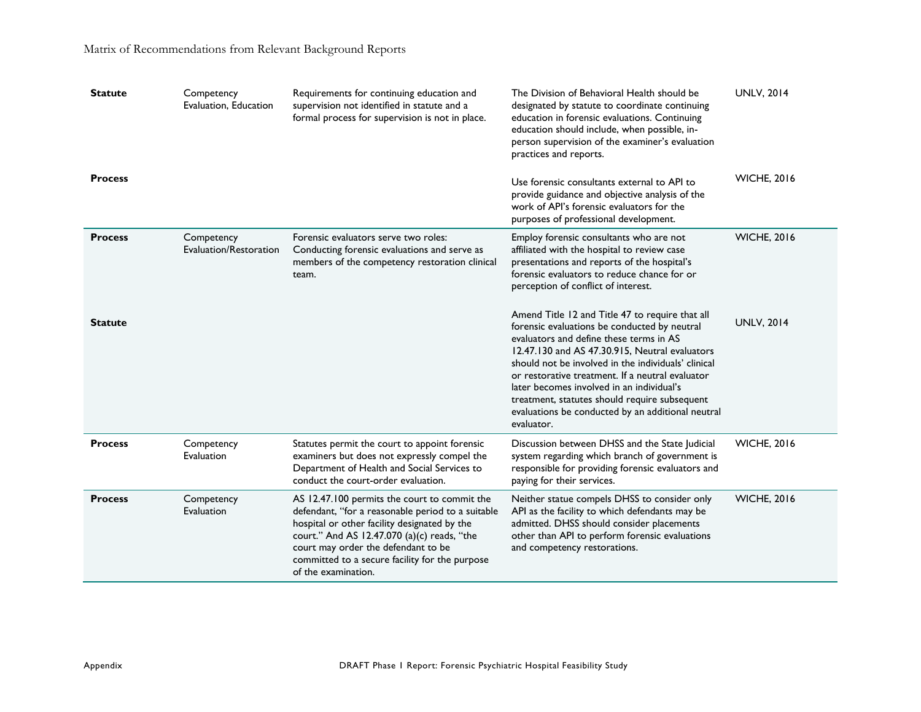| | | | | |
|---|---|---|---|---|
| **Statute** | Competency Evaluation, Education | Requirements for continuing education and supervision not identified in statute and a formal process for supervision is not in place. | The Division of Behavioral Health should be designated by statute to coordinate continuing education in forensic evaluations. Continuing education should include, when possible, in-person supervision of the examiner's evaluation practices and reports. | UNLV, 2014 |
| **Process** | | | Use forensic consultants external to API to provide guidance and objective analysis of the work of API's forensic evaluators for the purposes of professional development. | WICHE, 2016 |
| **Process** | Competency Evaluation/Restoration | Forensic evaluators serve two roles: Conducting forensic evaluations and serve as members of the competency restoration clinical team. | Employ forensic consultants who are not affiliated with the hospital to review case presentations and reports of the hospital's forensic evaluators to reduce chance for or perception of conflict of interest. | WICHE, 2016 |
| **Statute** | | | Amend Title 12 and Title 47 to require that all forensic evaluations be conducted by neutral evaluators and define these terms in AS 12.47.130 and AS 47.30.915, Neutral evaluators should not be involved in the individuals' clinical or restorative treatment. If a neutral evaluator later becomes involved in an individual's treatment, statutes should require subsequent evaluations be conducted by an additional neutral evaluator. | UNLV, 2014 |
| **Process** | Competency Evaluation | Statutes permit the court to appoint forensic examiners but does not expressly compel the Department of Health and Social Services to conduct the court-order evaluation. | Discussion between DHSS and the State Judicial system regarding which branch of government is responsible for providing forensic evaluators and paying for their services. | WICHE, 2016 |
| **Process** | Competency Evaluation | AS 12.47.100 permits the court to commit the defendant, "for a reasonable period to a suitable hospital or other facility designated by the court." And AS 12.47.070 (a)(c) reads, "the court may order the defendant to be committed to a secure facility for the purpose of the examination. | Neither statue compels DHSS to consider only API as the facility to which defendants may be admitted. DHSS should consider placements other than API to perform forensic evaluations and competency restorations. | WICHE, 2016 |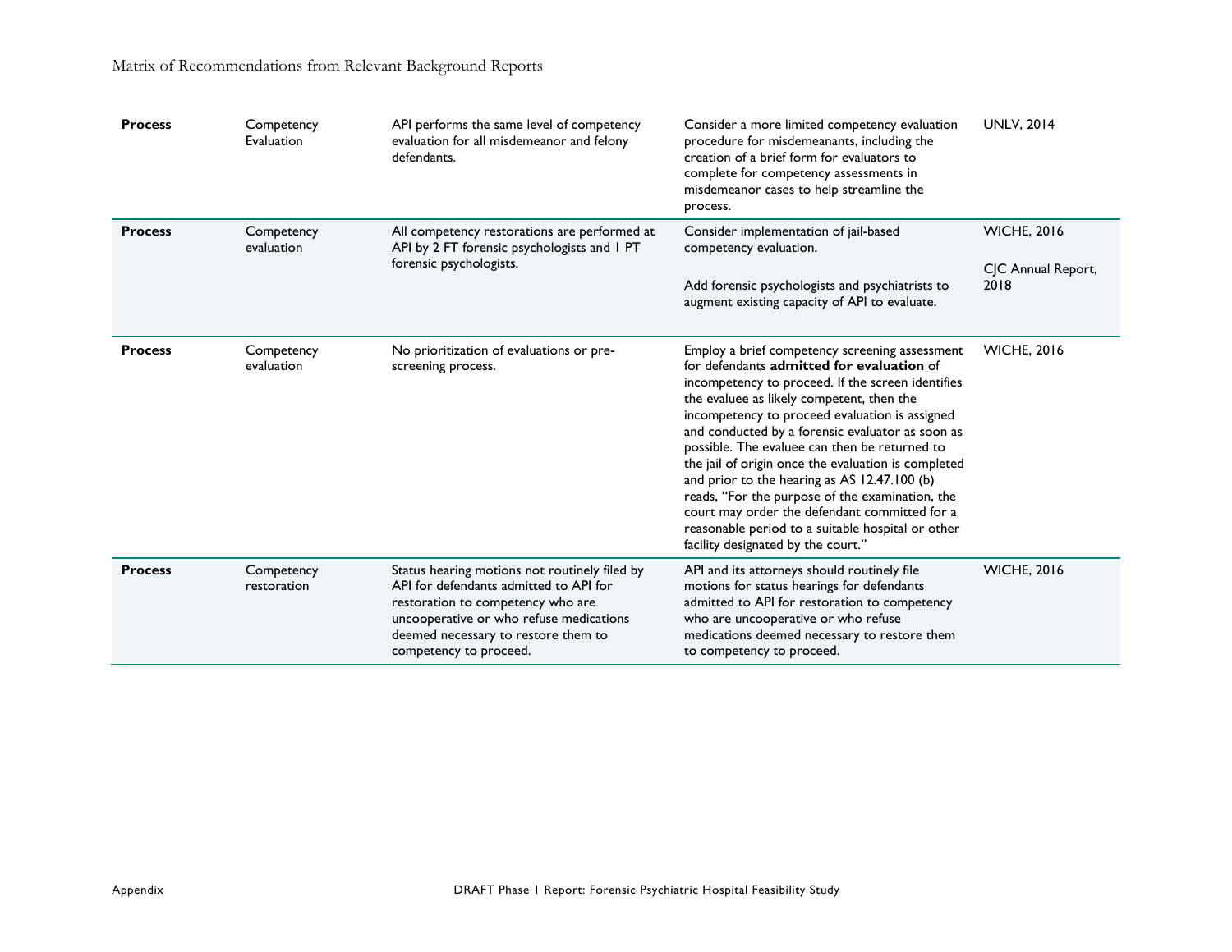| | | | | |
|---|---|---|---|---|
| **Process** | Competency Evaluation | API performs the same level of competency evaluation for all misdemeanor and felony defendants. | Consider a more limited competency evaluation procedure for misdemeanants, including the creation of a brief form for evaluators to complete for competency assessments in misdemeanor cases to help streamline the process. | UNLV, 2014 |
| **Process** | Competency evaluation | All competency restorations are performed at API by 2 FT forensic psychologists and 1 PT forensic psychologists. | Consider implementation of jail-based competency evaluation.<br><br>Add forensic psychologists and psychiatrists to augment existing capacity of API to evaluate. | WICHE, 2016<br><br>CJC Annual Report, 2018 |
| **Process** | Competency evaluation | No prioritization of evaluations or pre-screening process. | Employ a brief competency screening assessment for defendants **admitted for evaluation** of incompetency to proceed. If the screen identifies the evaluee as likely competent, then the incompetency to proceed evaluation is assigned and conducted by a forensic evaluator as soon as possible. The evaluee can then be returned to the jail of origin once the evaluation is completed and prior to the hearing as AS 12.47.100 (b) reads, "For the purpose of the examination, the court may order the defendant committed for a reasonable period to a suitable hospital or other facility designated by the court." | WICHE, 2016 |
| **Process** | Competency restoration | Status hearing motions not routinely filed by API for defendants admitted to API for restoration to competency who are uncooperative or who refuse medications deemed necessary to restore them to competency to proceed. | API and its attorneys should routinely file motions for status hearings for defendants admitted to API for restoration to competency who are uncooperative or who refuse medications deemed necessary to restore them to competency to proceed. | WICHE, 2016 |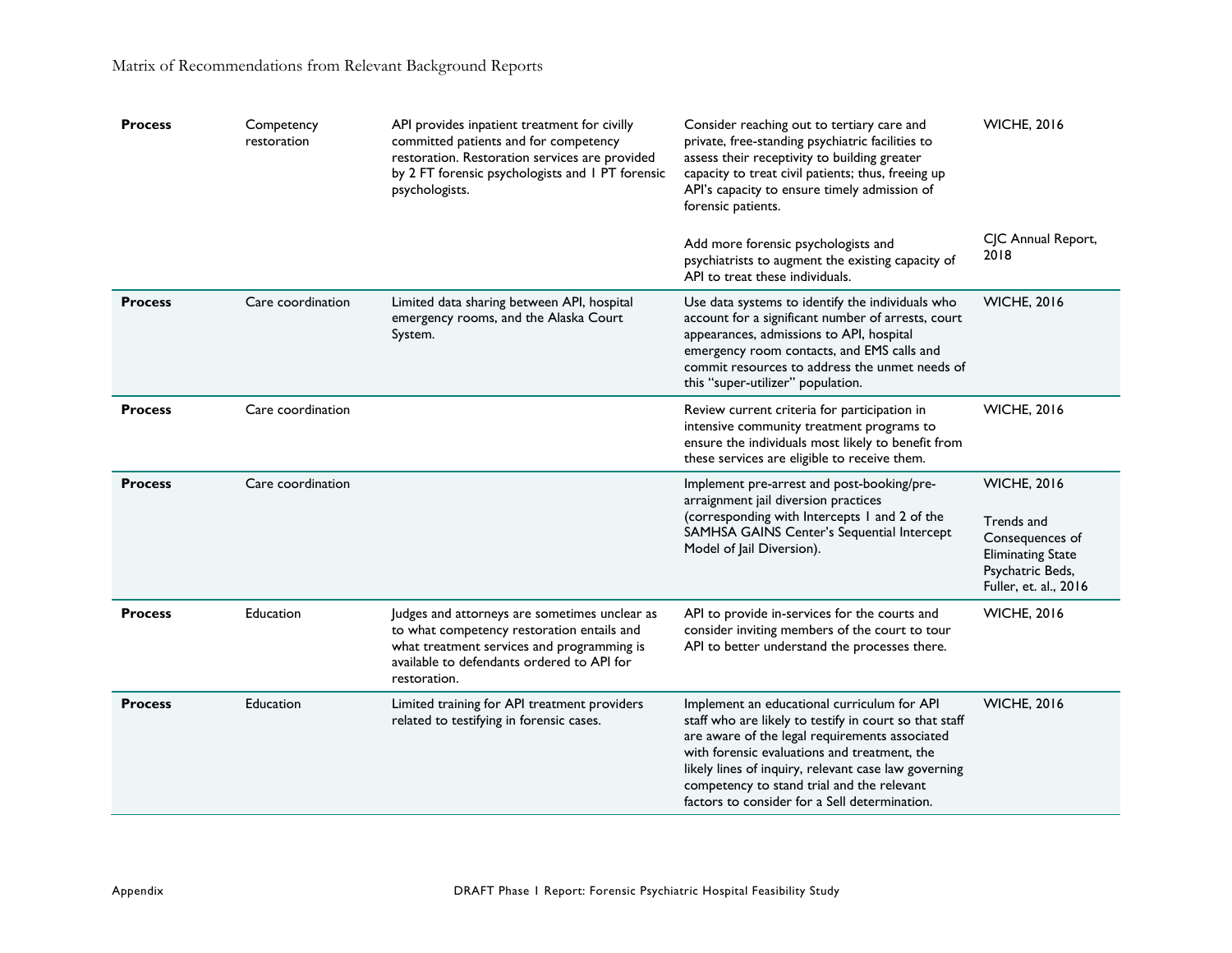Matrix of Recommendations from Relevant Background Reports

| | | | | |
|---|---|---|---|---|
| **Process** | Competency restoration | API provides inpatient treatment for civilly committed patients and for competency restoration. Restoration services are provided by 2 FT forensic psychologists and 1 PT forensic psychologists. | Consider reaching out to tertiary care and private, free-standing psychiatric facilities to assess their receptivity to building greater capacity to treat civil patients; thus, freeing up API's capacity to ensure timely admission of forensic patients. | WICHE, 2016 |
| | | | Add more forensic psychologists and psychiatrists to augment the existing capacity of API to treat these individuals. | CJC Annual Report, 2018 |
| **Process** | Care coordination | Limited data sharing between API, hospital emergency rooms, and the Alaska Court System. | Use data systems to identify the individuals who account for a significant number of arrests, court appearances, admissions to API, hospital emergency room contacts, and EMS calls and commit resources to address the unmet needs of this "super-utilizer" population. | WICHE, 2016 |
| **Process** | Care coordination | | Review current criteria for participation in intensive community treatment programs to ensure the individuals most likely to benefit from these services are eligible to receive them. | WICHE, 2016 |
| **Process** | Care coordination | | Implement pre-arrest and post-booking/pre-arraignment jail diversion practices (corresponding with Intercepts 1 and 2 of the SAMHSA GAINS Center's Sequential Intercept Model of Jail Diversion). | WICHE, 2016<br><br>Trends and Consequences of Eliminating State Psychiatric Beds, Fuller, et. al., 2016 |
| **Process** | Education | Judges and attorneys are sometimes unclear as to what competency restoration entails and what treatment services and programming is available to defendants ordered to API for restoration. | API to provide in-services for the courts and consider inviting members of the court to tour API to better understand the processes there. | WICHE, 2016 |
| **Process** | Education | Limited training for API treatment providers related to testifying in forensic cases. | Implement an educational curriculum for API staff who are likely to testify in court so that staff are aware of the legal requirements associated with forensic evaluations and treatment, the likely lines of inquiry, relevant case law governing competency to stand trial and the relevant factors to consider for a Sell determination. | WICHE, 2016 |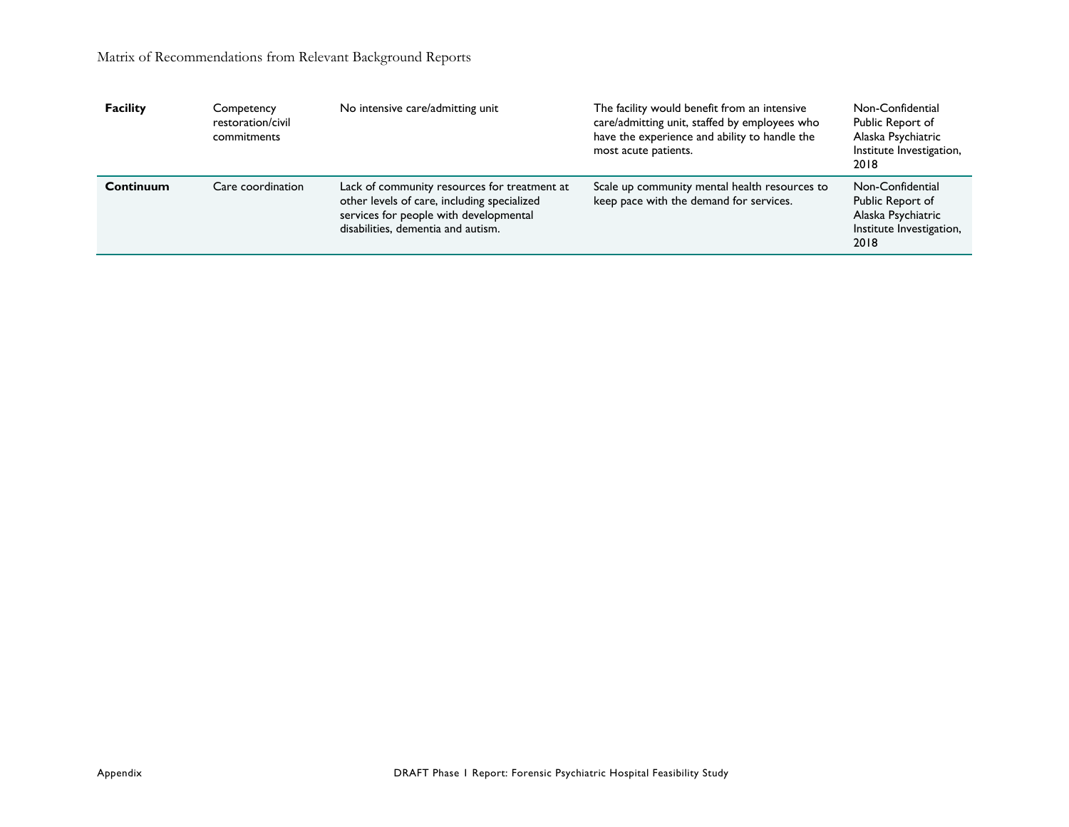| | | | | |
|---|---|---|---|---|
| **Facility** | Competency restoration/civil commitments | No intensive care/admitting unit | The facility would benefit from an intensive care/admitting unit, staffed by employees who have the experience and ability to handle the most acute patients. | Non-Confidential Public Report of Alaska Psychiatric Institute Investigation, 2018 |
| **Continuum** | Care coordination | Lack of community resources for treatment at other levels of care, including specialized services for people with developmental disabilities, dementia and autism. | Scale up community mental health resources to keep pace with the demand for services. | Non-Confidential Public Report of Alaska Psychiatric Institute Investigation, 2018 |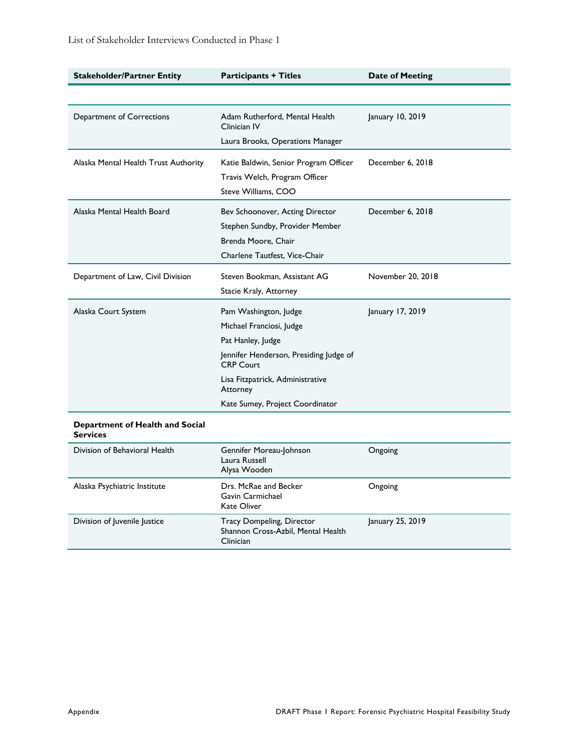List of Stakeholder Interviews Conducted in Phase 1

| Stakeholder/Partner Entity | Participants + Titles | Date of Meeting |
|---|---|---|
| Department of Corrections | Adam Rutherford, Mental Health Clinician IV<br>Laura Brooks, Operations Manager | January 10, 2019 |
| Alaska Mental Health Trust Authority | Katie Baldwin, Senior Program Officer<br>Travis Welch, Program Officer<br>Steve Williams, COO | December 6, 2018 |
| Alaska Mental Health Board | Bev Schoonover, Acting Director<br>Stephen Sundby, Provider Member<br>Brenda Moore, Chair<br>Charlene Tautfest, Vice-Chair | December 6, 2018 |
| Department of Law, Civil Division | Steven Bookman, Assistant AG<br>Stacie Kraly, Attorney | November 20, 2018 |
| Alaska Court System | Pam Washington, Judge<br>Michael Franciosi, Judge<br>Pat Hanley, Judge<br>Jennifer Henderson, Presiding Judge of CRP Court<br>Lisa Fitzpatrick, Administrative Attorney<br>Kate Sumey, Project Coordinator | January 17, 2019 |
| **Department of Health and Social Services** | | |
| Division of Behavioral Health | Gennifer Moreau-Johnson<br>Laura Russell<br>Alysa Wooden | Ongoing |
| Alaska Psychiatric Institute | Drs. McRae and Becker<br>Gavin Carmichael<br>Kate Oliver | Ongoing |
| Division of Juvenile Justice | Tracy Dompeling, Director<br>Shannon Cross-Azbil, Mental Health Clinician | January 25, 2019 |